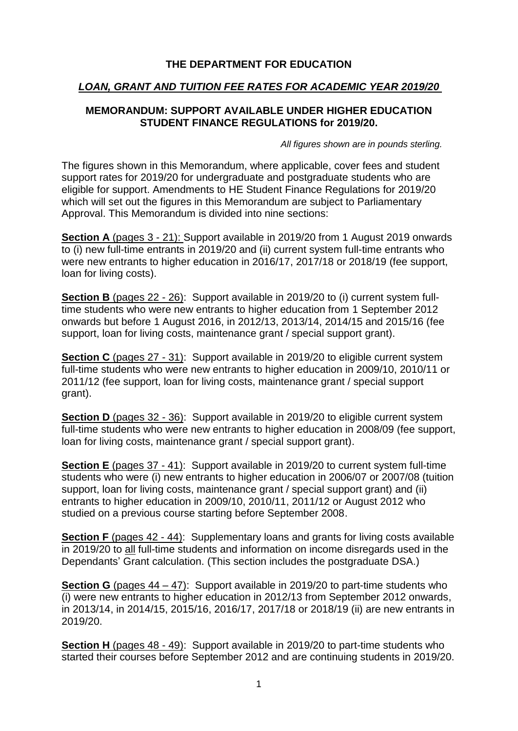**THE DEPARTMENT FOR EDUCATION**

***LOAN, GRANT AND TUITION FEE RATES FOR ACADEMIC YEAR 2019/20***

**MEMORANDUM: SUPPORT AVAILABLE UNDER HIGHER EDUCATION STUDENT FINANCE REGULATIONS for 2019/20.**

*All figures shown are in pounds sterling.*

The figures shown in this Memorandum, where applicable, cover fees and student support rates for 2019/20 for undergraduate and postgraduate students who are eligible for support. Amendments to HE Student Finance Regulations for 2019/20 which will set out the figures in this Memorandum are subject to Parliamentary Approval. This Memorandum is divided into nine sections:

**Section A** (pages 3 - 21): Support available in 2019/20 from 1 August 2019 onwards to (i) new full-time entrants in 2019/20 and (ii) current system full-time entrants who were new entrants to higher education in 2016/17, 2017/18 or 2018/19 (fee support, loan for living costs).

**Section B** (pages 22 - 26): Support available in 2019/20 to (i) current system full-time students who were new entrants to higher education from 1 September 2012 onwards but before 1 August 2016, in 2012/13, 2013/14, 2014/15 and 2015/16 (fee support, loan for living costs, maintenance grant / special support grant).

**Section C** (pages 27 - 31): Support available in 2019/20 to eligible current system full-time students who were new entrants to higher education in 2009/10, 2010/11 or 2011/12 (fee support, loan for living costs, maintenance grant / special support grant).

**Section D** (pages 32 - 36): Support available in 2019/20 to eligible current system full-time students who were new entrants to higher education in 2008/09 (fee support, loan for living costs, maintenance grant / special support grant).

**Section E** (pages 37 - 41): Support available in 2019/20 to current system full-time students who were (i) new entrants to higher education in 2006/07 or 2007/08 (tuition support, loan for living costs, maintenance grant / special support grant) and (ii) entrants to higher education in 2009/10, 2010/11, 2011/12 or August 2012 who studied on a previous course starting before September 2008.

**Section F** (pages 42 - 44): Supplementary loans and grants for living costs available in 2019/20 to all full-time students and information on income disregards used in the Dependants' Grant calculation. (This section includes the postgraduate DSA.)

**Section G** (pages 44 – 47): Support available in 2019/20 to part-time students who (i) were new entrants to higher education in 2012/13 from September 2012 onwards, in 2013/14, in 2014/15, 2015/16, 2016/17, 2017/18 or 2018/19 (ii) are new entrants in 2019/20.

**Section H** (pages 48 - 49): Support available in 2019/20 to part-time students who started their courses before September 2012 and are continuing students in 2019/20.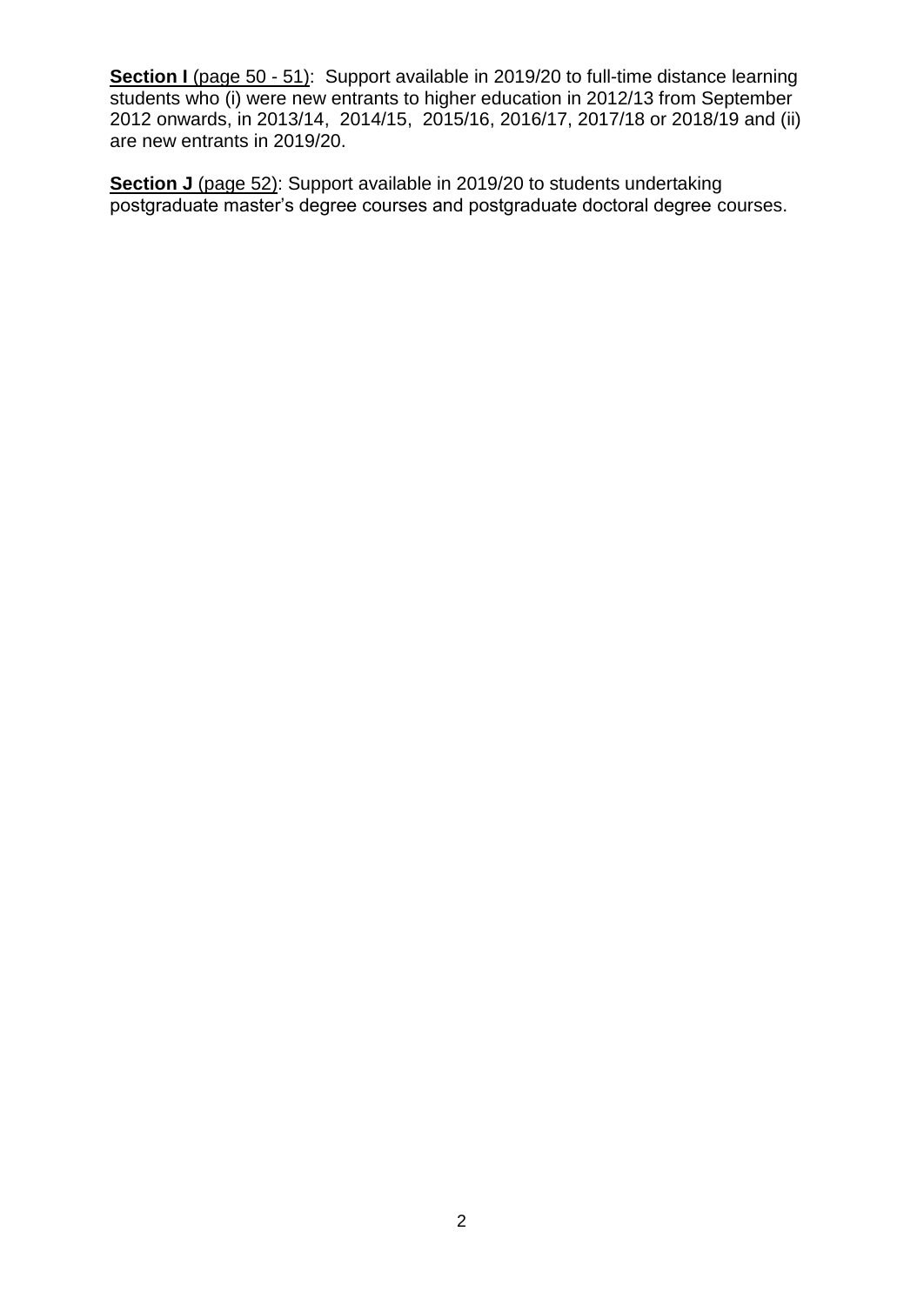**Section I** (page 50 - 51): Support available in 2019/20 to full-time distance learning students who (i) were new entrants to higher education in 2012/13 from September 2012 onwards, in 2013/14, 2014/15, 2015/16, 2016/17, 2017/18 or 2018/19 and (ii) are new entrants in 2019/20.

**Section J** (page 52): Support available in 2019/20 to students undertaking postgraduate master's degree courses and postgraduate doctoral degree courses.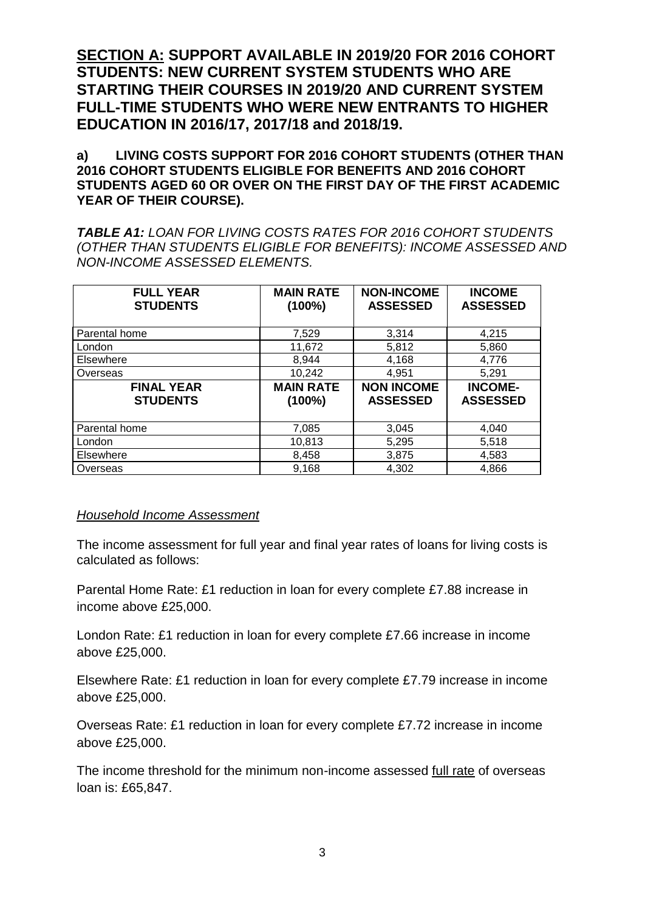## <u>SECTION A:</u> SUPPORT AVAILABLE IN 2019/20 FOR 2016 COHORT STUDENTS: NEW CURRENT SYSTEM STUDENTS WHO ARE STARTING THEIR COURSES IN 2019/20 AND CURRENT SYSTEM FULL-TIME STUDENTS WHO WERE NEW ENTRANTS TO HIGHER EDUCATION IN 2016/17, 2017/18 and 2018/19.

### a) LIVING COSTS SUPPORT FOR 2016 COHORT STUDENTS (OTHER THAN 2016 COHORT STUDENTS ELIGIBLE FOR BENEFITS AND 2016 COHORT STUDENTS AGED 60 OR OVER ON THE FIRST DAY OF THE FIRST ACADEMIC YEAR OF THEIR COURSE).

***TABLE A1:*** *LOAN FOR LIVING COSTS RATES FOR 2016 COHORT STUDENTS (OTHER THAN STUDENTS ELIGIBLE FOR BENEFITS): INCOME ASSESSED AND NON-INCOME ASSESSED ELEMENTS.*

| FULL YEAR STUDENTS | MAIN RATE (100%) | NON-INCOME ASSESSED | INCOME ASSESSED |
|---|---|---|---|
| Parental home | 7,529 | 3,314 | 4,215 |
| London | 11,672 | 5,812 | 5,860 |
| Elsewhere | 8,944 | 4,168 | 4,776 |
| Overseas | 10,242 | 4,951 | 5,291 |
| **FINAL YEAR STUDENTS** | **MAIN RATE (100%)** | **NON INCOME ASSESSED** | **INCOME-ASSESSED** |
| Parental home | 7,085 | 3,045 | 4,040 |
| London | 10,813 | 5,295 | 5,518 |
| Elsewhere | 8,458 | 3,875 | 4,583 |
| Overseas | 9,168 | 4,302 | 4,866 |

*<u>Household Income Assessment</u>*

The income assessment for full year and final year rates of loans for living costs is calculated as follows:

Parental Home Rate: £1 reduction in loan for every complete £7.88 increase in income above £25,000.

London Rate: £1 reduction in loan for every complete £7.66 increase in income above £25,000.

Elsewhere Rate: £1 reduction in loan for every complete £7.79 increase in income above £25,000.

Overseas Rate: £1 reduction in loan for every complete £7.72 increase in income above £25,000.

The income threshold for the minimum non-income assessed <u>full rate</u> of overseas loan is: £65,847.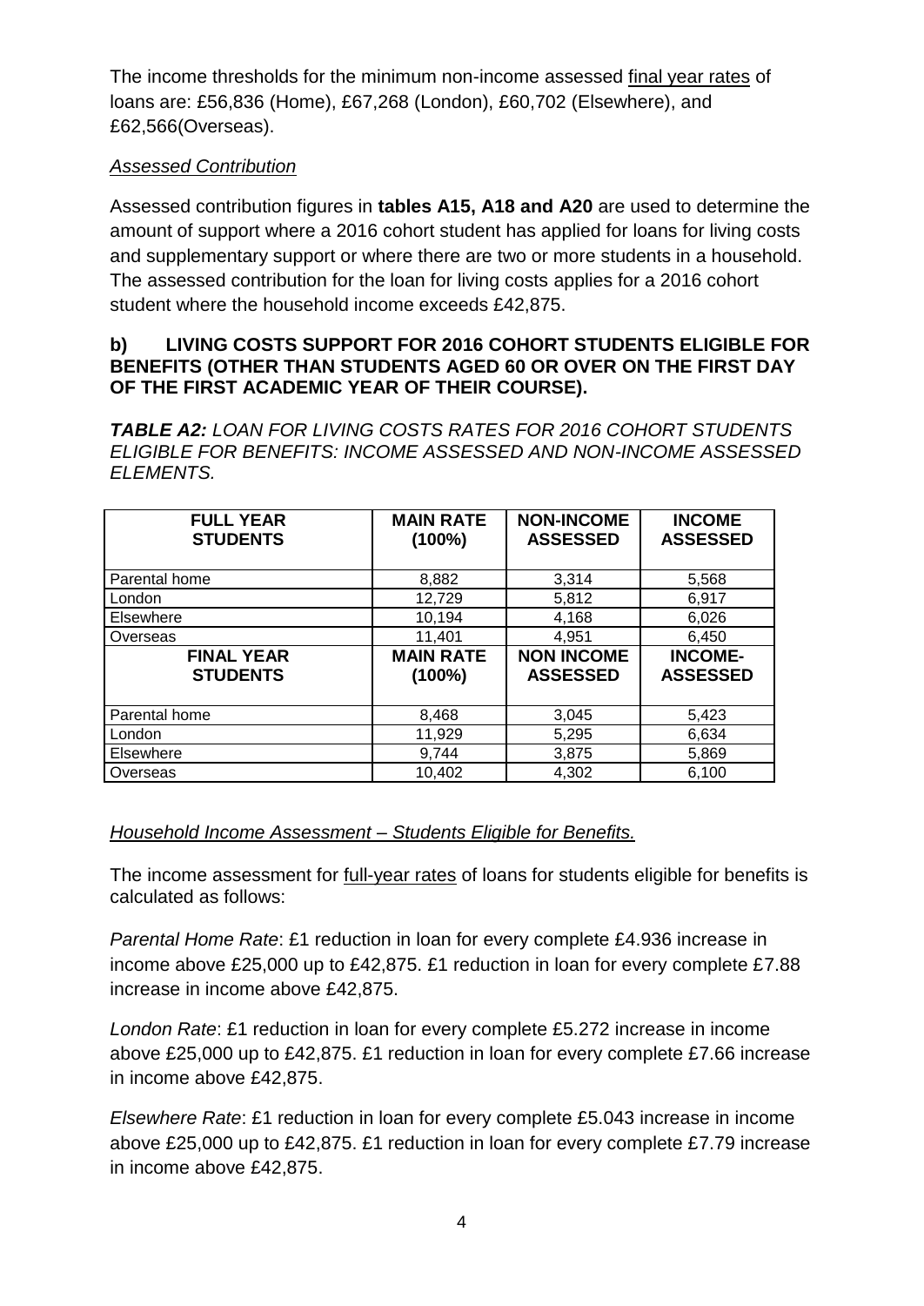The income thresholds for the minimum non-income assessed final year rates of loans are: £56,836 (Home), £67,268 (London), £60,702 (Elsewhere), and £62,566(Overseas).

*Assessed Contribution*

Assessed contribution figures in **tables A15, A18 and A20** are used to determine the amount of support where a 2016 cohort student has applied for loans for living costs and supplementary support or where there are two or more students in a household. The assessed contribution for the loan for living costs applies for a 2016 cohort student where the household income exceeds £42,875.

**b) LIVING COSTS SUPPORT FOR 2016 COHORT STUDENTS ELIGIBLE FOR BENEFITS (OTHER THAN STUDENTS AGED 60 OR OVER ON THE FIRST DAY OF THE FIRST ACADEMIC YEAR OF THEIR COURSE).**

***TABLE A2:*** *LOAN FOR LIVING COSTS RATES FOR 2016 COHORT STUDENTS ELIGIBLE FOR BENEFITS: INCOME ASSESSED AND NON-INCOME ASSESSED ELEMENTS.*

| FULL YEAR STUDENTS | MAIN RATE (100%) | NON-INCOME ASSESSED | INCOME ASSESSED |
|---|---|---|---|
| Parental home | 8,882 | 3,314 | 5,568 |
| London | 12,729 | 5,812 | 6,917 |
| Elsewhere | 10,194 | 4,168 | 6,026 |
| Overseas | 11,401 | 4,951 | 6,450 |
| **FINAL YEAR STUDENTS** | **MAIN RATE (100%)** | **NON INCOME ASSESSED** | **INCOME-ASSESSED** |
| Parental home | 8,468 | 3,045 | 5,423 |
| London | 11,929 | 5,295 | 6,634 |
| Elsewhere | 9,744 | 3,875 | 5,869 |
| Overseas | 10,402 | 4,302 | 6,100 |

*Household Income Assessment – Students Eligible for Benefits.*

The income assessment for full-year rates of loans for students eligible for benefits is calculated as follows:

*Parental Home Rate*: £1 reduction in loan for every complete £4.936 increase in income above £25,000 up to £42,875. £1 reduction in loan for every complete £7.88 increase in income above £42,875.

*London Rate*: £1 reduction in loan for every complete £5.272 increase in income above £25,000 up to £42,875. £1 reduction in loan for every complete £7.66 increase in income above £42,875.

*Elsewhere Rate*: £1 reduction in loan for every complete £5.043 increase in income above £25,000 up to £42,875. £1 reduction in loan for every complete £7.79 increase in income above £42,875.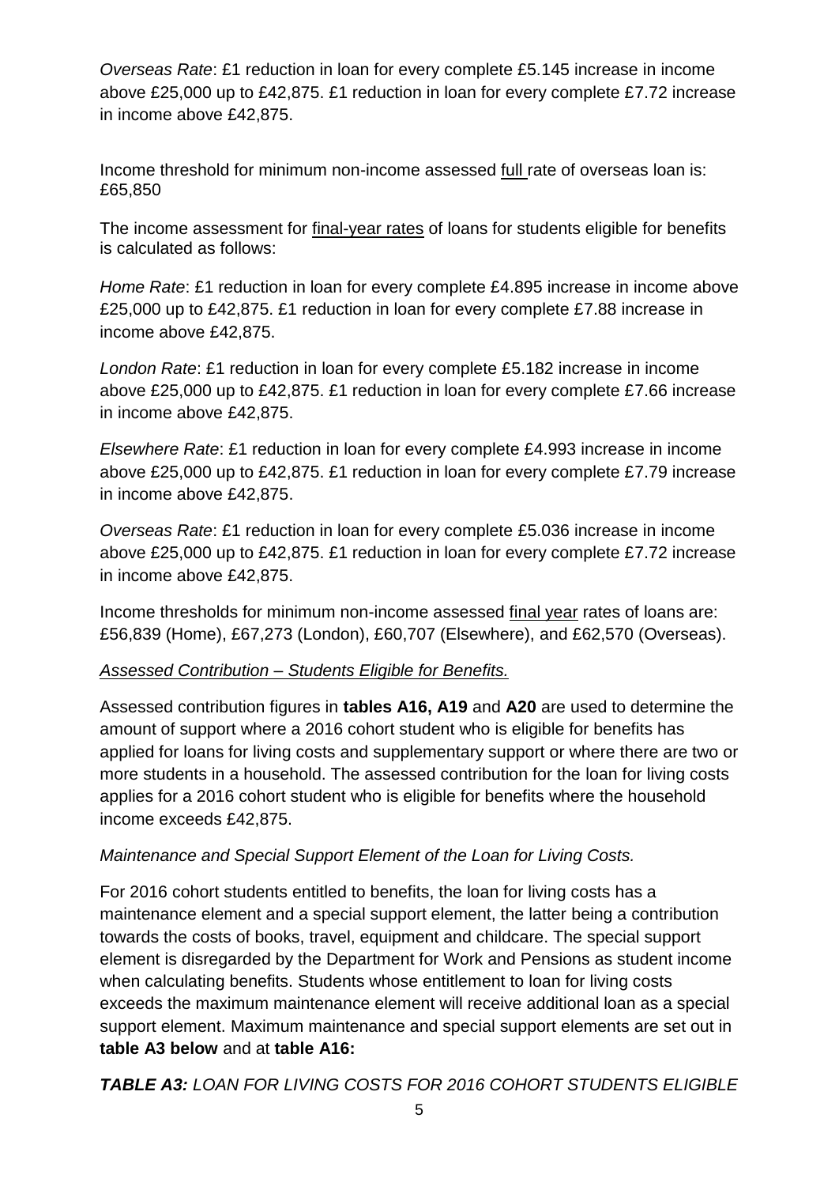*Overseas Rate*: £1 reduction in loan for every complete £5.145 increase in income above £25,000 up to £42,875. £1 reduction in loan for every complete £7.72 increase in income above £42,875.

Income threshold for minimum non-income assessed full rate of overseas loan is: £65,850

The income assessment for final-year rates of loans for students eligible for benefits is calculated as follows:

*Home Rate*: £1 reduction in loan for every complete £4.895 increase in income above £25,000 up to £42,875. £1 reduction in loan for every complete £7.88 increase in income above £42,875.

*London Rate*: £1 reduction in loan for every complete £5.182 increase in income above £25,000 up to £42,875. £1 reduction in loan for every complete £7.66 increase in income above £42,875.

*Elsewhere Rate*: £1 reduction in loan for every complete £4.993 increase in income above £25,000 up to £42,875. £1 reduction in loan for every complete £7.79 increase in income above £42,875.

*Overseas Rate*: £1 reduction in loan for every complete £5.036 increase in income above £25,000 up to £42,875. £1 reduction in loan for every complete £7.72 increase in income above £42,875.

Income thresholds for minimum non-income assessed final year rates of loans are: £56,839 (Home), £67,273 (London), £60,707 (Elsewhere), and £62,570 (Overseas).

*Assessed Contribution – Students Eligible for Benefits.*

Assessed contribution figures in **tables A16, A19** and **A20** are used to determine the amount of support where a 2016 cohort student who is eligible for benefits has applied for loans for living costs and supplementary support or where there are two or more students in a household. The assessed contribution for the loan for living costs applies for a 2016 cohort student who is eligible for benefits where the household income exceeds £42,875.

*Maintenance and Special Support Element of the Loan for Living Costs.*

For 2016 cohort students entitled to benefits, the loan for living costs has a maintenance element and a special support element, the latter being a contribution towards the costs of books, travel, equipment and childcare. The special support element is disregarded by the Department for Work and Pensions as student income when calculating benefits. Students whose entitlement to loan for living costs exceeds the maximum maintenance element will receive additional loan as a special support element. Maximum maintenance and special support elements are set out in **table A3 below** and at **table A16:**

***TABLE A3:*** *LOAN FOR LIVING COSTS FOR 2016 COHORT STUDENTS ELIGIBLE*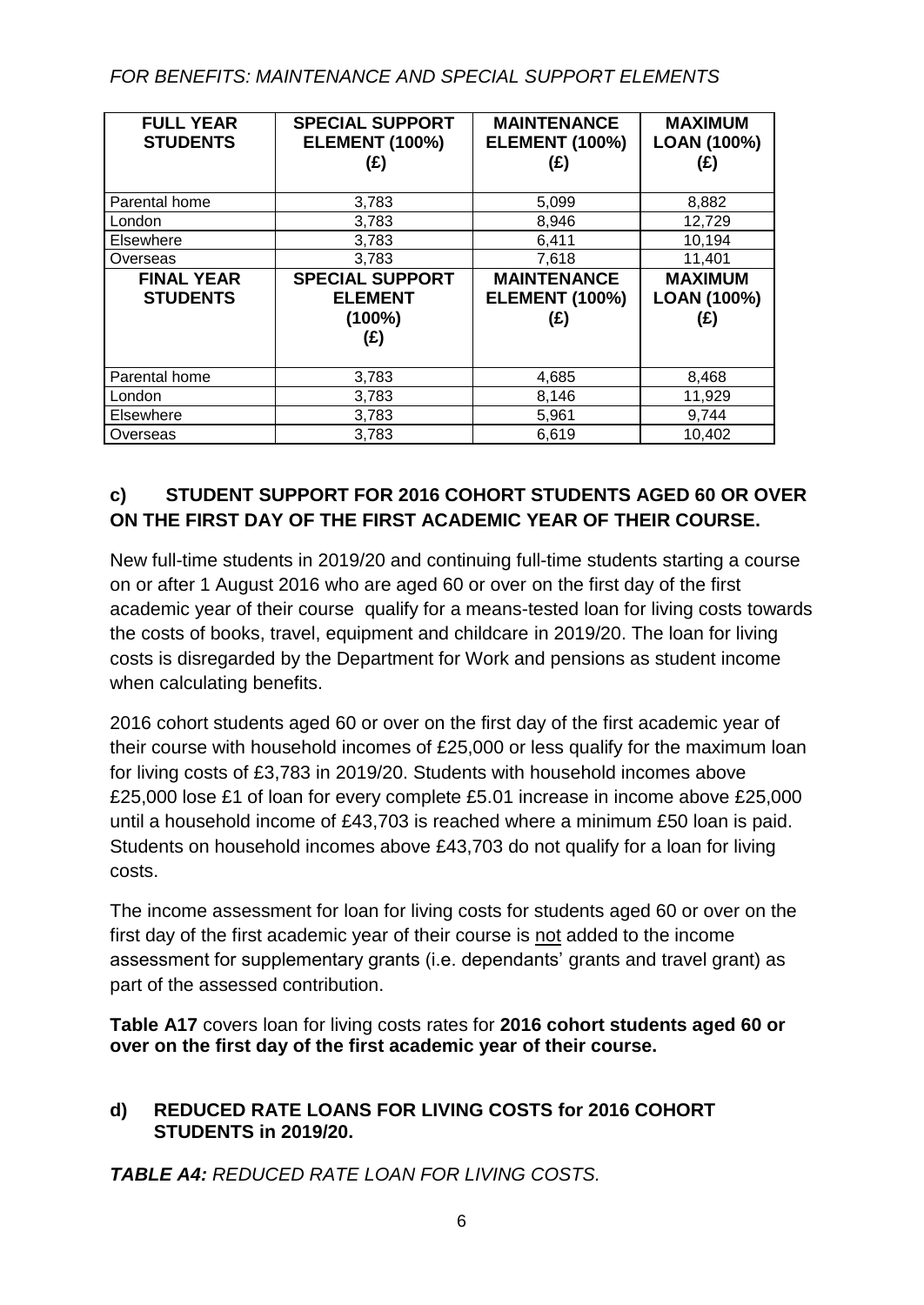*FOR BENEFITS: MAINTENANCE AND SPECIAL SUPPORT ELEMENTS*

| **FULL YEAR STUDENTS** | **SPECIAL SUPPORT ELEMENT (100%) (£)** | **MAINTENANCE ELEMENT (100%) (£)** | **MAXIMUM LOAN (100%) (£)** |
|---|---|---|---|
| Parental home | 3,783 | 5,099 | 8,882 |
| London | 3,783 | 8,946 | 12,729 |
| Elsewhere | 3,783 | 6,411 | 10,194 |
| Overseas | 3,783 | 7,618 | 11,401 |
| **FINAL YEAR STUDENTS** | **SPECIAL SUPPORT ELEMENT (100%) (£)** | **MAINTENANCE ELEMENT (100%) (£)** | **MAXIMUM LOAN (100%) (£)** |
| Parental home | 3,783 | 4,685 | 8,468 |
| London | 3,783 | 8,146 | 11,929 |
| Elsewhere | 3,783 | 5,961 | 9,744 |
| Overseas | 3,783 | 6,619 | 10,402 |

## c) STUDENT SUPPORT FOR 2016 COHORT STUDENTS AGED 60 OR OVER ON THE FIRST DAY OF THE FIRST ACADEMIC YEAR OF THEIR COURSE.

New full-time students in 2019/20 and continuing full-time students starting a course on or after 1 August 2016 who are aged 60 or over on the first day of the first academic year of their course qualify for a means-tested loan for living costs towards the costs of books, travel, equipment and childcare in 2019/20. The loan for living costs is disregarded by the Department for Work and pensions as student income when calculating benefits.

2016 cohort students aged 60 or over on the first day of the first academic year of their course with household incomes of £25,000 or less qualify for the maximum loan for living costs of £3,783 in 2019/20. Students with household incomes above £25,000 lose £1 of loan for every complete £5.01 increase in income above £25,000 until a household income of £43,703 is reached where a minimum £50 loan is paid. Students on household incomes above £43,703 do not qualify for a loan for living costs.

The income assessment for loan for living costs for students aged 60 or over on the first day of the first academic year of their course is not added to the income assessment for supplementary grants (i.e. dependants' grants and travel grant) as part of the assessed contribution.

**Table A17** covers loan for living costs rates for **2016 cohort students aged 60 or over on the first day of the first academic year of their course.**

## d) REDUCED RATE LOANS FOR LIVING COSTS for 2016 COHORT STUDENTS in 2019/20.

***TABLE A4:*** *REDUCED RATE LOAN FOR LIVING COSTS.*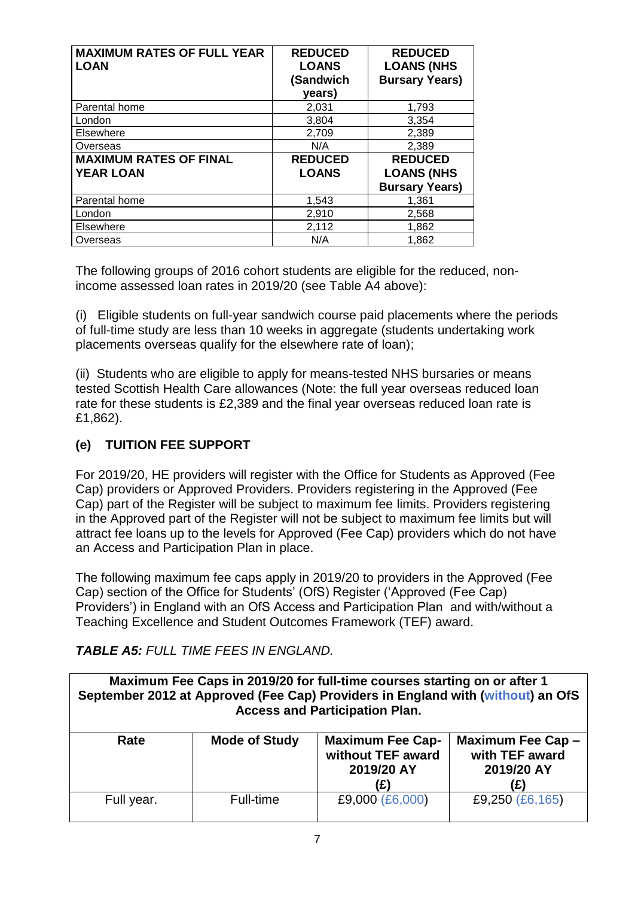| MAXIMUM RATES OF FULL YEAR LOAN | REDUCED LOANS (Sandwich years) | REDUCED LOANS (NHS Bursary Years) |
|---|---|---|
| Parental home | 2,031 | 1,793 |
| London | 3,804 | 3,354 |
| Elsewhere | 2,709 | 2,389 |
| Overseas | N/A | 2,389 |
| **MAXIMUM RATES OF FINAL YEAR LOAN** | **REDUCED LOANS** | **REDUCED LOANS (NHS Bursary Years)** |
| Parental home | 1,543 | 1,361 |
| London | 2,910 | 2,568 |
| Elsewhere | 2,112 | 1,862 |
| Overseas | N/A | 1,862 |

The following groups of 2016 cohort students are eligible for the reduced, non-income assessed loan rates in 2019/20 (see Table A4 above):

(i) Eligible students on full-year sandwich course paid placements where the periods of full-time study are less than 10 weeks in aggregate (students undertaking work placements overseas qualify for the elsewhere rate of loan);

(ii) Students who are eligible to apply for means-tested NHS bursaries or means tested Scottish Health Care allowances (Note: the full year overseas reduced loan rate for these students is £2,389 and the final year overseas reduced loan rate is £1,862).

## (e) TUITION FEE SUPPORT

For 2019/20, HE providers will register with the Office for Students as Approved (Fee Cap) providers or Approved Providers. Providers registering in the Approved (Fee Cap) part of the Register will be subject to maximum fee limits. Providers registering in the Approved part of the Register will not be subject to maximum fee limits but will attract fee loans up to the levels for Approved (Fee Cap) providers which do not have an Access and Participation Plan in place.

The following maximum fee caps apply in 2019/20 to providers in the Approved (Fee Cap) section of the Office for Students' (OfS) Register ('Approved (Fee Cap) Providers') in England with an OfS Access and Participation Plan and with/without a Teaching Excellence and Student Outcomes Framework (TEF) award.

***TABLE A5:*** *FULL TIME FEES IN ENGLAND.*

| Maximum Fee Caps in 2019/20 for full-time courses starting on or after 1 September 2012 at Approved (Fee Cap) Providers in England with (without) an OfS Access and Participation Plan. | | | |
|---|---|---|---|
| **Rate** | **Mode of Study** | **Maximum Fee Cap- without TEF award 2019/20 AY (£)** | **Maximum Fee Cap – with TEF award 2019/20 AY (£)** |
| Full year. | Full-time | £9,000 (£6,000) | £9,250 (£6,165) |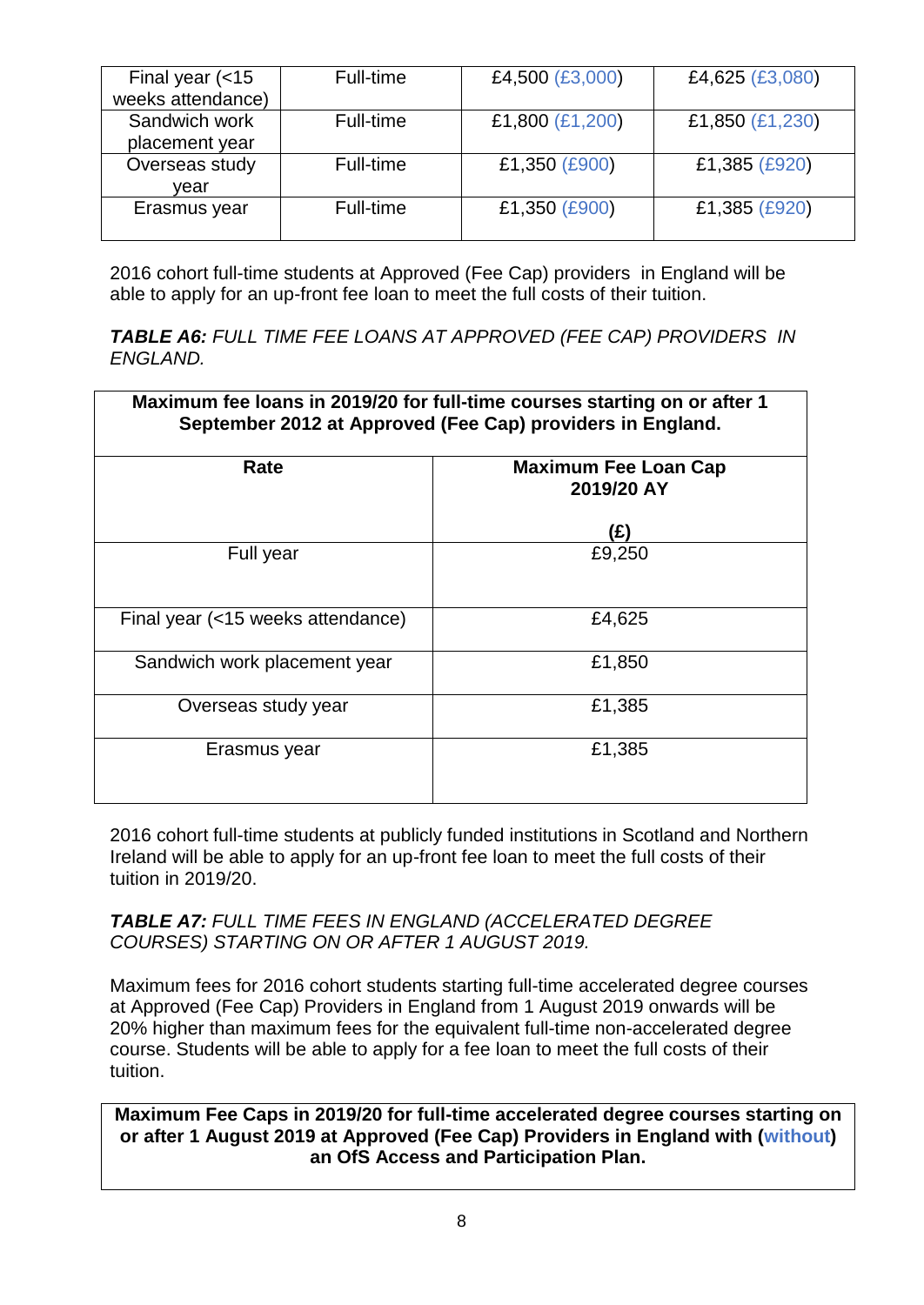| Final year (<15 weeks attendance) | Full-time | £4,500 (£3,000) | £4,625 (£3,080) |
|---|---|---|---|
| Sandwich work placement year | Full-time | £1,800 (£1,200) | £1,850 (£1,230) |
| Overseas study year | Full-time | £1,350 (£900) | £1,385 (£920) |
| Erasmus year | Full-time | £1,350 (£900) | £1,385 (£920) |

2016 cohort full-time students at Approved (Fee Cap) providers in England will be able to apply for an up-front fee loan to meet the full costs of their tuition.

***TABLE A6:*** *FULL TIME FEE LOANS AT APPROVED (FEE CAP) PROVIDERS IN ENGLAND.*

| **Maximum fee loans in 2019/20 for full-time courses starting on or after 1 September 2012 at Approved (Fee Cap) providers in England.** | |
|---|---|
| **Rate** | **Maximum Fee Loan Cap 2019/20 AY (£)** |
| Full year | £9,250 |
| Final year (<15 weeks attendance) | £4,625 |
| Sandwich work placement year | £1,850 |
| Overseas study year | £1,385 |
| Erasmus year | £1,385 |

2016 cohort full-time students at publicly funded institutions in Scotland and Northern Ireland will be able to apply for an up-front fee loan to meet the full costs of their tuition in 2019/20.

***TABLE A7:*** *FULL TIME FEES IN ENGLAND (ACCELERATED DEGREE COURSES) STARTING ON OR AFTER 1 AUGUST 2019.*

Maximum fees for 2016 cohort students starting full-time accelerated degree courses at Approved (Fee Cap) Providers in England from 1 August 2019 onwards will be 20% higher than maximum fees for the equivalent full-time non-accelerated degree course. Students will be able to apply for a fee loan to meet the full costs of their tuition.

| **Maximum Fee Caps in 2019/20 for full-time accelerated degree courses starting on or after 1 August 2019 at Approved (Fee Cap) Providers in England with (without) an OfS Access and Participation Plan.** |
|---|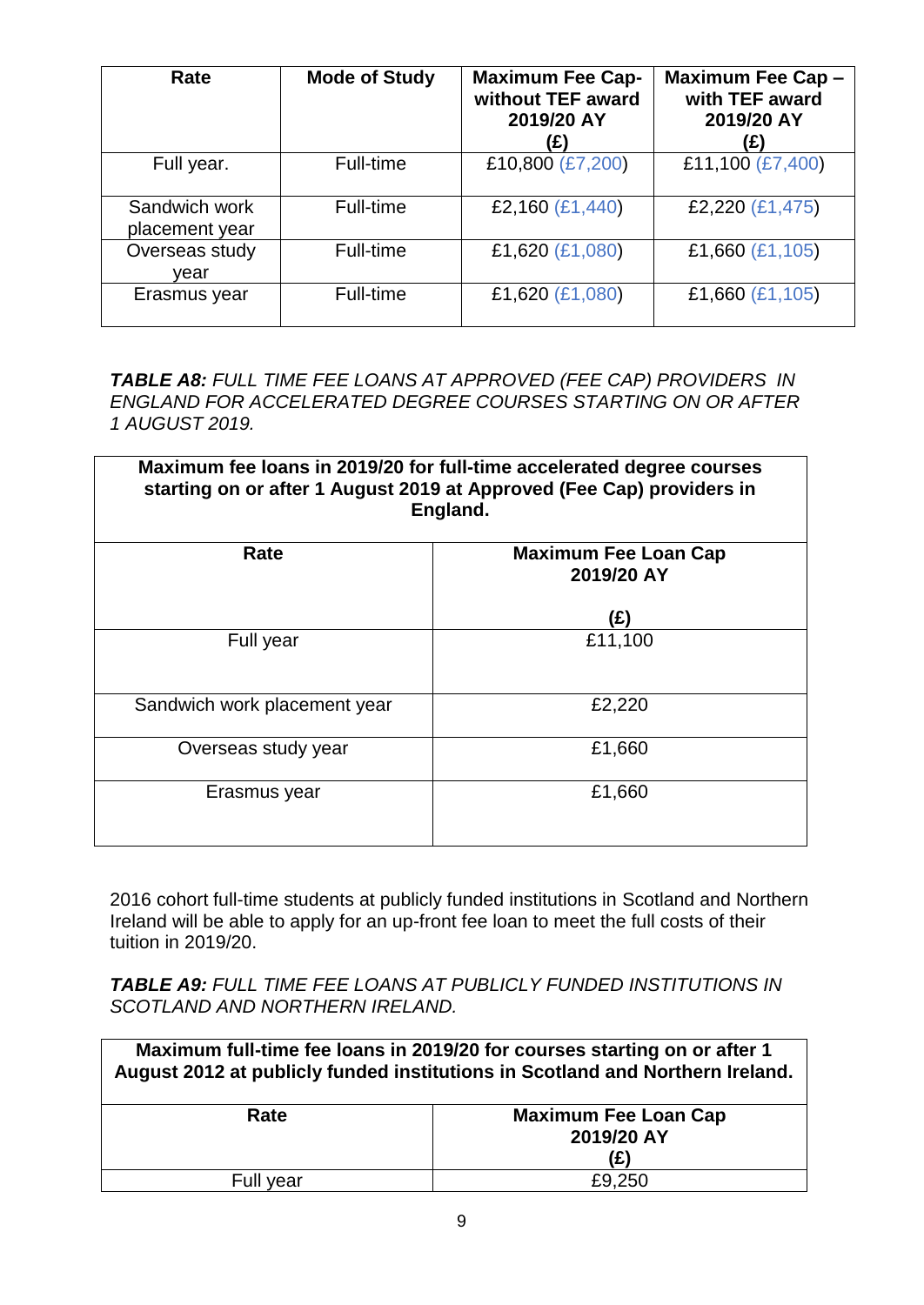| Rate | Mode of Study | Maximum Fee Cap- without TEF award 2019/20 AY (£) | Maximum Fee Cap – with TEF award 2019/20 AY (£) |
|---|---|---|---|
| Full year. | Full-time | £10,800 (£7,200) | £11,100 (£7,400) |
| Sandwich work placement year | Full-time | £2,160 (£1,440) | £2,220 (£1,475) |
| Overseas study year | Full-time | £1,620 (£1,080) | £1,660 (£1,105) |
| Erasmus year | Full-time | £1,620 (£1,080) | £1,660 (£1,105) |

***TABLE A8:*** *FULL TIME FEE LOANS AT APPROVED (FEE CAP) PROVIDERS IN ENGLAND FOR ACCELERATED DEGREE COURSES STARTING ON OR AFTER 1 AUGUST 2019.*

| **Maximum fee loans in 2019/20 for full-time accelerated degree courses starting on or after 1 August 2019 at Approved (Fee Cap) providers in England.** | |
|---|---|
| **Rate** | **Maximum Fee Loan Cap 2019/20 AY (£)** |
| Full year | £11,100 |
| Sandwich work placement year | £2,220 |
| Overseas study year | £1,660 |
| Erasmus year | £1,660 |

2016 cohort full-time students at publicly funded institutions in Scotland and Northern Ireland will be able to apply for an up-front fee loan to meet the full costs of their tuition in 2019/20.

***TABLE A9:*** *FULL TIME FEE LOANS AT PUBLICLY FUNDED INSTITUTIONS IN SCOTLAND AND NORTHERN IRELAND.*

| **Maximum full-time fee loans in 2019/20 for courses starting on or after 1 August 2012 at publicly funded institutions in Scotland and Northern Ireland.** | |
|---|---|
| **Rate** | **Maximum Fee Loan Cap 2019/20 AY (£)** |
| Full year | £9,250 |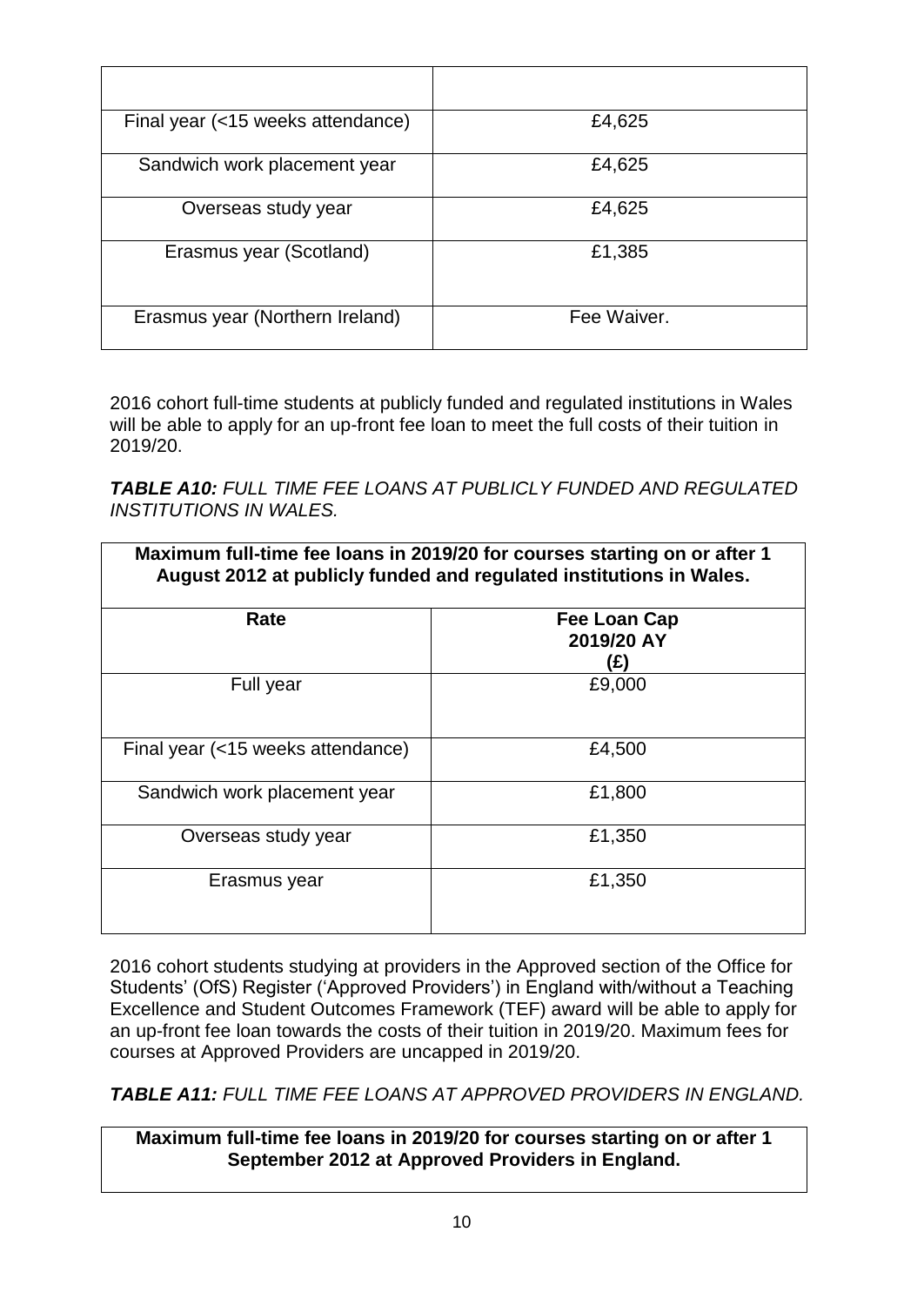| | |
|---|---|
| Final year (<15 weeks attendance) | £4,625 |
| Sandwich work placement year | £4,625 |
| Overseas study year | £4,625 |
| Erasmus year (Scotland) | £1,385 |
| Erasmus year (Northern Ireland) | Fee Waiver. |

2016 cohort full-time students at publicly funded and regulated institutions in Wales will be able to apply for an up-front fee loan to meet the full costs of their tuition in 2019/20.

***TABLE A10:*** *FULL TIME FEE LOANS AT PUBLICLY FUNDED AND REGULATED INSTITUTIONS IN WALES.*

| **Maximum full-time fee loans in 2019/20 for courses starting on or after 1 August 2012 at publicly funded and regulated institutions in Wales.** | |
|---|---|
| **Rate** | **Fee Loan Cap 2019/20 AY (£)** |
| Full year | £9,000 |
| Final year (<15 weeks attendance) | £4,500 |
| Sandwich work placement year | £1,800 |
| Overseas study year | £1,350 |
| Erasmus year | £1,350 |

2016 cohort students studying at providers in the Approved section of the Office for Students' (OfS) Register ('Approved Providers') in England with/without a Teaching Excellence and Student Outcomes Framework (TEF) award will be able to apply for an up-front fee loan towards the costs of their tuition in 2019/20. Maximum fees for courses at Approved Providers are uncapped in 2019/20.

***TABLE A11:*** *FULL TIME FEE LOANS AT APPROVED PROVIDERS IN ENGLAND.*

| **Maximum full-time fee loans in 2019/20 for courses starting on or after 1 September 2012 at Approved Providers in England.** |
|---|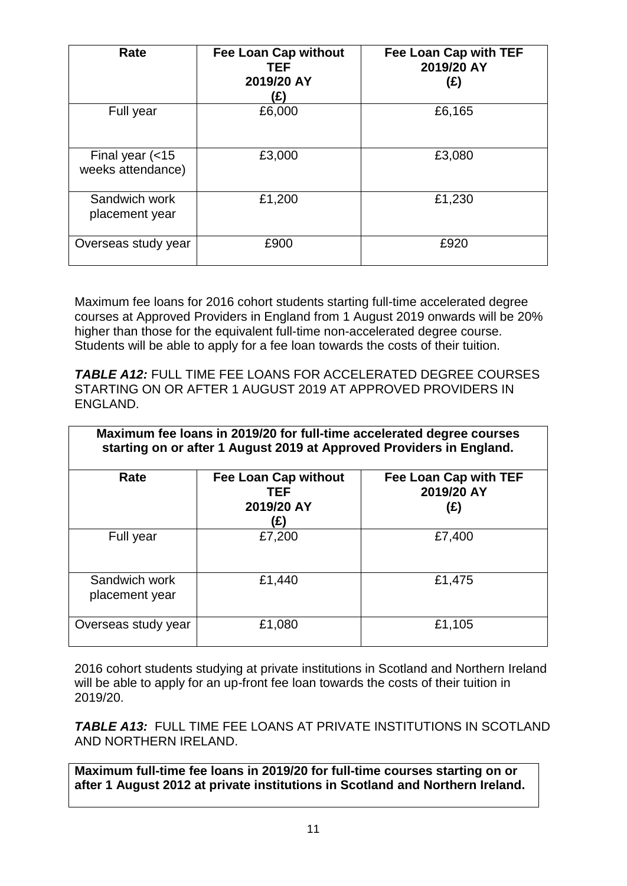| Rate | Fee Loan Cap without TEF 2019/20 AY (£) | Fee Loan Cap with TEF 2019/20 AY (£) |
| --- | --- | --- |
| Full year | £6,000 | £6,165 |
| Final year (<15 weeks attendance) | £3,000 | £3,080 |
| Sandwich work placement year | £1,200 | £1,230 |
| Overseas study year | £900 | £920 |

Maximum fee loans for 2016 cohort students starting full-time accelerated degree courses at Approved Providers in England from 1 August 2019 onwards will be 20% higher than those for the equivalent full-time non-accelerated degree course. Students will be able to apply for a fee loan towards the costs of their tuition.

***TABLE A12:*** FULL TIME FEE LOANS FOR ACCELERATED DEGREE COURSES STARTING ON OR AFTER 1 AUGUST 2019 AT APPROVED PROVIDERS IN ENGLAND.

| **Maximum fee loans in 2019/20 for full-time accelerated degree courses starting on or after 1 August 2019 at Approved Providers in England.** | | |
| --- | --- | --- |
| **Rate** | **Fee Loan Cap without TEF 2019/20 AY (£)** | **Fee Loan Cap with TEF 2019/20 AY (£)** |
| Full year | £7,200 | £7,400 |
| Sandwich work placement year | £1,440 | £1,475 |
| Overseas study year | £1,080 | £1,105 |

2016 cohort students studying at private institutions in Scotland and Northern Ireland will be able to apply for an up-front fee loan towards the costs of their tuition in 2019/20.

***TABLE A13:*** FULL TIME FEE LOANS AT PRIVATE INSTITUTIONS IN SCOTLAND AND NORTHERN IRELAND.

| **Maximum full-time fee loans in 2019/20 for full-time courses starting on or after 1 August 2012 at private institutions in Scotland and Northern Ireland.** |
| --- |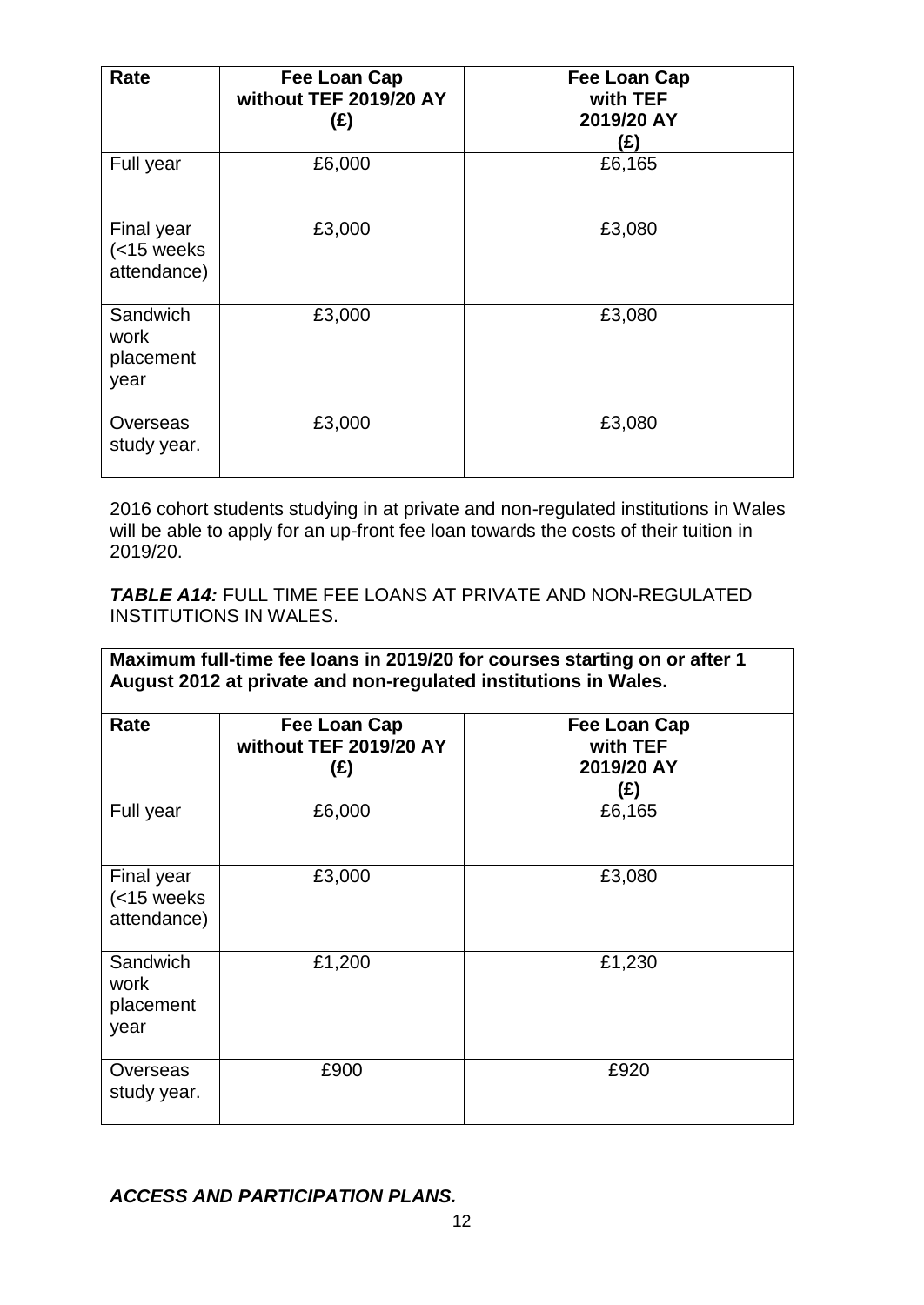| Rate | Fee Loan Cap without TEF 2019/20 AY (£) | Fee Loan Cap with TEF 2019/20 AY (£) |
|---|---|---|
| Full year | £6,000 | £6,165 |
| Final year (<15 weeks attendance) | £3,000 | £3,080 |
| Sandwich work placement year | £3,000 | £3,080 |
| Overseas study year. | £3,000 | £3,080 |

2016 cohort students studying in at private and non-regulated institutions in Wales will be able to apply for an up-front fee loan towards the costs of their tuition in 2019/20.

***TABLE A14:*** FULL TIME FEE LOANS AT PRIVATE AND NON-REGULATED INSTITUTIONS IN WALES.

| **Maximum full-time fee loans in 2019/20 for courses starting on or after 1 August 2012 at private and non-regulated institutions in Wales.** | | |
|---|---|---|
| **Rate** | **Fee Loan Cap without TEF 2019/20 AY (£)** | **Fee Loan Cap with TEF 2019/20 AY (£)** |
| Full year | £6,000 | £6,165 |
| Final year (<15 weeks attendance) | £3,000 | £3,080 |
| Sandwich work placement year | £1,200 | £1,230 |
| Overseas study year. | £900 | £920 |

***ACCESS AND PARTICIPATION PLANS.***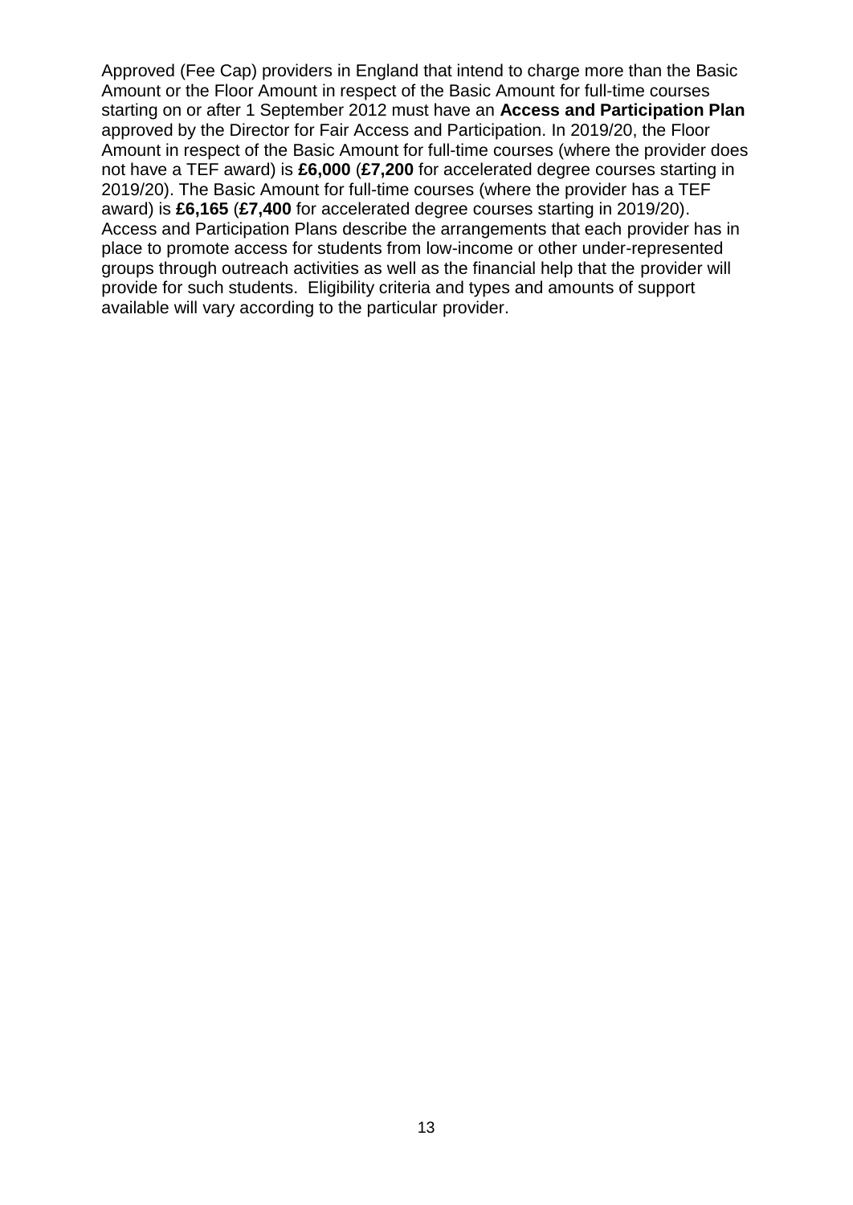Approved (Fee Cap) providers in England that intend to charge more than the Basic Amount or the Floor Amount in respect of the Basic Amount for full-time courses starting on or after 1 September 2012 must have an **Access and Participation Plan** approved by the Director for Fair Access and Participation. In 2019/20, the Floor Amount in respect of the Basic Amount for full-time courses (where the provider does not have a TEF award) is **£6,000** (**£7,200** for accelerated degree courses starting in 2019/20). The Basic Amount for full-time courses (where the provider has a TEF award) is **£6,165** (**£7,400** for accelerated degree courses starting in 2019/20). Access and Participation Plans describe the arrangements that each provider has in place to promote access for students from low-income or other under-represented groups through outreach activities as well as the financial help that the provider will provide for such students. Eligibility criteria and types and amounts of support available will vary according to the particular provider.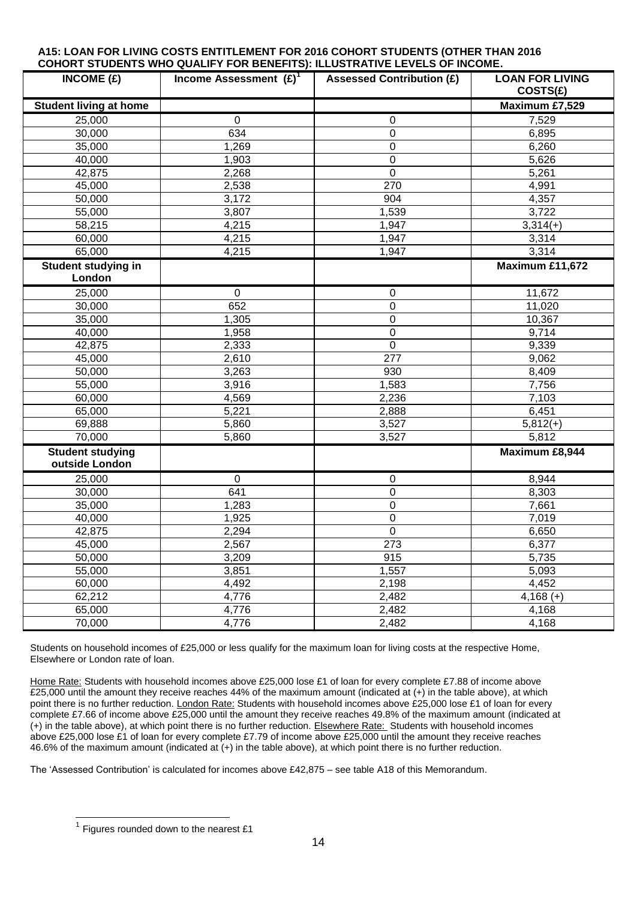**A15: LOAN FOR LIVING COSTS ENTITLEMENT FOR 2016 COHORT STUDENTS (OTHER THAN 2016 COHORT STUDENTS WHO QUALIFY FOR BENEFITS): ILLUSTRATIVE LEVELS OF INCOME.**

| INCOME (£) | Income Assessment (£)[1] | Assessed Contribution (£) | LOAN FOR LIVING COSTS(£) |
|---|---|---|---|
| **Student living at home** | | | **Maximum £7,529** |
| 25,000 | 0 | 0 | 7,529 |
| 30,000 | 634 | 0 | 6,895 |
| 35,000 | 1,269 | 0 | 6,260 |
| 40,000 | 1,903 | 0 | 5,626 |
| 42,875 | 2,268 | 0 | 5,261 |
| 45,000 | 2,538 | 270 | 4,991 |
| 50,000 | 3,172 | 904 | 4,357 |
| 55,000 | 3,807 | 1,539 | 3,722 |
| 58,215 | 4,215 | 1,947 | 3,314(+) |
| 60,000 | 4,215 | 1,947 | 3,314 |
| 65,000 | 4,215 | 1,947 | 3,314 |
| **Student studying in London** | | | **Maximum £11,672** |
| 25,000 | 0 | 0 | 11,672 |
| 30,000 | 652 | 0 | 11,020 |
| 35,000 | 1,305 | 0 | 10,367 |
| 40,000 | 1,958 | 0 | 9,714 |
| 42,875 | 2,333 | 0 | 9,339 |
| 45,000 | 2,610 | 277 | 9,062 |
| 50,000 | 3,263 | 930 | 8,409 |
| 55,000 | 3,916 | 1,583 | 7,756 |
| 60,000 | 4,569 | 2,236 | 7,103 |
| 65,000 | 5,221 | 2,888 | 6,451 |
| 69,888 | 5,860 | 3,527 | 5,812(+) |
| 70,000 | 5,860 | 3,527 | 5,812 |
| **Student studying outside London** | | | **Maximum £8,944** |
| 25,000 | 0 | 0 | 8,944 |
| 30,000 | 641 | 0 | 8,303 |
| 35,000 | 1,283 | 0 | 7,661 |
| 40,000 | 1,925 | 0 | 7,019 |
| 42,875 | 2,294 | 0 | 6,650 |
| 45,000 | 2,567 | 273 | 6,377 |
| 50,000 | 3,209 | 915 | 5,735 |
| 55,000 | 3,851 | 1,557 | 5,093 |
| 60,000 | 4,492 | 2,198 | 4,452 |
| 62,212 | 4,776 | 2,482 | 4,168 (+) |
| 65,000 | 4,776 | 2,482 | 4,168 |
| 70,000 | 4,776 | 2,482 | 4,168 |

Students on household incomes of £25,000 or less qualify for the maximum loan for living costs at the respective Home, Elsewhere or London rate of loan.

Home Rate: Students with household incomes above £25,000 lose £1 of loan for every complete £7.88 of income above £25,000 until the amount they receive reaches 44% of the maximum amount (indicated at (+) in the table above), at which point there is no further reduction. London Rate: Students with household incomes above £25,000 lose £1 of loan for every complete £7.66 of income above £25,000 until the amount they receive reaches 49.8% of the maximum amount (indicated at (+) in the table above), at which point there is no further reduction. Elsewhere Rate: Students with household incomes above £25,000 lose £1 of loan for every complete £7.79 of income above £25,000 until the amount they receive reaches 46.6% of the maximum amount (indicated at (+) in the table above), at which point there is no further reduction.

The 'Assessed Contribution' is calculated for incomes above £42,875 – see table A18 of this Memorandum.

[1] Figures rounded down to the nearest £1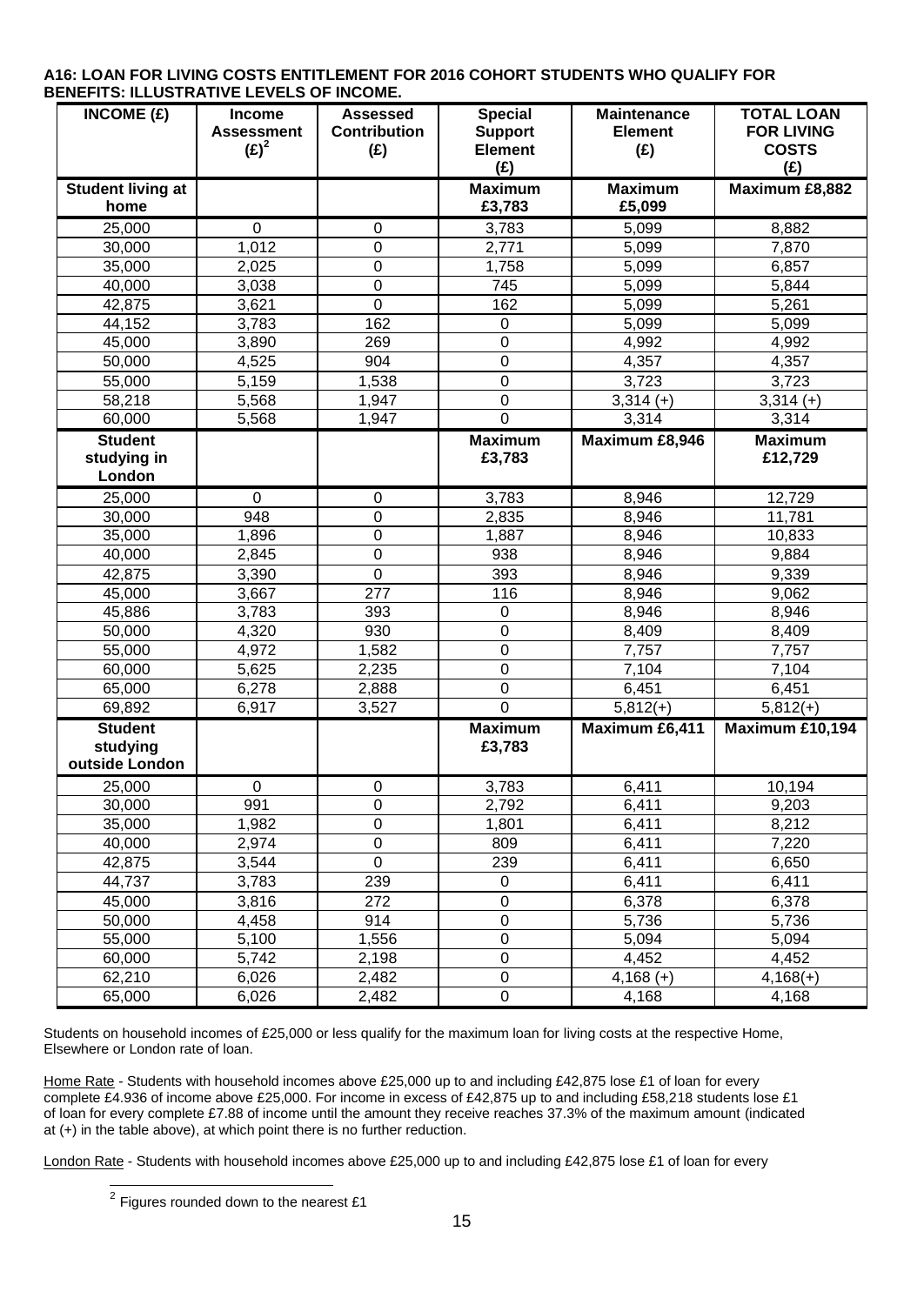**A16: LOAN FOR LIVING COSTS ENTITLEMENT FOR 2016 COHORT STUDENTS WHO QUALIFY FOR BENEFITS: ILLUSTRATIVE LEVELS OF INCOME.**

| INCOME (£) | Income Assessment (£)[2] | Assessed Contribution (£) | Special Support Element (£) | Maintenance Element (£) | TOTAL LOAN FOR LIVING COSTS (£) |
|---|---|---|---|---|---|
| **Student living at home** | | | **Maximum £3,783** | **Maximum £5,099** | **Maximum £8,882** |
| 25,000 | 0 | 0 | 3,783 | 5,099 | 8,882 |
| 30,000 | 1,012 | 0 | 2,771 | 5,099 | 7,870 |
| 35,000 | 2,025 | 0 | 1,758 | 5,099 | 6,857 |
| 40,000 | 3,038 | 0 | 745 | 5,099 | 5,844 |
| 42,875 | 3,621 | 0 | 162 | 5,099 | 5,261 |
| 44,152 | 3,783 | 162 | 0 | 5,099 | 5,099 |
| 45,000 | 3,890 | 269 | 0 | 4,992 | 4,992 |
| 50,000 | 4,525 | 904 | 0 | 4,357 | 4,357 |
| 55,000 | 5,159 | 1,538 | 0 | 3,723 | 3,723 |
| 58,218 | 5,568 | 1,947 | 0 | 3,314 (+) | 3,314 (+) |
| 60,000 | 5,568 | 1,947 | 0 | 3,314 | 3,314 |
| **Student studying in London** | | | **Maximum £3,783** | **Maximum £8,946** | **Maximum £12,729** |
| 25,000 | 0 | 0 | 3,783 | 8,946 | 12,729 |
| 30,000 | 948 | 0 | 2,835 | 8,946 | 11,781 |
| 35,000 | 1,896 | 0 | 1,887 | 8,946 | 10,833 |
| 40,000 | 2,845 | 0 | 938 | 8,946 | 9,884 |
| 42,875 | 3,390 | 0 | 393 | 8,946 | 9,339 |
| 45,000 | 3,667 | 277 | 116 | 8,946 | 9,062 |
| 45,886 | 3,783 | 393 | 0 | 8,946 | 8,946 |
| 50,000 | 4,320 | 930 | 0 | 8,409 | 8,409 |
| 55,000 | 4,972 | 1,582 | 0 | 7,757 | 7,757 |
| 60,000 | 5,625 | 2,235 | 0 | 7,104 | 7,104 |
| 65,000 | 6,278 | 2,888 | 0 | 6,451 | 6,451 |
| 69,892 | 6,917 | 3,527 | 0 | 5,812(+) | 5,812(+) |
| **Student studying outside London** | | | **Maximum £3,783** | **Maximum £6,411** | **Maximum £10,194** |
| 25,000 | 0 | 0 | 3,783 | 6,411 | 10,194 |
| 30,000 | 991 | 0 | 2,792 | 6,411 | 9,203 |
| 35,000 | 1,982 | 0 | 1,801 | 6,411 | 8,212 |
| 40,000 | 2,974 | 0 | 809 | 6,411 | 7,220 |
| 42,875 | 3,544 | 0 | 239 | 6,411 | 6,650 |
| 44,737 | 3,783 | 239 | 0 | 6,411 | 6,411 |
| 45,000 | 3,816 | 272 | 0 | 6,378 | 6,378 |
| 50,000 | 4,458 | 914 | 0 | 5,736 | 5,736 |
| 55,000 | 5,100 | 1,556 | 0 | 5,094 | 5,094 |
| 60,000 | 5,742 | 2,198 | 0 | 4,452 | 4,452 |
| 62,210 | 6,026 | 2,482 | 0 | 4,168 (+) | 4,168(+) |
| 65,000 | 6,026 | 2,482 | 0 | 4,168 | 4,168 |

Students on household incomes of £25,000 or less qualify for the maximum loan for living costs at the respective Home, Elsewhere or London rate of loan.

Home Rate - Students with household incomes above £25,000 up to and including £42,875 lose £1 of loan for every complete £4.936 of income above £25,000. For income in excess of £42,875 up to and including £58,218 students lose £1 of loan for every complete £7.88 of income until the amount they receive reaches 37.3% of the maximum amount (indicated at (+) in the table above), at which point there is no further reduction.

London Rate - Students with household incomes above £25,000 up to and including £42,875 lose £1 of loan for every

[2] Figures rounded down to the nearest £1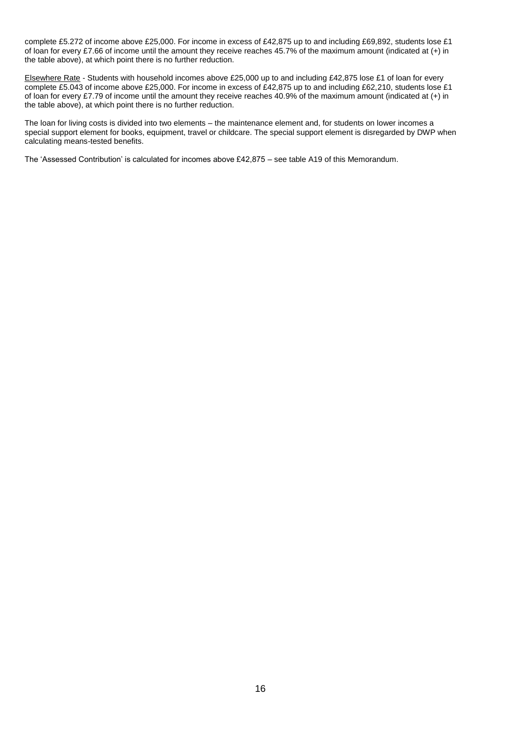complete £5.272 of income above £25,000. For income in excess of £42,875 up to and including £69,892, students lose £1 of loan for every £7.66 of income until the amount they receive reaches 45.7% of the maximum amount (indicated at (+) in the table above), at which point there is no further reduction.

Elsewhere Rate - Students with household incomes above £25,000 up to and including £42,875 lose £1 of loan for every complete £5.043 of income above £25,000. For income in excess of £42,875 up to and including £62,210, students lose £1 of loan for every £7.79 of income until the amount they receive reaches 40.9% of the maximum amount (indicated at (+) in the table above), at which point there is no further reduction.

The loan for living costs is divided into two elements – the maintenance element and, for students on lower incomes a special support element for books, equipment, travel or childcare. The special support element is disregarded by DWP when calculating means-tested benefits.

The 'Assessed Contribution' is calculated for incomes above £42,875 – see table A19 of this Memorandum.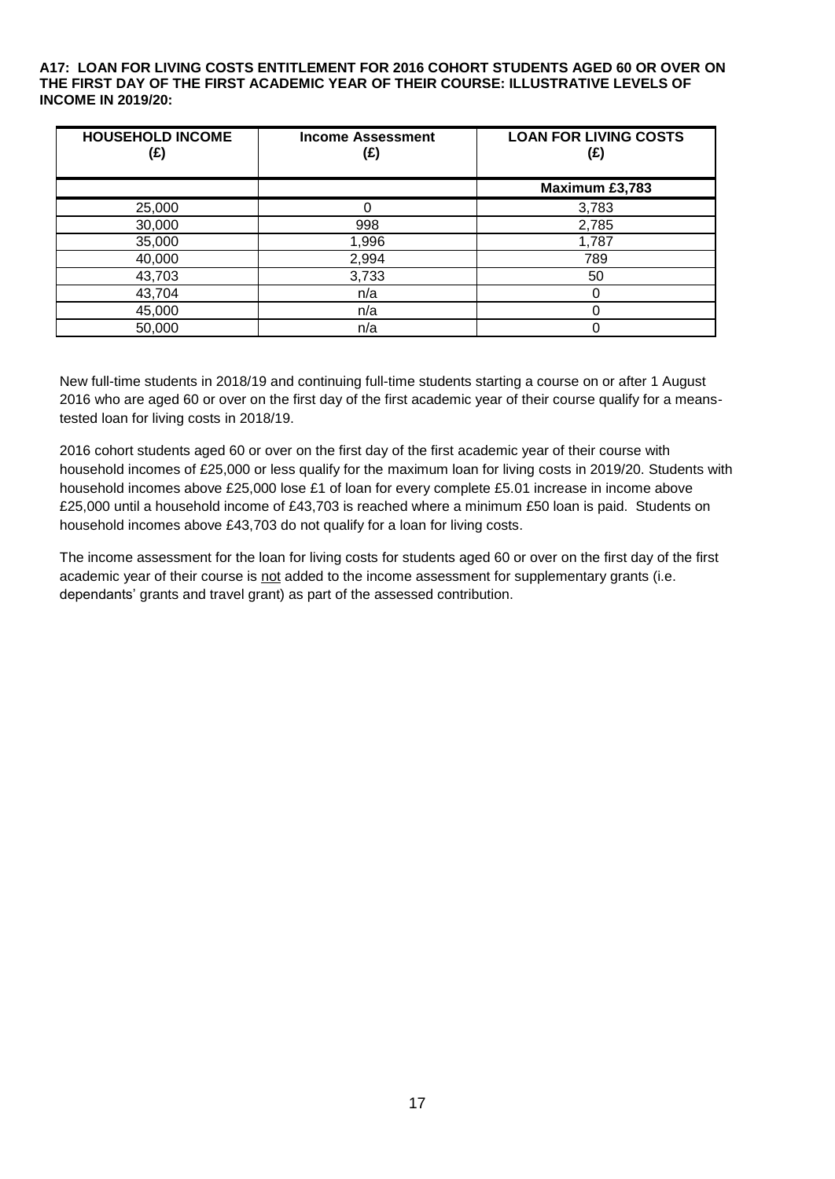**A17: LOAN FOR LIVING COSTS ENTITLEMENT FOR 2016 COHORT STUDENTS AGED 60 OR OVER ON THE FIRST DAY OF THE FIRST ACADEMIC YEAR OF THEIR COURSE: ILLUSTRATIVE LEVELS OF INCOME IN 2019/20:**

| HOUSEHOLD INCOME (£) | Income Assessment (£) | LOAN FOR LIVING COSTS (£) |
|---|---|---|
| | | **Maximum £3,783** |
| 25,000 | 0 | 3,783 |
| 30,000 | 998 | 2,785 |
| 35,000 | 1,996 | 1,787 |
| 40,000 | 2,994 | 789 |
| 43,703 | 3,733 | 50 |
| 43,704 | n/a | 0 |
| 45,000 | n/a | 0 |
| 50,000 | n/a | 0 |

New full-time students in 2018/19 and continuing full-time students starting a course on or after 1 August 2016 who are aged 60 or over on the first day of the first academic year of their course qualify for a means-tested loan for living costs in 2018/19.

2016 cohort students aged 60 or over on the first day of the first academic year of their course with household incomes of £25,000 or less qualify for the maximum loan for living costs in 2019/20. Students with household incomes above £25,000 lose £1 of loan for every complete £5.01 increase in income above £25,000 until a household income of £43,703 is reached where a minimum £50 loan is paid. Students on household incomes above £43,703 do not qualify for a loan for living costs.

The income assessment for the loan for living costs for students aged 60 or over on the first day of the first academic year of their course is not added to the income assessment for supplementary grants (i.e. dependants' grants and travel grant) as part of the assessed contribution.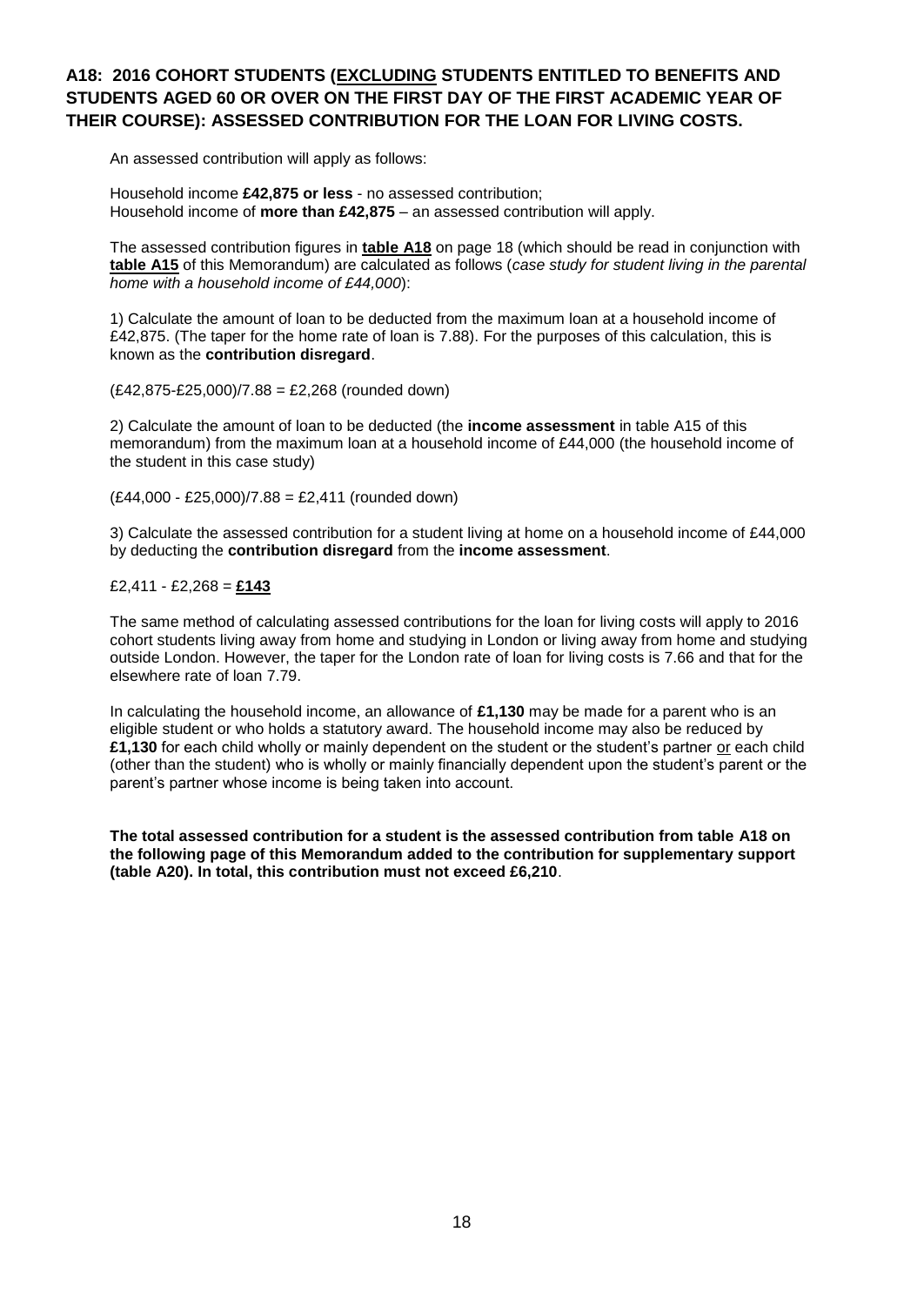## A18: 2016 COHORT STUDENTS (EXCLUDING STUDENTS ENTITLED TO BENEFITS AND STUDENTS AGED 60 OR OVER ON THE FIRST DAY OF THE FIRST ACADEMIC YEAR OF THEIR COURSE): ASSESSED CONTRIBUTION FOR THE LOAN FOR LIVING COSTS.

An assessed contribution will apply as follows:

Household income **£42,875 or less** - no assessed contribution;
Household income of **more than £42,875** – an assessed contribution will apply.

The assessed contribution figures in **table A18** on page 18 (which should be read in conjunction with **table A15** of this Memorandum) are calculated as follows (*case study for student living in the parental home with a household income of £44,000*):

1) Calculate the amount of loan to be deducted from the maximum loan at a household income of £42,875. (The taper for the home rate of loan is 7.88). For the purposes of this calculation, this is known as the **contribution disregard**.

(£42,875-£25,000)/7.88 = £2,268 (rounded down)

2) Calculate the amount of loan to be deducted (the **income assessment** in table A15 of this memorandum) from the maximum loan at a household income of £44,000 (the household income of the student in this case study)

(£44,000 - £25,000)/7.88 = £2,411 (rounded down)

3) Calculate the assessed contribution for a student living at home on a household income of £44,000 by deducting the **contribution disregard** from the **income assessment**.

£2,411 - £2,268 = **£143**

The same method of calculating assessed contributions for the loan for living costs will apply to 2016 cohort students living away from home and studying in London or living away from home and studying outside London. However, the taper for the London rate of loan for living costs is 7.66 and that for the elsewhere rate of loan 7.79.

In calculating the household income, an allowance of **£1,130** may be made for a parent who is an eligible student or who holds a statutory award. The household income may also be reduced by **£1,130** for each child wholly or mainly dependent on the student or the student's partner or each child (other than the student) who is wholly or mainly financially dependent upon the student's parent or the parent's partner whose income is being taken into account.

**The total assessed contribution for a student is the assessed contribution from table A18 on the following page of this Memorandum added to the contribution for supplementary support (table A20). In total, this contribution must not exceed £6,210**.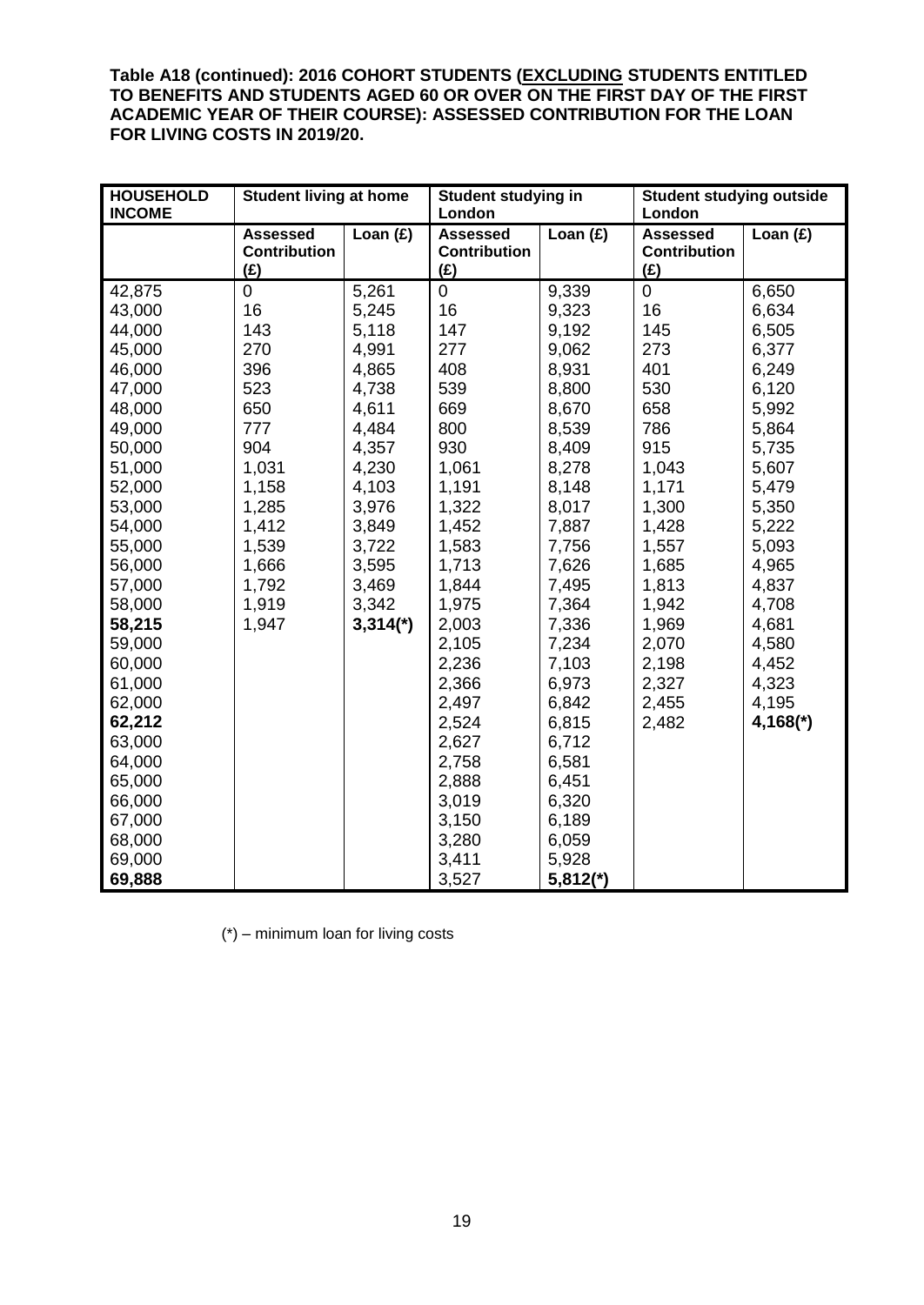**Table A18 (continued): 2016 COHORT STUDENTS (<u>EXCLUDING</u> STUDENTS ENTITLED TO BENEFITS AND STUDENTS AGED 60 OR OVER ON THE FIRST DAY OF THE FIRST ACADEMIC YEAR OF THEIR COURSE): ASSESSED CONTRIBUTION FOR THE LOAN FOR LIVING COSTS IN 2019/20.**

| HOUSEHOLD INCOME | Student living at home | | Student studying in London | | Student studying outside London | |
|---|---|---|---|---|---|---|
| | Assessed Contribution (£) | Loan (£) | Assessed Contribution (£) | Loan (£) | Assessed Contribution (£) | Loan (£) |
| 42,875 | 0 | 5,261 | 0 | 9,339 | 0 | 6,650 |
| 43,000 | 16 | 5,245 | 16 | 9,323 | 16 | 6,634 |
| 44,000 | 143 | 5,118 | 147 | 9,192 | 145 | 6,505 |
| 45,000 | 270 | 4,991 | 277 | 9,062 | 273 | 6,377 |
| 46,000 | 396 | 4,865 | 408 | 8,931 | 401 | 6,249 |
| 47,000 | 523 | 4,738 | 539 | 8,800 | 530 | 6,120 |
| 48,000 | 650 | 4,611 | 669 | 8,670 | 658 | 5,992 |
| 49,000 | 777 | 4,484 | 800 | 8,539 | 786 | 5,864 |
| 50,000 | 904 | 4,357 | 930 | 8,409 | 915 | 5,735 |
| 51,000 | 1,031 | 4,230 | 1,061 | 8,278 | 1,043 | 5,607 |
| 52,000 | 1,158 | 4,103 | 1,191 | 8,148 | 1,171 | 5,479 |
| 53,000 | 1,285 | 3,976 | 1,322 | 8,017 | 1,300 | 5,350 |
| 54,000 | 1,412 | 3,849 | 1,452 | 7,887 | 1,428 | 5,222 |
| 55,000 | 1,539 | 3,722 | 1,583 | 7,756 | 1,557 | 5,093 |
| 56,000 | 1,666 | 3,595 | 1,713 | 7,626 | 1,685 | 4,965 |
| 57,000 | 1,792 | 3,469 | 1,844 | 7,495 | 1,813 | 4,837 |
| 58,000 | 1,919 | 3,342 | 1,975 | 7,364 | 1,942 | 4,708 |
| **58,215** | 1,947 | **3,314(*)** | 2,003 | 7,336 | 1,969 | 4,681 |
| 59,000 | | | 2,105 | 7,234 | 2,070 | 4,580 |
| 60,000 | | | 2,236 | 7,103 | 2,198 | 4,452 |
| 61,000 | | | 2,366 | 6,973 | 2,327 | 4,323 |
| 62,000 | | | 2,497 | 6,842 | 2,455 | 4,195 |
| **62,212** | | | 2,524 | 6,815 | 2,482 | **4,168(*)** |
| 63,000 | | | 2,627 | 6,712 | | |
| 64,000 | | | 2,758 | 6,581 | | |
| 65,000 | | | 2,888 | 6,451 | | |
| 66,000 | | | 3,019 | 6,320 | | |
| 67,000 | | | 3,150 | 6,189 | | |
| 68,000 | | | 3,280 | 6,059 | | |
| 69,000 | | | 3,411 | 5,928 | | |
| **69,888** | | | 3,527 | **5,812(*)** | | |

(*) – minimum loan for living costs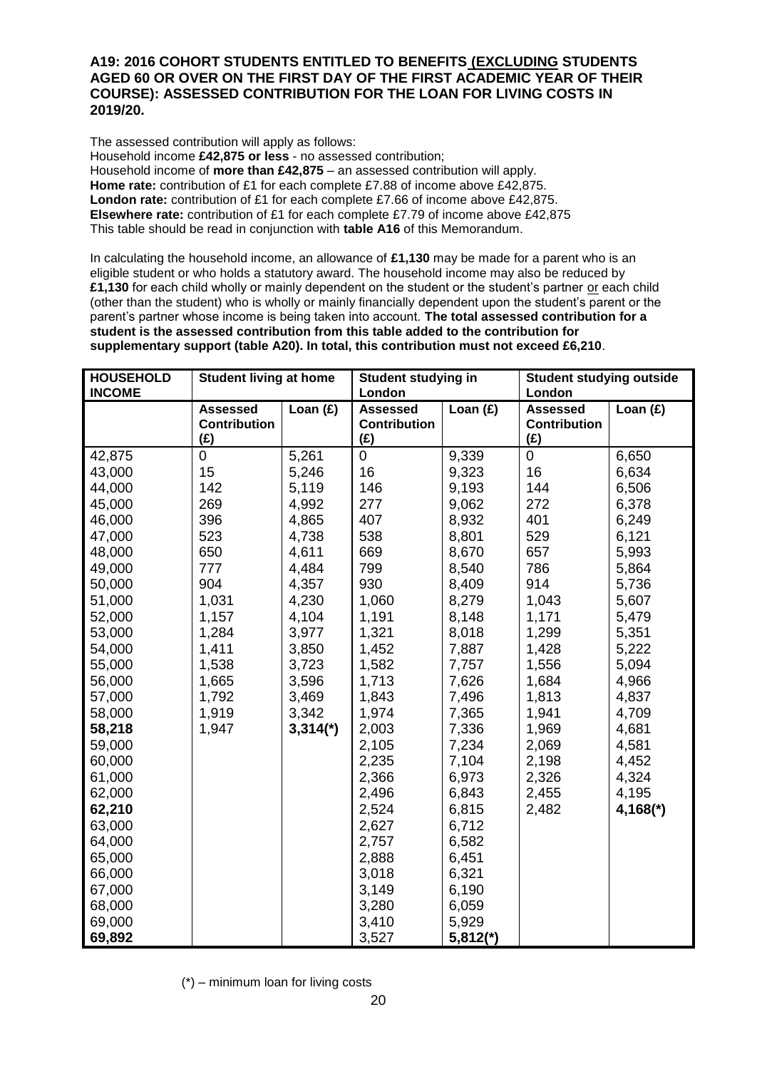# A19: 2016 COHORT STUDENTS ENTITLED TO BENEFITS (EXCLUDING STUDENTS AGED 60 OR OVER ON THE FIRST DAY OF THE FIRST ACADEMIC YEAR OF THEIR COURSE): ASSESSED CONTRIBUTION FOR THE LOAN FOR LIVING COSTS IN 2019/20.

The assessed contribution will apply as follows:
Household income **£42,875 or less** - no assessed contribution;
Household income of **more than £42,875** – an assessed contribution will apply.
**Home rate:** contribution of £1 for each complete £7.88 of income above £42,875.
**London rate:** contribution of £1 for each complete £7.66 of income above £42,875.
**Elsewhere rate:** contribution of £1 for each complete £7.79 of income above £42,875
This table should be read in conjunction with **table A16** of this Memorandum.

In calculating the household income, an allowance of **£1,130** may be made for a parent who is an eligible student or who holds a statutory award. The household income may also be reduced by **£1,130** for each child wholly or mainly dependent on the student or the student's partner or each child (other than the student) who is wholly or mainly financially dependent upon the student's parent or the parent's partner whose income is being taken into account. **The total assessed contribution for a student is the assessed contribution from this table added to the contribution for supplementary support (table A20). In total, this contribution must not exceed £6,210**.

| HOUSEHOLD INCOME | Student living at home | | Student studying in London | | Student studying outside London | |
|---|---|---|---|---|---|---|
| | Assessed Contribution (£) | Loan (£) | Assessed Contribution (£) | Loan (£) | Assessed Contribution (£) | Loan (£) |
| 42,875 | 0 | 5,261 | 0 | 9,339 | 0 | 6,650 |
| 43,000 | 15 | 5,246 | 16 | 9,323 | 16 | 6,634 |
| 44,000 | 142 | 5,119 | 146 | 9,193 | 144 | 6,506 |
| 45,000 | 269 | 4,992 | 277 | 9,062 | 272 | 6,378 |
| 46,000 | 396 | 4,865 | 407 | 8,932 | 401 | 6,249 |
| 47,000 | 523 | 4,738 | 538 | 8,801 | 529 | 6,121 |
| 48,000 | 650 | 4,611 | 669 | 8,670 | 657 | 5,993 |
| 49,000 | 777 | 4,484 | 799 | 8,540 | 786 | 5,864 |
| 50,000 | 904 | 4,357 | 930 | 8,409 | 914 | 5,736 |
| 51,000 | 1,031 | 4,230 | 1,060 | 8,279 | 1,043 | 5,607 |
| 52,000 | 1,157 | 4,104 | 1,191 | 8,148 | 1,171 | 5,479 |
| 53,000 | 1,284 | 3,977 | 1,321 | 8,018 | 1,299 | 5,351 |
| 54,000 | 1,411 | 3,850 | 1,452 | 7,887 | 1,428 | 5,222 |
| 55,000 | 1,538 | 3,723 | 1,582 | 7,757 | 1,556 | 5,094 |
| 56,000 | 1,665 | 3,596 | 1,713 | 7,626 | 1,684 | 4,966 |
| 57,000 | 1,792 | 3,469 | 1,843 | 7,496 | 1,813 | 4,837 |
| 58,000 | 1,919 | 3,342 | 1,974 | 7,365 | 1,941 | 4,709 |
| **58,218** | 1,947 | **3,314(*)** | 2,003 | 7,336 | 1,969 | 4,681 |
| 59,000 | | | 2,105 | 7,234 | 2,069 | 4,581 |
| 60,000 | | | 2,235 | 7,104 | 2,198 | 4,452 |
| 61,000 | | | 2,366 | 6,973 | 2,326 | 4,324 |
| 62,000 | | | 2,496 | 6,843 | 2,455 | 4,195 |
| **62,210** | | | 2,524 | 6,815 | 2,482 | **4,168(*)** |
| 63,000 | | | 2,627 | 6,712 | | |
| 64,000 | | | 2,757 | 6,582 | | |
| 65,000 | | | 2,888 | 6,451 | | |
| 66,000 | | | 3,018 | 6,321 | | |
| 67,000 | | | 3,149 | 6,190 | | |
| 68,000 | | | 3,280 | 6,059 | | |
| 69,000 | | | 3,410 | 5,929 | | |
| **69,892** | | | 3,527 | **5,812(*)** | | |

(*) – minimum loan for living costs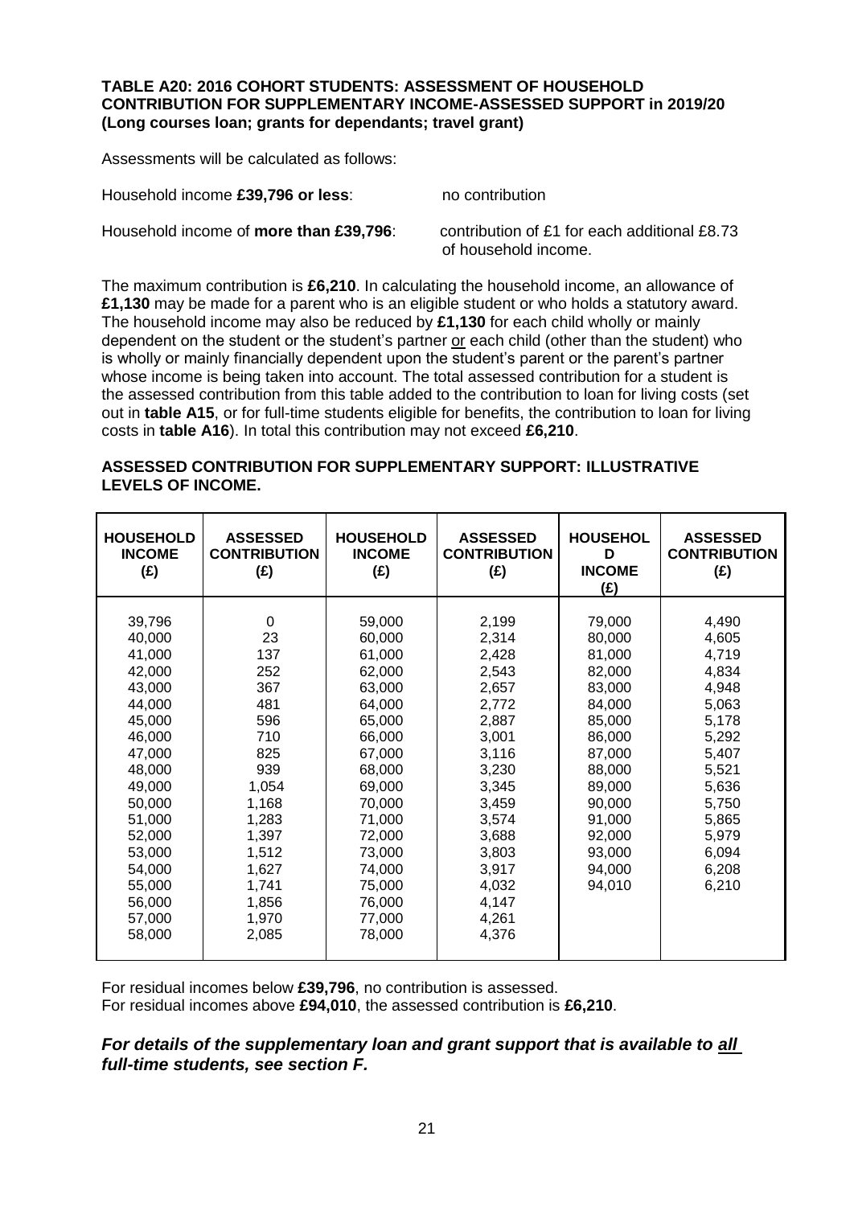**TABLE A20: 2016 COHORT STUDENTS: ASSESSMENT OF HOUSEHOLD CONTRIBUTION FOR SUPPLEMENTARY INCOME-ASSESSED SUPPORT in 2019/20 (Long courses loan; grants for dependants; travel grant)**

Assessments will be calculated as follows:

Household income **£39,796 or less**: no contribution

Household income of **more than £39,796**: contribution of £1 for each additional £8.73 of household income.

The maximum contribution is **£6,210**. In calculating the household income, an allowance of **£1,130** may be made for a parent who is an eligible student or who holds a statutory award. The household income may also be reduced by **£1,130** for each child wholly or mainly dependent on the student or the student's partner or each child (other than the student) who is wholly or mainly financially dependent upon the student's parent or the parent's partner whose income is being taken into account. The total assessed contribution for a student is the assessed contribution from this table added to the contribution to loan for living costs (set out in **table A15**, or for full-time students eligible for benefits, the contribution to loan for living costs in **table A16**). In total this contribution may not exceed **£6,210**.

**ASSESSED CONTRIBUTION FOR SUPPLEMENTARY SUPPORT: ILLUSTRATIVE LEVELS OF INCOME.**

| HOUSEHOLD INCOME (£) | ASSESSED CONTRIBUTION (£) | HOUSEHOLD INCOME (£) | ASSESSED CONTRIBUTION (£) | HOUSEHOLD INCOME (£) | ASSESSED CONTRIBUTION (£) |
|---|---|---|---|---|---|
| 39,796 | 0 | 59,000 | 2,199 | 79,000 | 4,490 |
| 40,000 | 23 | 60,000 | 2,314 | 80,000 | 4,605 |
| 41,000 | 137 | 61,000 | 2,428 | 81,000 | 4,719 |
| 42,000 | 252 | 62,000 | 2,543 | 82,000 | 4,834 |
| 43,000 | 367 | 63,000 | 2,657 | 83,000 | 4,948 |
| 44,000 | 481 | 64,000 | 2,772 | 84,000 | 5,063 |
| 45,000 | 596 | 65,000 | 2,887 | 85,000 | 5,178 |
| 46,000 | 710 | 66,000 | 3,001 | 86,000 | 5,292 |
| 47,000 | 825 | 67,000 | 3,116 | 87,000 | 5,407 |
| 48,000 | 939 | 68,000 | 3,230 | 88,000 | 5,521 |
| 49,000 | 1,054 | 69,000 | 3,345 | 89,000 | 5,636 |
| 50,000 | 1,168 | 70,000 | 3,459 | 90,000 | 5,750 |
| 51,000 | 1,283 | 71,000 | 3,574 | 91,000 | 5,865 |
| 52,000 | 1,397 | 72,000 | 3,688 | 92,000 | 5,979 |
| 53,000 | 1,512 | 73,000 | 3,803 | 93,000 | 6,094 |
| 54,000 | 1,627 | 74,000 | 3,917 | 94,000 | 6,208 |
| 55,000 | 1,741 | 75,000 | 4,032 | 94,010 | 6,210 |
| 56,000 | 1,856 | 76,000 | 4,147 | | |
| 57,000 | 1,970 | 77,000 | 4,261 | | |
| 58,000 | 2,085 | 78,000 | 4,376 | | |

For residual incomes below **£39,796**, no contribution is assessed.
For residual incomes above **£94,010**, the assessed contribution is **£6,210**.

***For details of the supplementary loan and grant support that is available to all full-time students, see section F.***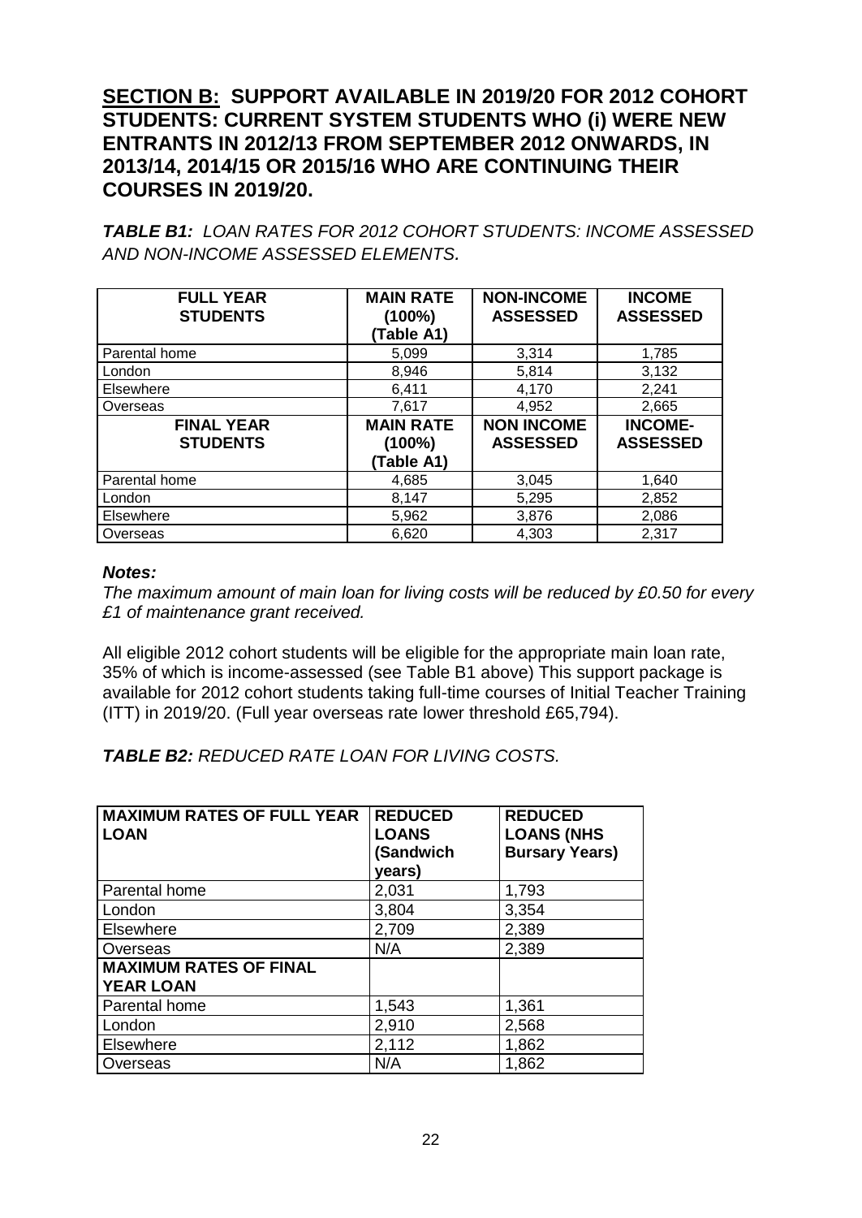## <u>SECTION B:</u> SUPPORT AVAILABLE IN 2019/20 FOR 2012 COHORT STUDENTS: CURRENT SYSTEM STUDENTS WHO (i) WERE NEW ENTRANTS IN 2012/13 FROM SEPTEMBER 2012 ONWARDS, IN 2013/14, 2014/15 OR 2015/16 WHO ARE CONTINUING THEIR COURSES IN 2019/20.

***TABLE B1:*** *LOAN RATES FOR 2012 COHORT STUDENTS: INCOME ASSESSED AND NON-INCOME ASSESSED ELEMENTS.*

| **FULL YEAR STUDENTS** | **MAIN RATE (100%) (Table A1)** | **NON-INCOME ASSESSED** | **INCOME ASSESSED** |
|---|---|---|---|
| Parental home | 5,099 | 3,314 | 1,785 |
| London | 8,946 | 5,814 | 3,132 |
| Elsewhere | 6,411 | 4,170 | 2,241 |
| Overseas | 7,617 | 4,952 | 2,665 |
| **FINAL YEAR STUDENTS** | **MAIN RATE (100%) (Table A1)** | **NON INCOME ASSESSED** | **INCOME-ASSESSED** |
| Parental home | 4,685 | 3,045 | 1,640 |
| London | 8,147 | 5,295 | 2,852 |
| Elsewhere | 5,962 | 3,876 | 2,086 |
| Overseas | 6,620 | 4,303 | 2,317 |

***Notes:***

*The maximum amount of main loan for living costs will be reduced by £0.50 for every £1 of maintenance grant received.*

All eligible 2012 cohort students will be eligible for the appropriate main loan rate, 35% of which is income-assessed (see Table B1 above) This support package is available for 2012 cohort students taking full-time courses of Initial Teacher Training (ITT) in 2019/20. (Full year overseas rate lower threshold £65,794).

***TABLE B2:*** *REDUCED RATE LOAN FOR LIVING COSTS.*

| **MAXIMUM RATES OF FULL YEAR LOAN** | **REDUCED LOANS (Sandwich years)** | **REDUCED LOANS (NHS Bursary Years)** |
|---|---|---|
| Parental home | 2,031 | 1,793 |
| London | 3,804 | 3,354 |
| Elsewhere | 2,709 | 2,389 |
| Overseas | N/A | 2,389 |
| **MAXIMUM RATES OF FINAL YEAR LOAN** | | |
| Parental home | 1,543 | 1,361 |
| London | 2,910 | 2,568 |
| Elsewhere | 2,112 | 1,862 |
| Overseas | N/A | 1,862 |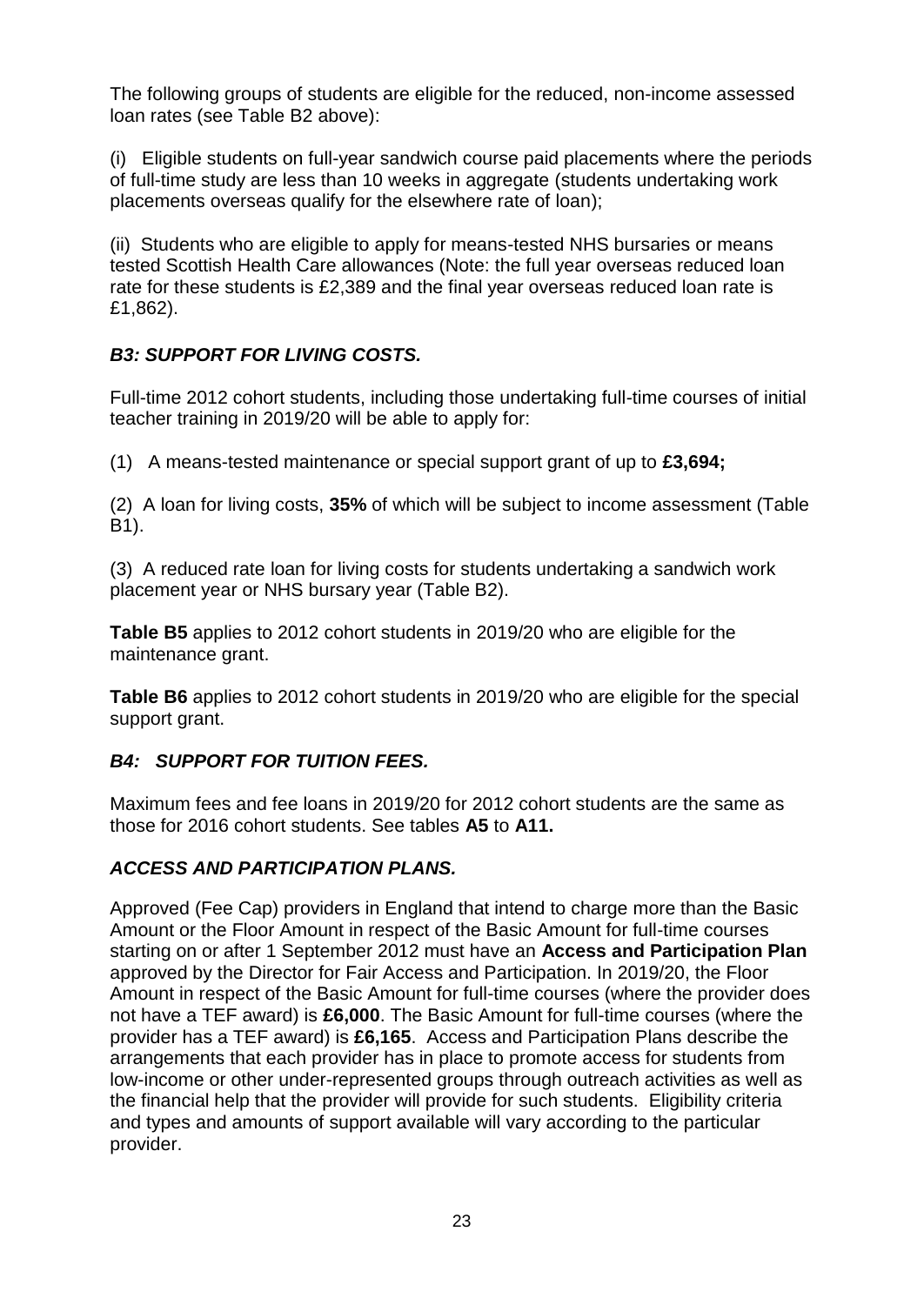The following groups of students are eligible for the reduced, non-income assessed loan rates (see Table B2 above):

(i) Eligible students on full-year sandwich course paid placements where the periods of full-time study are less than 10 weeks in aggregate (students undertaking work placements overseas qualify for the elsewhere rate of loan);

(ii) Students who are eligible to apply for means-tested NHS bursaries or means tested Scottish Health Care allowances (Note: the full year overseas reduced loan rate for these students is £2,389 and the final year overseas reduced loan rate is £1,862).

### *B3: SUPPORT FOR LIVING COSTS.*

Full-time 2012 cohort students, including those undertaking full-time courses of initial teacher training in 2019/20 will be able to apply for:

(1) A means-tested maintenance or special support grant of up to **£3,694;**

(2) A loan for living costs, **35%** of which will be subject to income assessment (Table B1).

(3) A reduced rate loan for living costs for students undertaking a sandwich work placement year or NHS bursary year (Table B2).

**Table B5** applies to 2012 cohort students in 2019/20 who are eligible for the maintenance grant.

**Table B6** applies to 2012 cohort students in 2019/20 who are eligible for the special support grant.

### *B4: SUPPORT FOR TUITION FEES.*

Maximum fees and fee loans in 2019/20 for 2012 cohort students are the same as those for 2016 cohort students. See tables **A5** to **A11.**

### *ACCESS AND PARTICIPATION PLANS.*

Approved (Fee Cap) providers in England that intend to charge more than the Basic Amount or the Floor Amount in respect of the Basic Amount for full-time courses starting on or after 1 September 2012 must have an **Access and Participation Plan** approved by the Director for Fair Access and Participation. In 2019/20, the Floor Amount in respect of the Basic Amount for full-time courses (where the provider does not have a TEF award) is **£6,000**. The Basic Amount for full-time courses (where the provider has a TEF award) is **£6,165**. Access and Participation Plans describe the arrangements that each provider has in place to promote access for students from low-income or other under-represented groups through outreach activities as well as the financial help that the provider will provide for such students. Eligibility criteria and types and amounts of support available will vary according to the particular provider.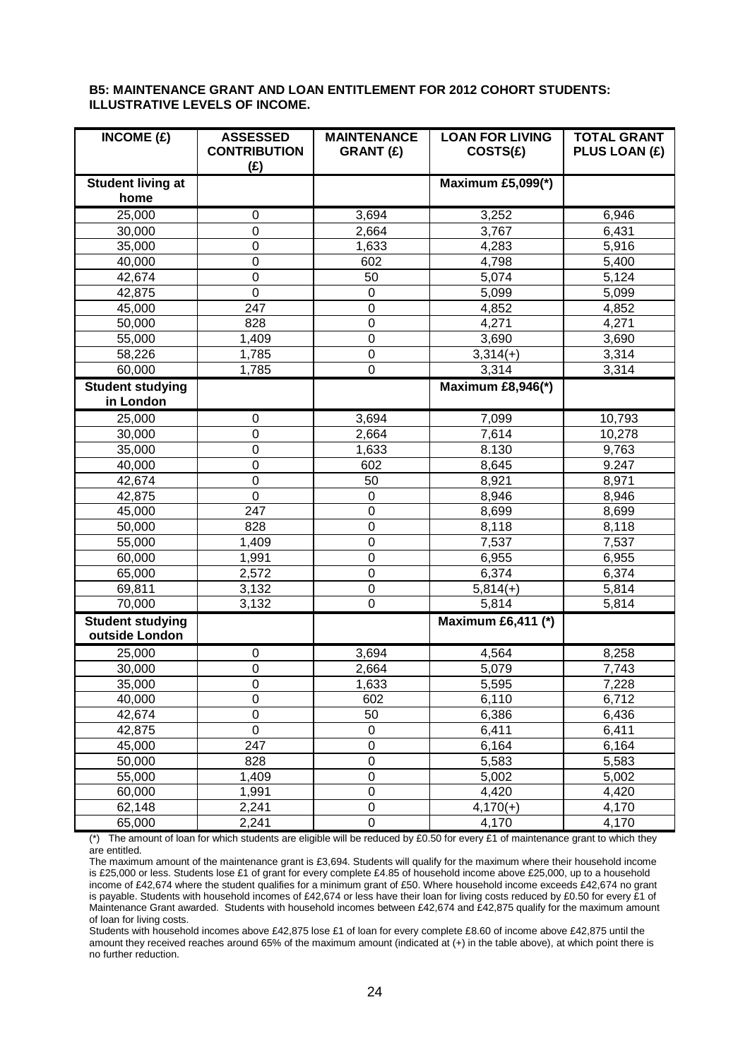**B5: MAINTENANCE GRANT AND LOAN ENTITLEMENT FOR 2012 COHORT STUDENTS: ILLUSTRATIVE LEVELS OF INCOME.**

| INCOME (£) | ASSESSED CONTRIBUTION (£) | MAINTENANCE GRANT (£) | LOAN FOR LIVING COSTS(£) | TOTAL GRANT PLUS LOAN (£) |
|---|---|---|---|---|
| **Student living at home** | | | **Maximum £5,099(*)** | |
| 25,000 | 0 | 3,694 | 3,252 | 6,946 |
| 30,000 | 0 | 2,664 | 3,767 | 6,431 |
| 35,000 | 0 | 1,633 | 4,283 | 5,916 |
| 40,000 | 0 | 602 | 4,798 | 5,400 |
| 42,674 | 0 | 50 | 5,074 | 5,124 |
| 42,875 | 0 | 0 | 5,099 | 5,099 |
| 45,000 | 247 | 0 | 4,852 | 4,852 |
| 50,000 | 828 | 0 | 4,271 | 4,271 |
| 55,000 | 1,409 | 0 | 3,690 | 3,690 |
| 58,226 | 1,785 | 0 | 3,314(+) | 3,314 |
| 60,000 | 1,785 | 0 | 3,314 | 3,314 |
| **Student studying in London** | | | **Maximum £8,946(*)** | |
| 25,000 | 0 | 3,694 | 7,099 | 10,793 |
| 30,000 | 0 | 2,664 | 7,614 | 10,278 |
| 35,000 | 0 | 1,633 | 8.130 | 9,763 |
| 40,000 | 0 | 602 | 8,645 | 9.247 |
| 42,674 | 0 | 50 | 8,921 | 8,971 |
| 42,875 | 0 | 0 | 8,946 | 8,946 |
| 45,000 | 247 | 0 | 8,699 | 8,699 |
| 50,000 | 828 | 0 | 8,118 | 8,118 |
| 55,000 | 1,409 | 0 | 7,537 | 7,537 |
| 60,000 | 1,991 | 0 | 6,955 | 6,955 |
| 65,000 | 2,572 | 0 | 6,374 | 6,374 |
| 69,811 | 3,132 | 0 | 5,814(+) | 5,814 |
| 70,000 | 3,132 | 0 | 5,814 | 5,814 |
| **Student studying outside London** | | | **Maximum £6,411 (*)** | |
| 25,000 | 0 | 3,694 | 4,564 | 8,258 |
| 30,000 | 0 | 2,664 | 5,079 | 7,743 |
| 35,000 | 0 | 1,633 | 5,595 | 7,228 |
| 40,000 | 0 | 602 | 6,110 | 6,712 |
| 42,674 | 0 | 50 | 6,386 | 6,436 |
| 42,875 | 0 | 0 | 6,411 | 6,411 |
| 45,000 | 247 | 0 | 6,164 | 6,164 |
| 50,000 | 828 | 0 | 5,583 | 5,583 |
| 55,000 | 1,409 | 0 | 5,002 | 5,002 |
| 60,000 | 1,991 | 0 | 4,420 | 4,420 |
| 62,148 | 2,241 | 0 | 4,170(+) | 4,170 |
| 65,000 | 2,241 | 0 | 4,170 | 4,170 |

(*) The amount of loan for which students are eligible will be reduced by £0.50 for every £1 of maintenance grant to which they are entitled.

The maximum amount of the maintenance grant is £3,694. Students will qualify for the maximum where their household income is £25,000 or less. Students lose £1 of grant for every complete £4.85 of household income above £25,000, up to a household income of £42,674 where the student qualifies for a minimum grant of £50. Where household income exceeds £42,674 no grant is payable. Students with household incomes of £42,674 or less have their loan for living costs reduced by £0.50 for every £1 of Maintenance Grant awarded. Students with household incomes between £42,674 and £42,875 qualify for the maximum amount of loan for living costs.

Students with household incomes above £42,875 lose £1 of loan for every complete £8.60 of income above £42,875 until the amount they received reaches around 65% of the maximum amount (indicated at (+) in the table above), at which point there is no further reduction.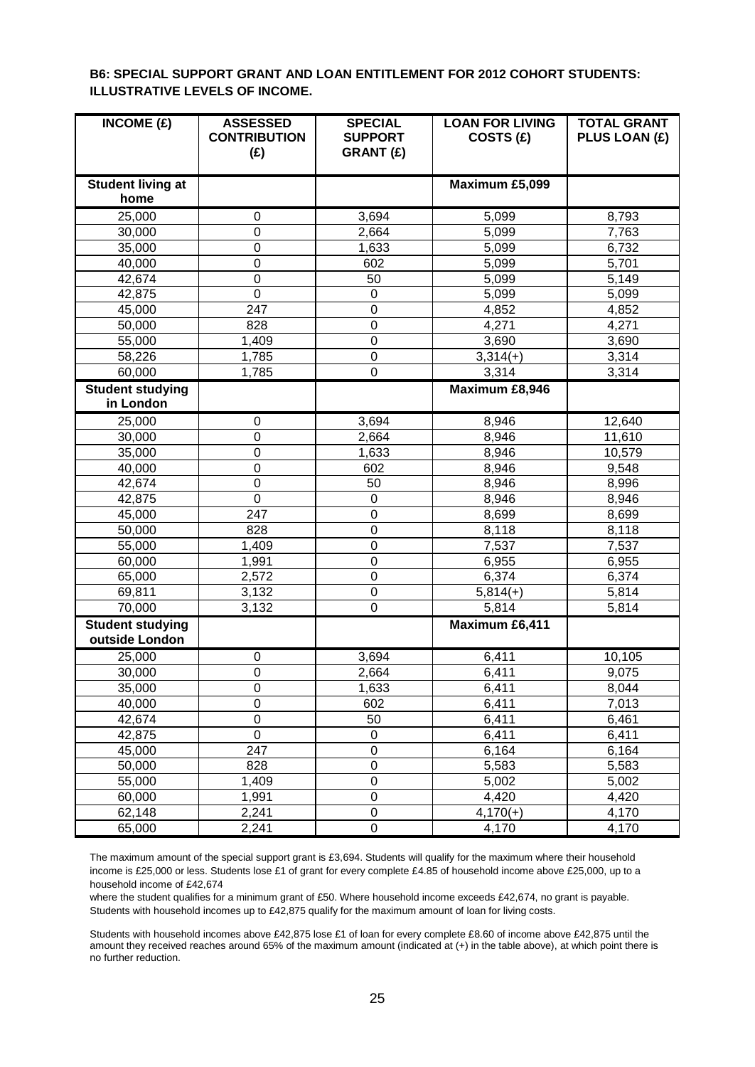**B6: SPECIAL SUPPORT GRANT AND LOAN ENTITLEMENT FOR 2012 COHORT STUDENTS: ILLUSTRATIVE LEVELS OF INCOME.**

| INCOME (£) | ASSESSED CONTRIBUTION (£) | SPECIAL SUPPORT GRANT (£) | LOAN FOR LIVING COSTS (£) | TOTAL GRANT PLUS LOAN (£) |
|---|---|---|---|---|
| **Student living at home** | | | **Maximum £5,099** | |
| 25,000 | 0 | 3,694 | 5,099 | 8,793 |
| 30,000 | 0 | 2,664 | 5,099 | 7,763 |
| 35,000 | 0 | 1,633 | 5,099 | 6,732 |
| 40,000 | 0 | 602 | 5,099 | 5,701 |
| 42,674 | 0 | 50 | 5,099 | 5,149 |
| 42,875 | 0 | 0 | 5,099 | 5,099 |
| 45,000 | 247 | 0 | 4,852 | 4,852 |
| 50,000 | 828 | 0 | 4,271 | 4,271 |
| 55,000 | 1,409 | 0 | 3,690 | 3,690 |
| 58,226 | 1,785 | 0 | 3,314(+) | 3,314 |
| 60,000 | 1,785 | 0 | 3,314 | 3,314 |
| **Student studying in London** | | | **Maximum £8,946** | |
| 25,000 | 0 | 3,694 | 8,946 | 12,640 |
| 30,000 | 0 | 2,664 | 8,946 | 11,610 |
| 35,000 | 0 | 1,633 | 8,946 | 10,579 |
| 40,000 | 0 | 602 | 8,946 | 9,548 |
| 42,674 | 0 | 50 | 8,946 | 8,996 |
| 42,875 | 0 | 0 | 8,946 | 8,946 |
| 45,000 | 247 | 0 | 8,699 | 8,699 |
| 50,000 | 828 | 0 | 8,118 | 8,118 |
| 55,000 | 1,409 | 0 | 7,537 | 7,537 |
| 60,000 | 1,991 | 0 | 6,955 | 6,955 |
| 65,000 | 2,572 | 0 | 6,374 | 6,374 |
| 69,811 | 3,132 | 0 | 5,814(+) | 5,814 |
| 70,000 | 3,132 | 0 | 5,814 | 5,814 |
| **Student studying outside London** | | | **Maximum £6,411** | |
| 25,000 | 0 | 3,694 | 6,411 | 10,105 |
| 30,000 | 0 | 2,664 | 6,411 | 9,075 |
| 35,000 | 0 | 1,633 | 6,411 | 8,044 |
| 40,000 | 0 | 602 | 6,411 | 7,013 |
| 42,674 | 0 | 50 | 6,411 | 6,461 |
| 42,875 | 0 | 0 | 6,411 | 6,411 |
| 45,000 | 247 | 0 | 6,164 | 6,164 |
| 50,000 | 828 | 0 | 5,583 | 5,583 |
| 55,000 | 1,409 | 0 | 5,002 | 5,002 |
| 60,000 | 1,991 | 0 | 4,420 | 4,420 |
| 62,148 | 2,241 | 0 | 4,170(+) | 4,170 |
| 65,000 | 2,241 | 0 | 4,170 | 4,170 |

The maximum amount of the special support grant is £3,694. Students will qualify for the maximum where their household income is £25,000 or less. Students lose £1 of grant for every complete £4.85 of household income above £25,000, up to a household income of £42,674

where the student qualifies for a minimum grant of £50. Where household income exceeds £42,674, no grant is payable. Students with household incomes up to £42,875 qualify for the maximum amount of loan for living costs.

Students with household incomes above £42,875 lose £1 of loan for every complete £8.60 of income above £42,875 until the amount they received reaches around 65% of the maximum amount (indicated at (+) in the table above), at which point there is no further reduction.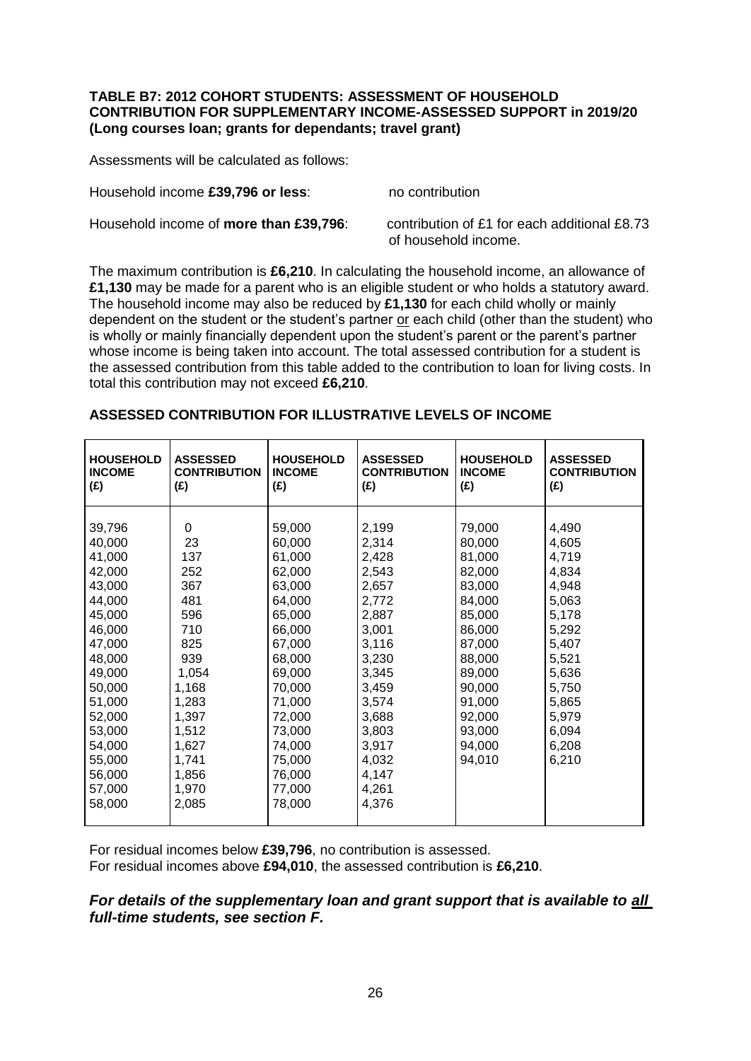**TABLE B7: 2012 COHORT STUDENTS: ASSESSMENT OF HOUSEHOLD CONTRIBUTION FOR SUPPLEMENTARY INCOME-ASSESSED SUPPORT in 2019/20 (Long courses loan; grants for dependants; travel grant)**

Assessments will be calculated as follows:

Household income **£39,796 or less**: no contribution

Household income of **more than £39,796**: contribution of £1 for each additional £8.73 of household income.

The maximum contribution is **£6,210**. In calculating the household income, an allowance of **£1,130** may be made for a parent who is an eligible student or who holds a statutory award. The household income may also be reduced by **£1,130** for each child wholly or mainly dependent on the student or the student's partner or each child (other than the student) who is wholly or mainly financially dependent upon the student's parent or the parent's partner whose income is being taken into account. The total assessed contribution for a student is the assessed contribution from this table added to the contribution to loan for living costs. In total this contribution may not exceed **£6,210**.

**ASSESSED CONTRIBUTION FOR ILLUSTRATIVE LEVELS OF INCOME**

| HOUSEHOLD INCOME (£) | ASSESSED CONTRIBUTION (£) | HOUSEHOLD INCOME (£) | ASSESSED CONTRIBUTION (£) | HOUSEHOLD INCOME (£) | ASSESSED CONTRIBUTION (£) |
|---|---|---|---|---|---|
| 39,796 | 0 | 59,000 | 2,199 | 79,000 | 4,490 |
| 40,000 | 23 | 60,000 | 2,314 | 80,000 | 4,605 |
| 41,000 | 137 | 61,000 | 2,428 | 81,000 | 4,719 |
| 42,000 | 252 | 62,000 | 2,543 | 82,000 | 4,834 |
| 43,000 | 367 | 63,000 | 2,657 | 83,000 | 4,948 |
| 44,000 | 481 | 64,000 | 2,772 | 84,000 | 5,063 |
| 45,000 | 596 | 65,000 | 2,887 | 85,000 | 5,178 |
| 46,000 | 710 | 66,000 | 3,001 | 86,000 | 5,292 |
| 47,000 | 825 | 67,000 | 3,116 | 87,000 | 5,407 |
| 48,000 | 939 | 68,000 | 3,230 | 88,000 | 5,521 |
| 49,000 | 1,054 | 69,000 | 3,345 | 89,000 | 5,636 |
| 50,000 | 1,168 | 70,000 | 3,459 | 90,000 | 5,750 |
| 51,000 | 1,283 | 71,000 | 3,574 | 91,000 | 5,865 |
| 52,000 | 1,397 | 72,000 | 3,688 | 92,000 | 5,979 |
| 53,000 | 1,512 | 73,000 | 3,803 | 93,000 | 6,094 |
| 54,000 | 1,627 | 74,000 | 3,917 | 94,000 | 6,208 |
| 55,000 | 1,741 | 75,000 | 4,032 | 94,010 | 6,210 |
| 56,000 | 1,856 | 76,000 | 4,147 | | |
| 57,000 | 1,970 | 77,000 | 4,261 | | |
| 58,000 | 2,085 | 78,000 | 4,376 | | |

For residual incomes below **£39,796**, no contribution is assessed.
For residual incomes above **£94,010**, the assessed contribution is **£6,210**.

***For details of the supplementary loan and grant support that is available to all full-time students, see section F.***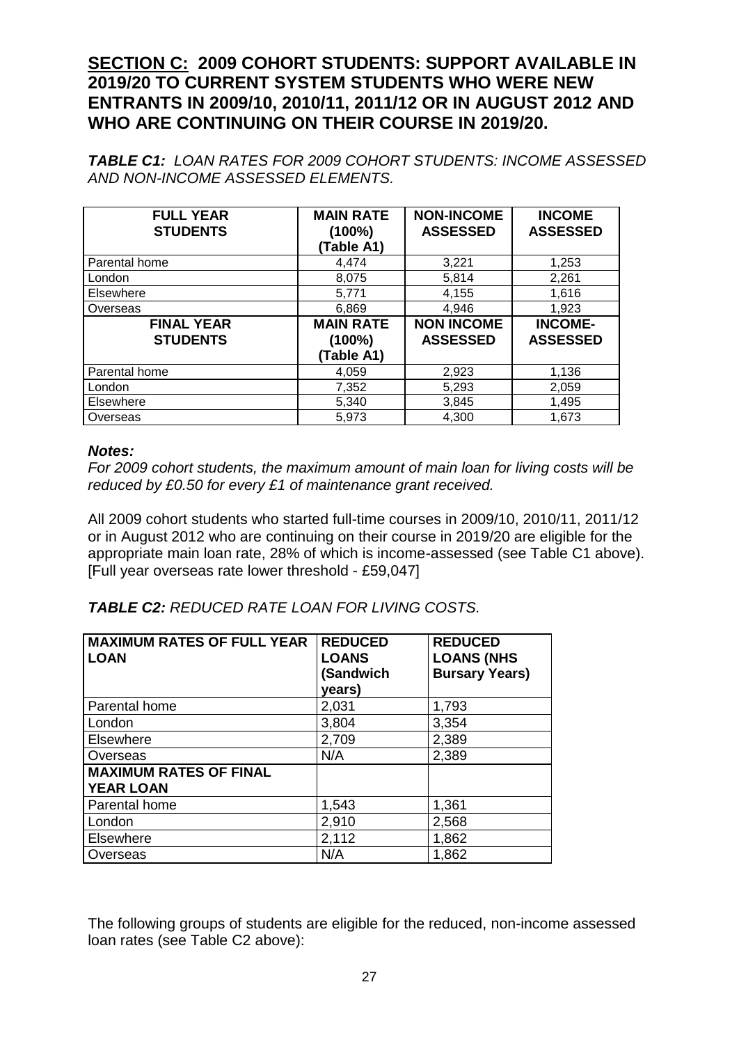## **SECTION C:** 2009 COHORT STUDENTS: SUPPORT AVAILABLE IN 2019/20 TO CURRENT SYSTEM STUDENTS WHO WERE NEW ENTRANTS IN 2009/10, 2010/11, 2011/12 OR IN AUGUST 2012 AND WHO ARE CONTINUING ON THEIR COURSE IN 2019/20.

***TABLE C1:*** *LOAN RATES FOR 2009 COHORT STUDENTS: INCOME ASSESSED AND NON-INCOME ASSESSED ELEMENTS.*

| FULL YEAR STUDENTS | MAIN RATE (100%) (Table A1) | NON-INCOME ASSESSED | INCOME ASSESSED |
|---|---|---|---|
| Parental home | 4,474 | 3,221 | 1,253 |
| London | 8,075 | 5,814 | 2,261 |
| Elsewhere | 5,771 | 4,155 | 1,616 |
| Overseas | 6,869 | 4,946 | 1,923 |
| **FINAL YEAR STUDENTS** | **MAIN RATE (100%) (Table A1)** | **NON INCOME ASSESSED** | **INCOME-ASSESSED** |
| Parental home | 4,059 | 2,923 | 1,136 |
| London | 7,352 | 5,293 | 2,059 |
| Elsewhere | 5,340 | 3,845 | 1,495 |
| Overseas | 5,973 | 4,300 | 1,673 |

***Notes:***

*For 2009 cohort students, the maximum amount of main loan for living costs will be reduced by £0.50 for every £1 of maintenance grant received.*

All 2009 cohort students who started full-time courses in 2009/10, 2010/11, 2011/12 or in August 2012 who are continuing on their course in 2019/20 are eligible for the appropriate main loan rate, 28% of which is income-assessed (see Table C1 above). [Full year overseas rate lower threshold - £59,047]

***TABLE C2:*** *REDUCED RATE LOAN FOR LIVING COSTS.*

| MAXIMUM RATES OF FULL YEAR LOAN | REDUCED LOANS (Sandwich years) | REDUCED LOANS (NHS Bursary Years) |
|---|---|---|
| Parental home | 2,031 | 1,793 |
| London | 3,804 | 3,354 |
| Elsewhere | 2,709 | 2,389 |
| Overseas | N/A | 2,389 |
| **MAXIMUM RATES OF FINAL YEAR LOAN** | | |
| Parental home | 1,543 | 1,361 |
| London | 2,910 | 2,568 |
| Elsewhere | 2,112 | 1,862 |
| Overseas | N/A | 1,862 |

The following groups of students are eligible for the reduced, non-income assessed loan rates (see Table C2 above):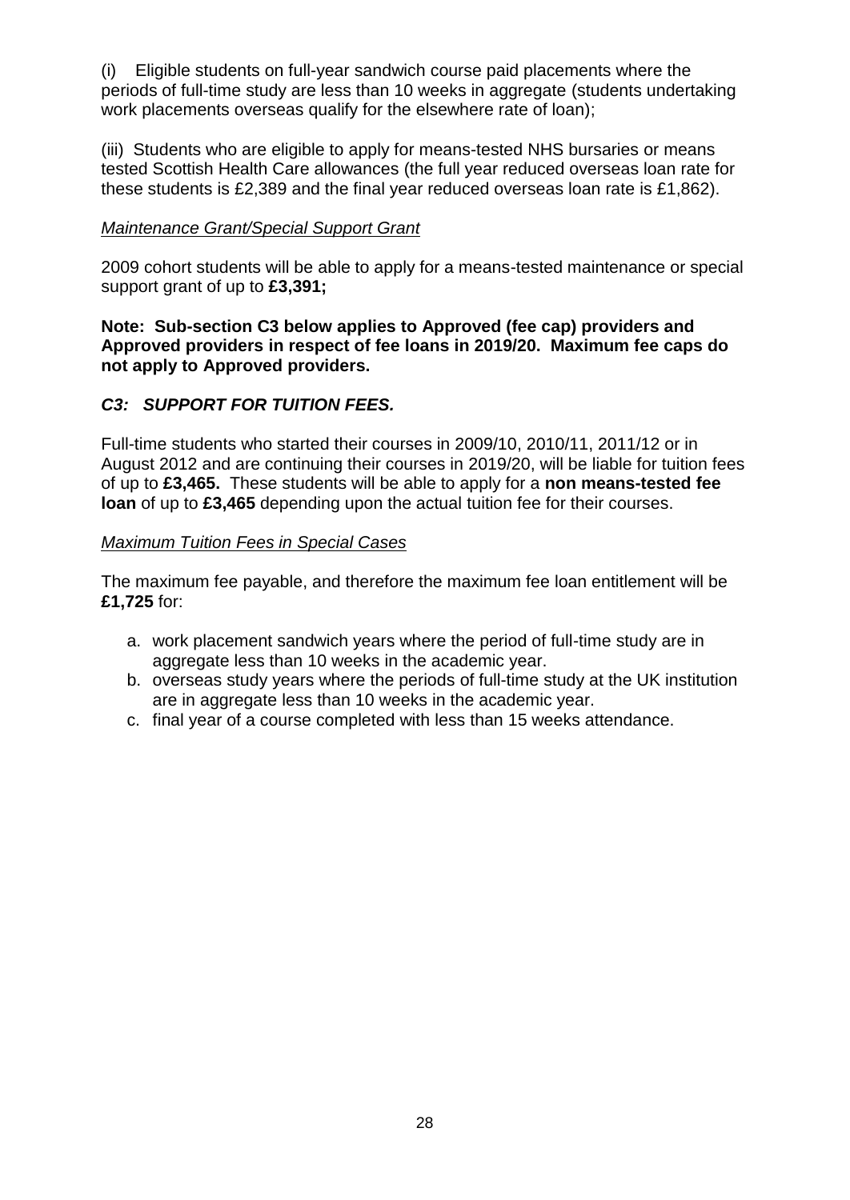(i) Eligible students on full-year sandwich course paid placements where the periods of full-time study are less than 10 weeks in aggregate (students undertaking work placements overseas qualify for the elsewhere rate of loan);

(iii) Students who are eligible to apply for means-tested NHS bursaries or means tested Scottish Health Care allowances (the full year reduced overseas loan rate for these students is £2,389 and the final year reduced overseas loan rate is £1,862).

*Maintenance Grant/Special Support Grant*

2009 cohort students will be able to apply for a means-tested maintenance or special support grant of up to **£3,391;**

**Note: Sub-section C3 below applies to Approved (fee cap) providers and Approved providers in respect of fee loans in 2019/20. Maximum fee caps do not apply to Approved providers.**

### *C3: SUPPORT FOR TUITION FEES.*

Full-time students who started their courses in 2009/10, 2010/11, 2011/12 or in August 2012 and are continuing their courses in 2019/20, will be liable for tuition fees of up to **£3,465.** These students will be able to apply for a **non means-tested fee loan** of up to **£3,465** depending upon the actual tuition fee for their courses.

*Maximum Tuition Fees in Special Cases*

The maximum fee payable, and therefore the maximum fee loan entitlement will be **£1,725** for:

a. work placement sandwich years where the period of full-time study are in aggregate less than 10 weeks in the academic year.
b. overseas study years where the periods of full-time study at the UK institution are in aggregate less than 10 weeks in the academic year.
c. final year of a course completed with less than 15 weeks attendance.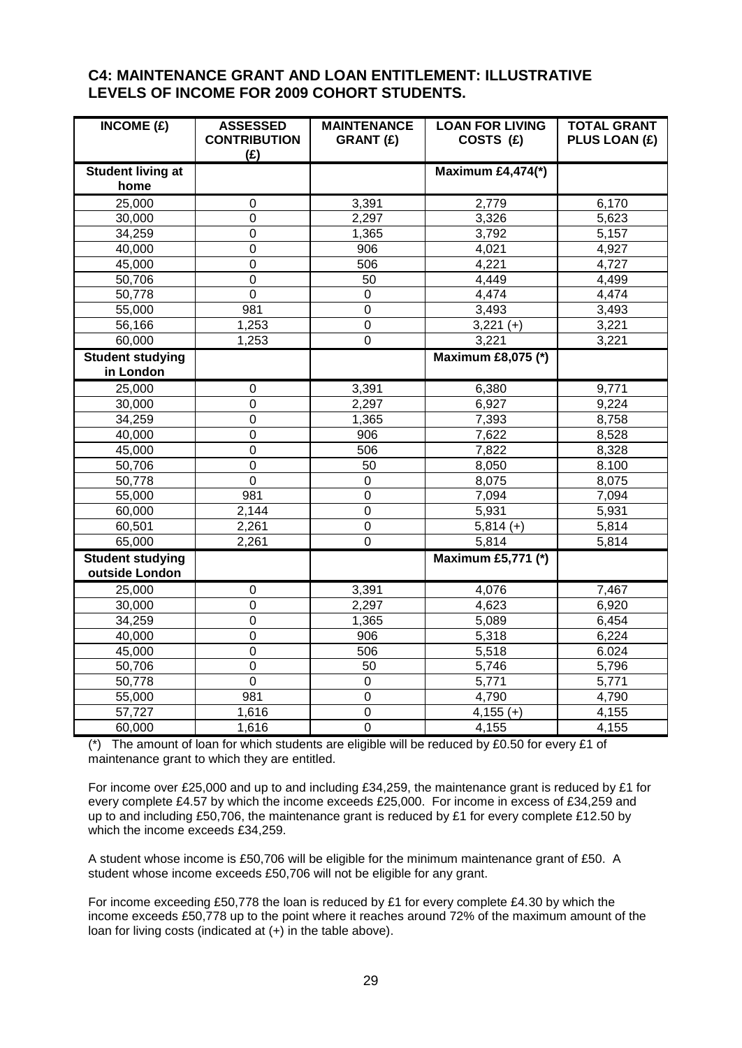## C4: MAINTENANCE GRANT AND LOAN ENTITLEMENT: ILLUSTRATIVE LEVELS OF INCOME FOR 2009 COHORT STUDENTS.

| INCOME (£) | ASSESSED CONTRIBUTION (£) | MAINTENANCE GRANT (£) | LOAN FOR LIVING COSTS (£) | TOTAL GRANT PLUS LOAN (£) |
|---|---|---|---|---|
| **Student living at home** | | | **Maximum £4,474(*)** | |
| 25,000 | 0 | 3,391 | 2,779 | 6,170 |
| 30,000 | 0 | 2,297 | 3,326 | 5,623 |
| 34,259 | 0 | 1,365 | 3,792 | 5,157 |
| 40,000 | 0 | 906 | 4,021 | 4,927 |
| 45,000 | 0 | 506 | 4,221 | 4,727 |
| 50,706 | 0 | 50 | 4,449 | 4,499 |
| 50,778 | 0 | 0 | 4,474 | 4,474 |
| 55,000 | 981 | 0 | 3,493 | 3,493 |
| 56,166 | 1,253 | 0 | 3,221 (+) | 3,221 |
| 60,000 | 1,253 | 0 | 3,221 | 3,221 |
| **Student studying in London** | | | **Maximum £8,075 (*)** | |
| 25,000 | 0 | 3,391 | 6,380 | 9,771 |
| 30,000 | 0 | 2,297 | 6,927 | 9,224 |
| 34,259 | 0 | 1,365 | 7,393 | 8,758 |
| 40,000 | 0 | 906 | 7,622 | 8,528 |
| 45,000 | 0 | 506 | 7,822 | 8,328 |
| 50,706 | 0 | 50 | 8,050 | 8.100 |
| 50,778 | 0 | 0 | 8,075 | 8,075 |
| 55,000 | 981 | 0 | 7,094 | 7,094 |
| 60,000 | 2,144 | 0 | 5,931 | 5,931 |
| 60,501 | 2,261 | 0 | 5,814 (+) | 5,814 |
| 65,000 | 2,261 | 0 | 5,814 | 5,814 |
| **Student studying outside London** | | | **Maximum £5,771 (*)** | |
| 25,000 | 0 | 3,391 | 4,076 | 7,467 |
| 30,000 | 0 | 2,297 | 4,623 | 6,920 |
| 34,259 | 0 | 1,365 | 5,089 | 6,454 |
| 40,000 | 0 | 906 | 5,318 | 6,224 |
| 45,000 | 0 | 506 | 5,518 | 6.024 |
| 50,706 | 0 | 50 | 5,746 | 5,796 |
| 50,778 | 0 | 0 | 5,771 | 5,771 |
| 55,000 | 981 | 0 | 4,790 | 4,790 |
| 57,727 | 1,616 | 0 | 4,155 (+) | 4,155 |
| 60,000 | 1,616 | 0 | 4,155 | 4,155 |

(*) The amount of loan for which students are eligible will be reduced by £0.50 for every £1 of maintenance grant to which they are entitled.

For income over £25,000 and up to and including £34,259, the maintenance grant is reduced by £1 for every complete £4.57 by which the income exceeds £25,000. For income in excess of £34,259 and up to and including £50,706, the maintenance grant is reduced by £1 for every complete £12.50 by which the income exceeds £34,259.

A student whose income is £50,706 will be eligible for the minimum maintenance grant of £50. A student whose income exceeds £50,706 will not be eligible for any grant.

For income exceeding £50,778 the loan is reduced by £1 for every complete £4.30 by which the income exceeds £50,778 up to the point where it reaches around 72% of the maximum amount of the loan for living costs (indicated at (+) in the table above).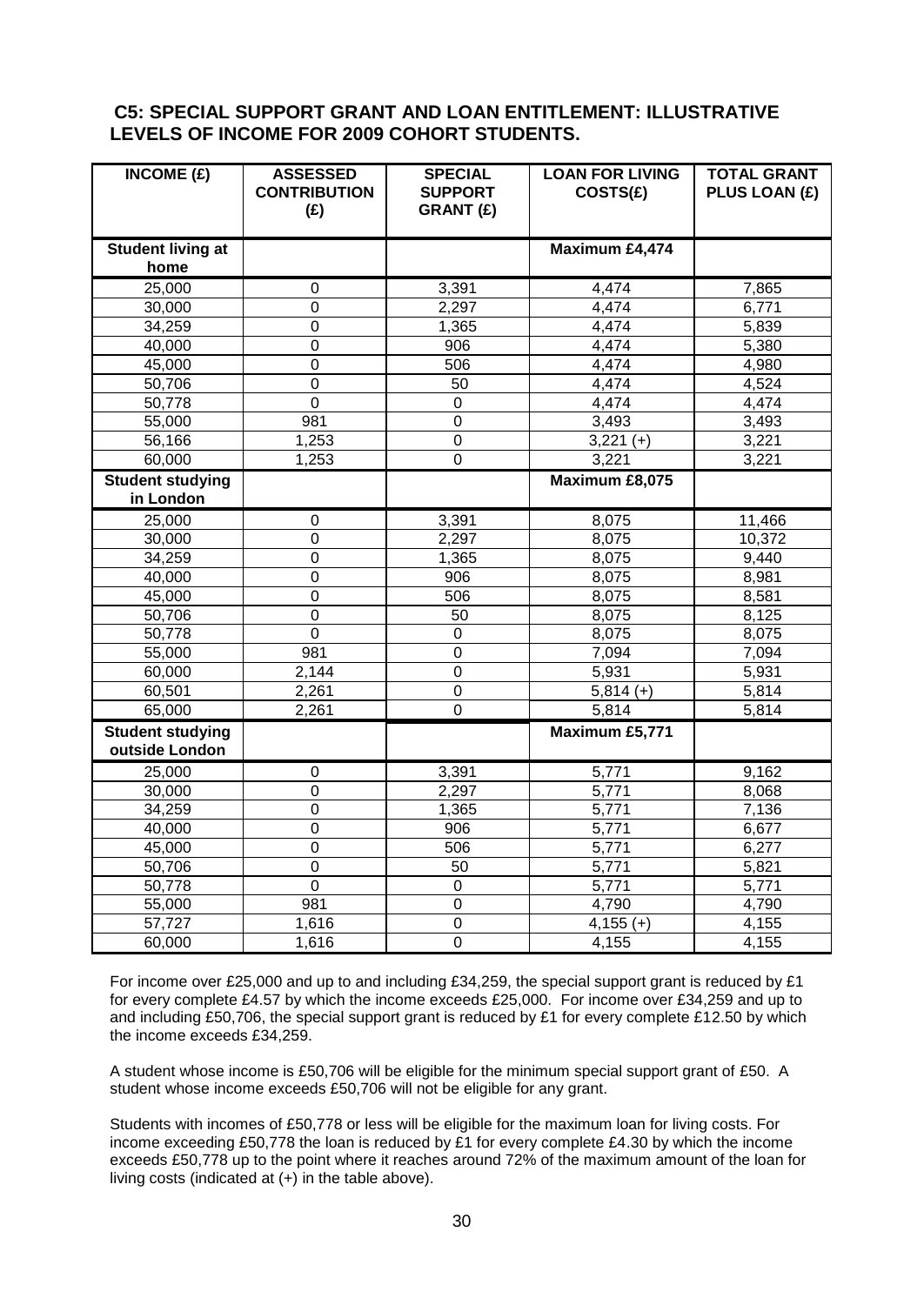## C5: SPECIAL SUPPORT GRANT AND LOAN ENTITLEMENT: ILLUSTRATIVE LEVELS OF INCOME FOR 2009 COHORT STUDENTS.

| INCOME (£) | ASSESSED CONTRIBUTION (£) | SPECIAL SUPPORT GRANT (£) | LOAN FOR LIVING COSTS(£) | TOTAL GRANT PLUS LOAN (£) |
|---|---|---|---|---|
| **Student living at home** | | | **Maximum £4,474** | |
| 25,000 | 0 | 3,391 | 4,474 | 7,865 |
| 30,000 | 0 | 2,297 | 4,474 | 6,771 |
| 34,259 | 0 | 1,365 | 4,474 | 5,839 |
| 40,000 | 0 | 906 | 4,474 | 5,380 |
| 45,000 | 0 | 506 | 4,474 | 4,980 |
| 50,706 | 0 | 50 | 4,474 | 4,524 |
| 50,778 | 0 | 0 | 4,474 | 4,474 |
| 55,000 | 981 | 0 | 3,493 | 3,493 |
| 56,166 | 1,253 | 0 | 3,221 (+) | 3,221 |
| 60,000 | 1,253 | 0 | 3,221 | 3,221 |
| **Student studying in London** | | | **Maximum £8,075** | |
| 25,000 | 0 | 3,391 | 8,075 | 11,466 |
| 30,000 | 0 | 2,297 | 8,075 | 10,372 |
| 34,259 | 0 | 1,365 | 8,075 | 9,440 |
| 40,000 | 0 | 906 | 8,075 | 8,981 |
| 45,000 | 0 | 506 | 8,075 | 8,581 |
| 50,706 | 0 | 50 | 8,075 | 8,125 |
| 50,778 | 0 | 0 | 8,075 | 8,075 |
| 55,000 | 981 | 0 | 7,094 | 7,094 |
| 60,000 | 2,144 | 0 | 5,931 | 5,931 |
| 60,501 | 2,261 | 0 | 5,814 (+) | 5,814 |
| 65,000 | 2,261 | 0 | 5,814 | 5,814 |
| **Student studying outside London** | | | **Maximum £5,771** | |
| 25,000 | 0 | 3,391 | 5,771 | 9,162 |
| 30,000 | 0 | 2,297 | 5,771 | 8,068 |
| 34,259 | 0 | 1,365 | 5,771 | 7,136 |
| 40,000 | 0 | 906 | 5,771 | 6,677 |
| 45,000 | 0 | 506 | 5,771 | 6,277 |
| 50,706 | 0 | 50 | 5,771 | 5,821 |
| 50,778 | 0 | 0 | 5,771 | 5,771 |
| 55,000 | 981 | 0 | 4,790 | 4,790 |
| 57,727 | 1,616 | 0 | 4,155 (+) | 4,155 |
| 60,000 | 1,616 | 0 | 4,155 | 4,155 |

For income over £25,000 and up to and including £34,259, the special support grant is reduced by £1 for every complete £4.57 by which the income exceeds £25,000. For income over £34,259 and up to and including £50,706, the special support grant is reduced by £1 for every complete £12.50 by which the income exceeds £34,259.

A student whose income is £50,706 will be eligible for the minimum special support grant of £50. A student whose income exceeds £50,706 will not be eligible for any grant.

Students with incomes of £50,778 or less will be eligible for the maximum loan for living costs. For income exceeding £50,778 the loan is reduced by £1 for every complete £4.30 by which the income exceeds £50,778 up to the point where it reaches around 72% of the maximum amount of the loan for living costs (indicated at (+) in the table above).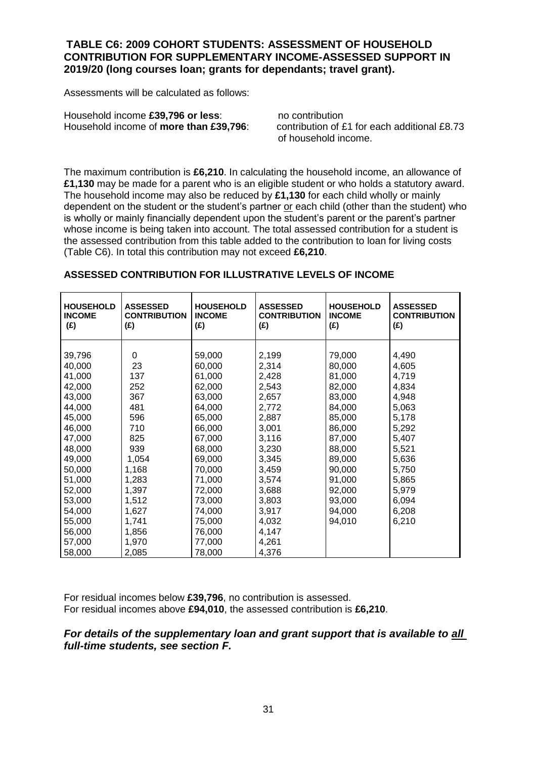## TABLE C6: 2009 COHORT STUDENTS: ASSESSMENT OF HOUSEHOLD CONTRIBUTION FOR SUPPLEMENTARY INCOME-ASSESSED SUPPORT IN 2019/20 (long courses loan; grants for dependants; travel grant).

Assessments will be calculated as follows:

Household income **£39,796 or less**: no contribution
Household income of **more than £39,796**: contribution of £1 for each additional £8.73 of household income.

The maximum contribution is **£6,210**. In calculating the household income, an allowance of **£1,130** may be made for a parent who is an eligible student or who holds a statutory award. The household income may also be reduced by **£1,130** for each child wholly or mainly dependent on the student or the student's partner or each child (other than the student) who is wholly or mainly financially dependent upon the student's parent or the parent's partner whose income is being taken into account. The total assessed contribution for a student is the assessed contribution from this table added to the contribution to loan for living costs (Table C6). In total this contribution may not exceed **£6,210**.

### ASSESSED CONTRIBUTION FOR ILLUSTRATIVE LEVELS OF INCOME

| HOUSEHOLD INCOME (£) | ASSESSED CONTRIBUTION (£) | HOUSEHOLD INCOME (£) | ASSESSED CONTRIBUTION (£) | HOUSEHOLD INCOME (£) | ASSESSED CONTRIBUTION (£) |
|---|---|---|---|---|---|
| 39,796 | 0 | 59,000 | 2,199 | 79,000 | 4,490 |
| 40,000 | 23 | 60,000 | 2,314 | 80,000 | 4,605 |
| 41,000 | 137 | 61,000 | 2,428 | 81,000 | 4,719 |
| 42,000 | 252 | 62,000 | 2,543 | 82,000 | 4,834 |
| 43,000 | 367 | 63,000 | 2,657 | 83,000 | 4,948 |
| 44,000 | 481 | 64,000 | 2,772 | 84,000 | 5,063 |
| 45,000 | 596 | 65,000 | 2,887 | 85,000 | 5,178 |
| 46,000 | 710 | 66,000 | 3,001 | 86,000 | 5,292 |
| 47,000 | 825 | 67,000 | 3,116 | 87,000 | 5,407 |
| 48,000 | 939 | 68,000 | 3,230 | 88,000 | 5,521 |
| 49,000 | 1,054 | 69,000 | 3,345 | 89,000 | 5,636 |
| 50,000 | 1,168 | 70,000 | 3,459 | 90,000 | 5,750 |
| 51,000 | 1,283 | 71,000 | 3,574 | 91,000 | 5,865 |
| 52,000 | 1,397 | 72,000 | 3,688 | 92,000 | 5,979 |
| 53,000 | 1,512 | 73,000 | 3,803 | 93,000 | 6,094 |
| 54,000 | 1,627 | 74,000 | 3,917 | 94,000 | 6,208 |
| 55,000 | 1,741 | 75,000 | 4,032 | 94,010 | 6,210 |
| 56,000 | 1,856 | 76,000 | 4,147 | | |
| 57,000 | 1,970 | 77,000 | 4,261 | | |
| 58,000 | 2,085 | 78,000 | 4,376 | | |

For residual incomes below **£39,796**, no contribution is assessed.
For residual incomes above **£94,010**, the assessed contribution is **£6,210**.

***For details of the supplementary loan and grant support that is available to all full-time students, see section F.***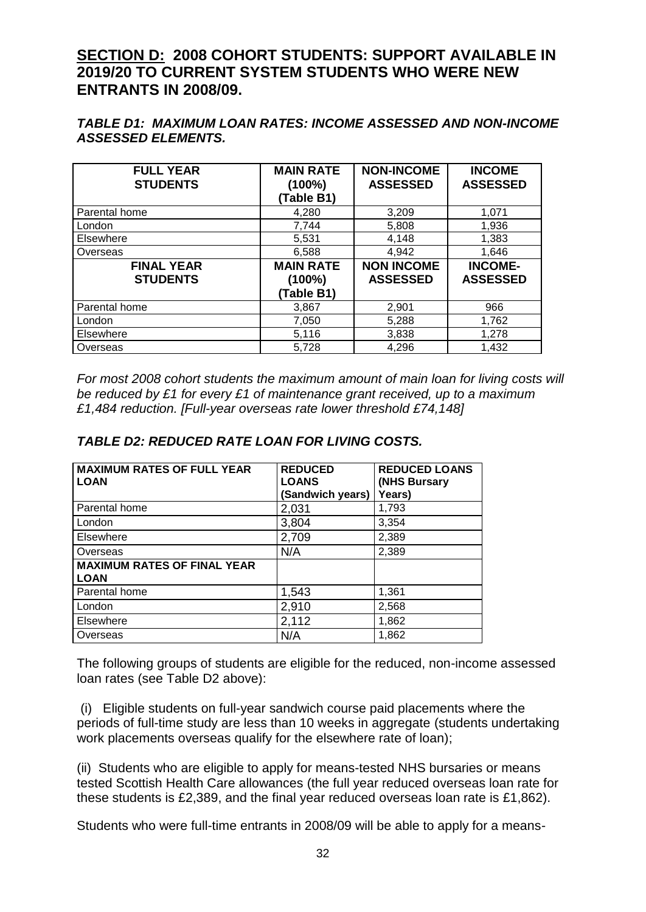## SECTION D: 2008 COHORT STUDENTS: SUPPORT AVAILABLE IN 2019/20 TO CURRENT SYSTEM STUDENTS WHO WERE NEW ENTRANTS IN 2008/09.

### *TABLE D1: MAXIMUM LOAN RATES: INCOME ASSESSED AND NON-INCOME ASSESSED ELEMENTS.*

| FULL YEAR STUDENTS | MAIN RATE (100%) (Table B1) | NON-INCOME ASSESSED | INCOME ASSESSED |
|---|---|---|---|
| Parental home | 4,280 | 3,209 | 1,071 |
| London | 7,744 | 5,808 | 1,936 |
| Elsewhere | 5,531 | 4,148 | 1,383 |
| Overseas | 6,588 | 4,942 | 1,646 |
| **FINAL YEAR STUDENTS** | **MAIN RATE (100%) (Table B1)** | **NON INCOME ASSESSED** | **INCOME-ASSESSED** |
| Parental home | 3,867 | 2,901 | 966 |
| London | 7,050 | 5,288 | 1,762 |
| Elsewhere | 5,116 | 3,838 | 1,278 |
| Overseas | 5,728 | 4,296 | 1,432 |

*For most 2008 cohort students the maximum amount of main loan for living costs will be reduced by £1 for every £1 of maintenance grant received, up to a maximum £1,484 reduction. [Full-year overseas rate lower threshold £74,148]*

### *TABLE D2: REDUCED RATE LOAN FOR LIVING COSTS.*

| MAXIMUM RATES OF FULL YEAR LOAN | REDUCED LOANS (Sandwich years) | REDUCED LOANS (NHS Bursary Years) |
|---|---|---|
| Parental home | 2,031 | 1,793 |
| London | 3,804 | 3,354 |
| Elsewhere | 2,709 | 2,389 |
| Overseas | N/A | 2,389 |
| **MAXIMUM RATES OF FINAL YEAR LOAN** | | |
| Parental home | 1,543 | 1,361 |
| London | 2,910 | 2,568 |
| Elsewhere | 2,112 | 1,862 |
| Overseas | N/A | 1,862 |

The following groups of students are eligible for the reduced, non-income assessed loan rates (see Table D2 above):

(i) Eligible students on full-year sandwich course paid placements where the periods of full-time study are less than 10 weeks in aggregate (students undertaking work placements overseas qualify for the elsewhere rate of loan);

(ii) Students who are eligible to apply for means-tested NHS bursaries or means tested Scottish Health Care allowances (the full year reduced overseas loan rate for these students is £2,389, and the final year reduced overseas loan rate is £1,862).

Students who were full-time entrants in 2008/09 will be able to apply for a means-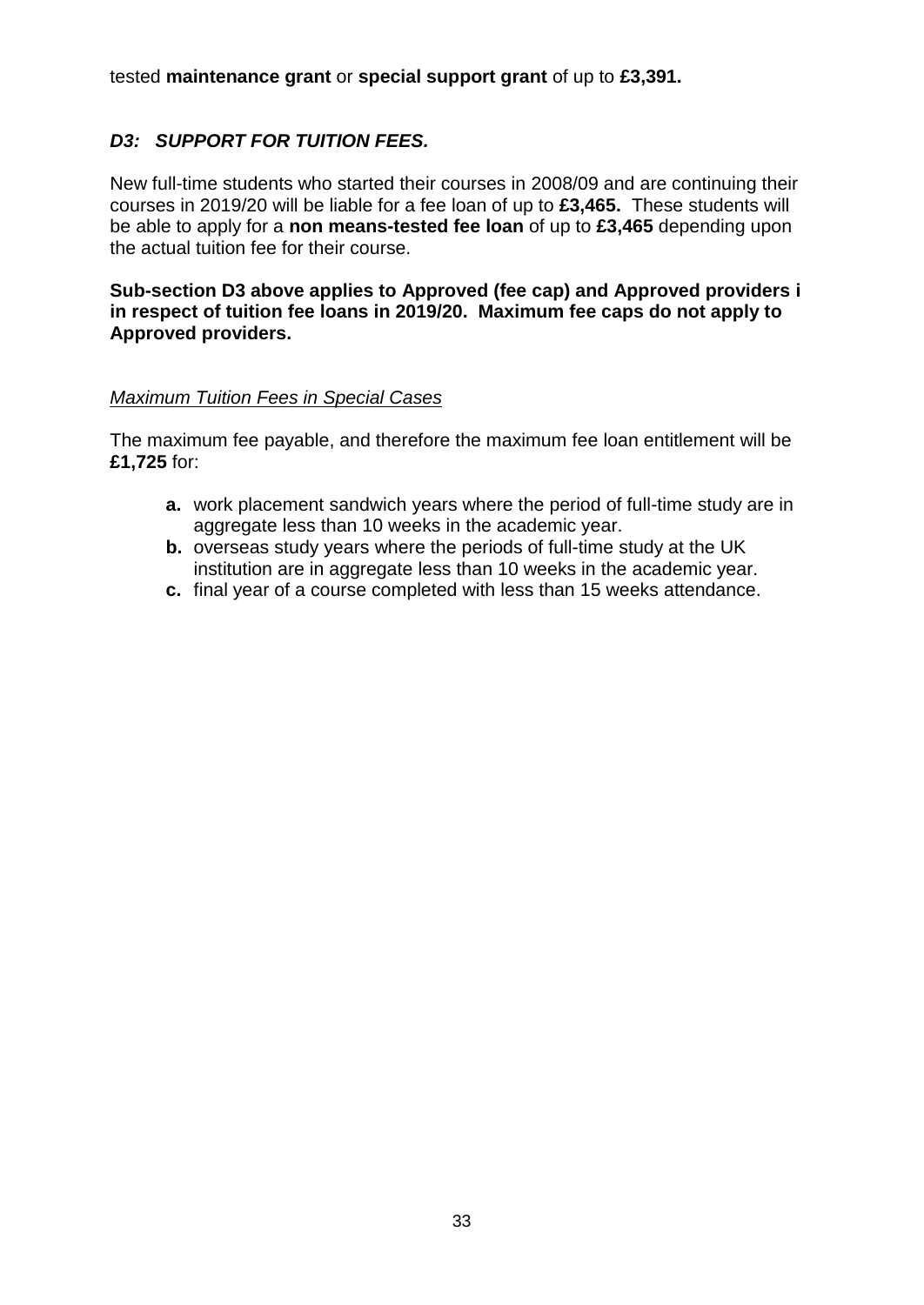tested **maintenance grant** or **special support grant** of up to **£3,391.**

### *D3: SUPPORT FOR TUITION FEES.*

New full-time students who started their courses in 2008/09 and are continuing their courses in 2019/20 will be liable for a fee loan of up to **£3,465.** These students will be able to apply for a **non means-tested fee loan** of up to **£3,465** depending upon the actual tuition fee for their course.

**Sub-section D3 above applies to Approved (fee cap) and Approved providers i in respect of tuition fee loans in 2019/20. Maximum fee caps do not apply to Approved providers.**

*Maximum Tuition Fees in Special Cases*

The maximum fee payable, and therefore the maximum fee loan entitlement will be **£1,725** for:

- **a.** work placement sandwich years where the period of full-time study are in aggregate less than 10 weeks in the academic year.
- **b.** overseas study years where the periods of full-time study at the UK institution are in aggregate less than 10 weeks in the academic year.
- **c.** final year of a course completed with less than 15 weeks attendance.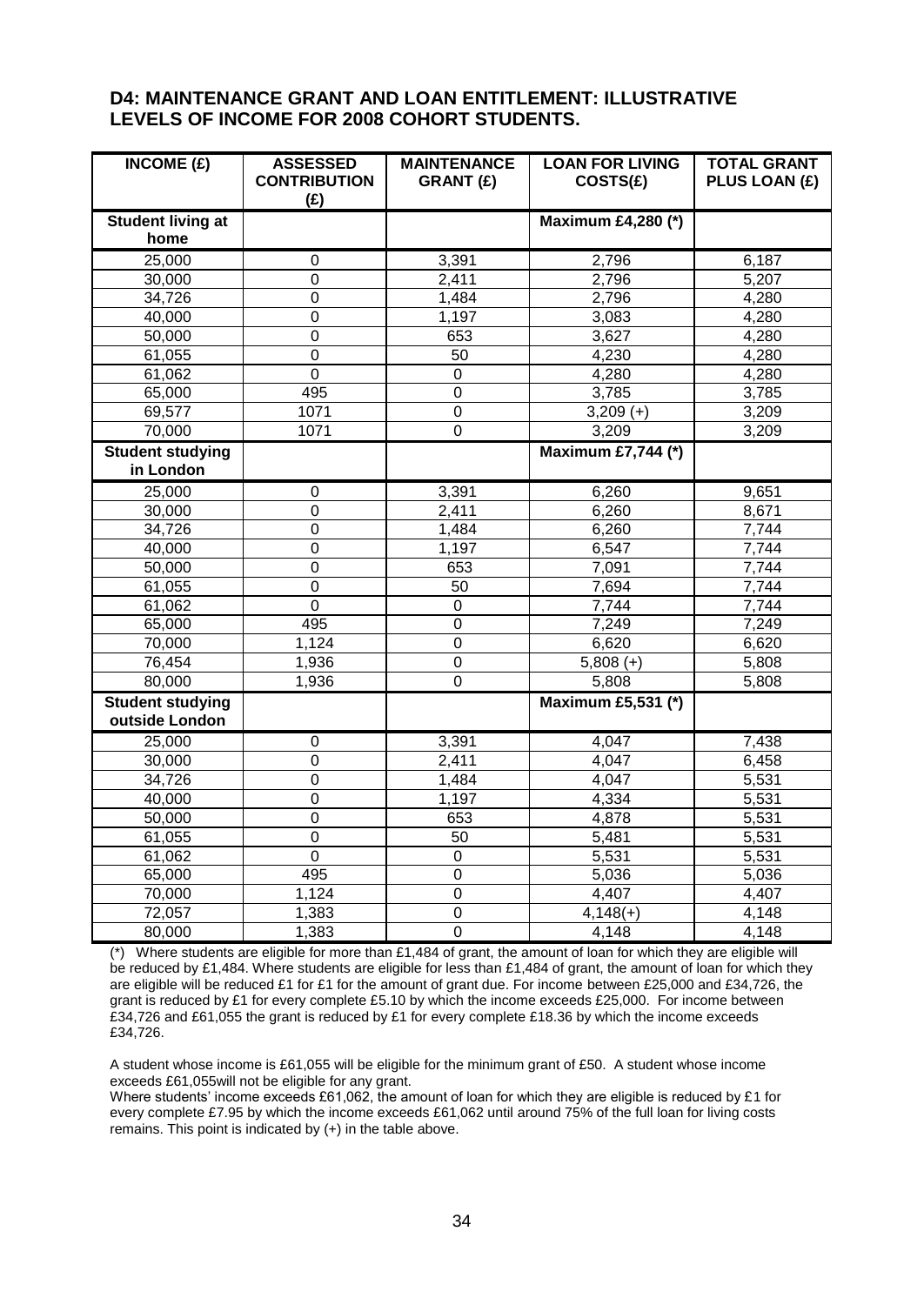## D4: MAINTENANCE GRANT AND LOAN ENTITLEMENT: ILLUSTRATIVE LEVELS OF INCOME FOR 2008 COHORT STUDENTS.

| INCOME (£) | ASSESSED CONTRIBUTION (£) | MAINTENANCE GRANT (£) | LOAN FOR LIVING COSTS(£) | TOTAL GRANT PLUS LOAN (£) |
|---|---|---|---|---|
| **Student living at home** | | | **Maximum £4,280 (*)** | |
| 25,000 | 0 | 3,391 | 2,796 | 6,187 |
| 30,000 | 0 | 2,411 | 2,796 | 5,207 |
| 34,726 | 0 | 1,484 | 2,796 | 4,280 |
| 40,000 | 0 | 1,197 | 3,083 | 4,280 |
| 50,000 | 0 | 653 | 3,627 | 4,280 |
| 61,055 | 0 | 50 | 4,230 | 4,280 |
| 61,062 | 0 | 0 | 4,280 | 4,280 |
| 65,000 | 495 | 0 | 3,785 | 3,785 |
| 69,577 | 1071 | 0 | 3,209 (+) | 3,209 |
| 70,000 | 1071 | 0 | 3,209 | 3,209 |
| **Student studying in London** | | | **Maximum £7,744 (*)** | |
| 25,000 | 0 | 3,391 | 6,260 | 9,651 |
| 30,000 | 0 | 2,411 | 6,260 | 8,671 |
| 34,726 | 0 | 1,484 | 6,260 | 7,744 |
| 40,000 | 0 | 1,197 | 6,547 | 7,744 |
| 50,000 | 0 | 653 | 7,091 | 7,744 |
| 61,055 | 0 | 50 | 7,694 | 7,744 |
| 61,062 | 0 | 0 | 7,744 | 7,744 |
| 65,000 | 495 | 0 | 7,249 | 7,249 |
| 70,000 | 1,124 | 0 | 6,620 | 6,620 |
| 76,454 | 1,936 | 0 | 5,808 (+) | 5,808 |
| 80,000 | 1,936 | 0 | 5,808 | 5,808 |
| **Student studying outside London** | | | **Maximum £5,531 (*)** | |
| 25,000 | 0 | 3,391 | 4,047 | 7,438 |
| 30,000 | 0 | 2,411 | 4,047 | 6,458 |
| 34,726 | 0 | 1,484 | 4,047 | 5,531 |
| 40,000 | 0 | 1,197 | 4,334 | 5,531 |
| 50,000 | 0 | 653 | 4,878 | 5,531 |
| 61,055 | 0 | 50 | 5,481 | 5,531 |
| 61,062 | 0 | 0 | 5,531 | 5,531 |
| 65,000 | 495 | 0 | 5,036 | 5,036 |
| 70,000 | 1,124 | 0 | 4,407 | 4,407 |
| 72,057 | 1,383 | 0 | 4,148(+) | 4,148 |
| 80,000 | 1,383 | 0 | 4,148 | 4,148 |

(*) Where students are eligible for more than £1,484 of grant, the amount of loan for which they are eligible will be reduced by £1,484. Where students are eligible for less than £1,484 of grant, the amount of loan for which they are eligible will be reduced £1 for £1 for the amount of grant due. For income between £25,000 and £34,726, the grant is reduced by £1 for every complete £5.10 by which the income exceeds £25,000. For income between £34,726 and £61,055 the grant is reduced by £1 for every complete £18.36 by which the income exceeds £34,726.

A student whose income is £61,055 will be eligible for the minimum grant of £50. A student whose income exceeds £61,055will not be eligible for any grant.

Where students' income exceeds £61,062, the amount of loan for which they are eligible is reduced by £1 for every complete £7.95 by which the income exceeds £61,062 until around 75% of the full loan for living costs remains. This point is indicated by (+) in the table above.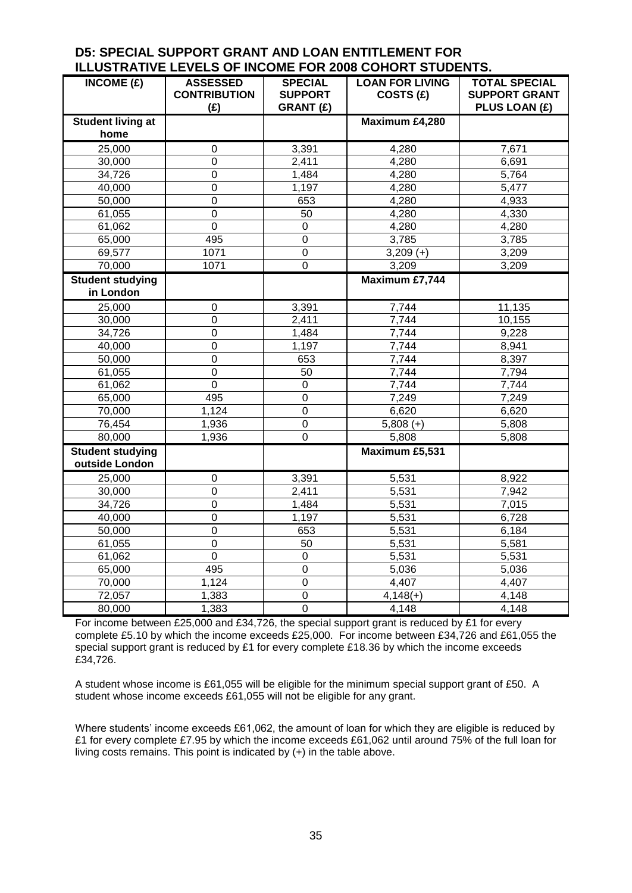## D5: SPECIAL SUPPORT GRANT AND LOAN ENTITLEMENT FOR ILLUSTRATIVE LEVELS OF INCOME FOR 2008 COHORT STUDENTS.

| INCOME (£) | ASSESSED CONTRIBUTION (£) | SPECIAL SUPPORT GRANT (£) | LOAN FOR LIVING COSTS (£) | TOTAL SPECIAL SUPPORT GRANT PLUS LOAN (£) |
|---|---|---|---|---|
| **Student living at home** | | | **Maximum £4,280** | |
| 25,000 | 0 | 3,391 | 4,280 | 7,671 |
| 30,000 | 0 | 2,411 | 4,280 | 6,691 |
| 34,726 | 0 | 1,484 | 4,280 | 5,764 |
| 40,000 | 0 | 1,197 | 4,280 | 5,477 |
| 50,000 | 0 | 653 | 4,280 | 4,933 |
| 61,055 | 0 | 50 | 4,280 | 4,330 |
| 61,062 | 0 | 0 | 4,280 | 4,280 |
| 65,000 | 495 | 0 | 3,785 | 3,785 |
| 69,577 | 1071 | 0 | 3,209 (+) | 3,209 |
| 70,000 | 1071 | 0 | 3,209 | 3,209 |
| **Student studying in London** | | | **Maximum £7,744** | |
| 25,000 | 0 | 3,391 | 7,744 | 11,135 |
| 30,000 | 0 | 2,411 | 7,744 | 10,155 |
| 34,726 | 0 | 1,484 | 7,744 | 9,228 |
| 40,000 | 0 | 1,197 | 7,744 | 8,941 |
| 50,000 | 0 | 653 | 7,744 | 8,397 |
| 61,055 | 0 | 50 | 7,744 | 7,794 |
| 61,062 | 0 | 0 | 7,744 | 7,744 |
| 65,000 | 495 | 0 | 7,249 | 7,249 |
| 70,000 | 1,124 | 0 | 6,620 | 6,620 |
| 76,454 | 1,936 | 0 | 5,808 (+) | 5,808 |
| 80,000 | 1,936 | 0 | 5,808 | 5,808 |
| **Student studying outside London** | | | **Maximum £5,531** | |
| 25,000 | 0 | 3,391 | 5,531 | 8,922 |
| 30,000 | 0 | 2,411 | 5,531 | 7,942 |
| 34,726 | 0 | 1,484 | 5,531 | 7,015 |
| 40,000 | 0 | 1,197 | 5,531 | 6,728 |
| 50,000 | 0 | 653 | 5,531 | 6,184 |
| 61,055 | 0 | 50 | 5,531 | 5,581 |
| 61,062 | 0 | 0 | 5,531 | 5,531 |
| 65,000 | 495 | 0 | 5,036 | 5,036 |
| 70,000 | 1,124 | 0 | 4,407 | 4,407 |
| 72,057 | 1,383 | 0 | 4,148(+) | 4,148 |
| 80,000 | 1,383 | 0 | 4,148 | 4,148 |

For income between £25,000 and £34,726, the special support grant is reduced by £1 for every complete £5.10 by which the income exceeds £25,000. For income between £34,726 and £61,055 the special support grant is reduced by £1 for every complete £18.36 by which the income exceeds £34,726.

A student whose income is £61,055 will be eligible for the minimum special support grant of £50. A student whose income exceeds £61,055 will not be eligible for any grant.

Where students' income exceeds £61,062, the amount of loan for which they are eligible is reduced by £1 for every complete £7.95 by which the income exceeds £61,062 until around 75% of the full loan for living costs remains. This point is indicated by (+) in the table above.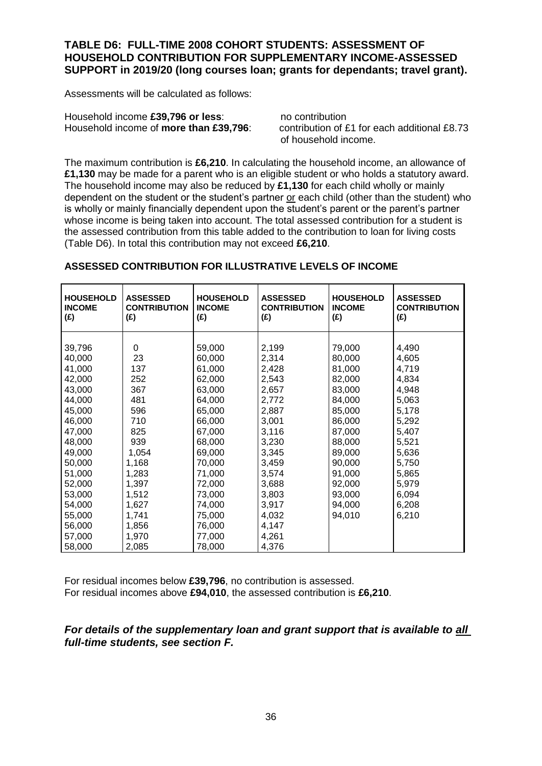### TABLE D6: FULL-TIME 2008 COHORT STUDENTS: ASSESSMENT OF HOUSEHOLD CONTRIBUTION FOR SUPPLEMENTARY INCOME-ASSESSED SUPPORT in 2019/20 (long courses loan; grants for dependants; travel grant).

Assessments will be calculated as follows:

Household income **£39,796 or less**: no contribution

Household income of **more than £39,796**: contribution of £1 for each additional £8.73 of household income.

The maximum contribution is **£6,210**. In calculating the household income, an allowance of **£1,130** may be made for a parent who is an eligible student or who holds a statutory award. The household income may also be reduced by **£1,130** for each child wholly or mainly dependent on the student or the student's partner or each child (other than the student) who is wholly or mainly financially dependent upon the student's parent or the parent's partner whose income is being taken into account. The total assessed contribution for a student is the assessed contribution from this table added to the contribution to loan for living costs (Table D6). In total this contribution may not exceed **£6,210**.

#### ASSESSED CONTRIBUTION FOR ILLUSTRATIVE LEVELS OF INCOME

| HOUSEHOLD INCOME (£) | ASSESSED CONTRIBUTION (£) | HOUSEHOLD INCOME (£) | ASSESSED CONTRIBUTION (£) | HOUSEHOLD INCOME (£) | ASSESSED CONTRIBUTION (£) |
|---|---|---|---|---|---|
| 39,796 | 0 | 59,000 | 2,199 | 79,000 | 4,490 |
| 40,000 | 23 | 60,000 | 2,314 | 80,000 | 4,605 |
| 41,000 | 137 | 61,000 | 2,428 | 81,000 | 4,719 |
| 42,000 | 252 | 62,000 | 2,543 | 82,000 | 4,834 |
| 43,000 | 367 | 63,000 | 2,657 | 83,000 | 4,948 |
| 44,000 | 481 | 64,000 | 2,772 | 84,000 | 5,063 |
| 45,000 | 596 | 65,000 | 2,887 | 85,000 | 5,178 |
| 46,000 | 710 | 66,000 | 3,001 | 86,000 | 5,292 |
| 47,000 | 825 | 67,000 | 3,116 | 87,000 | 5,407 |
| 48,000 | 939 | 68,000 | 3,230 | 88,000 | 5,521 |
| 49,000 | 1,054 | 69,000 | 3,345 | 89,000 | 5,636 |
| 50,000 | 1,168 | 70,000 | 3,459 | 90,000 | 5,750 |
| 51,000 | 1,283 | 71,000 | 3,574 | 91,000 | 5,865 |
| 52,000 | 1,397 | 72,000 | 3,688 | 92,000 | 5,979 |
| 53,000 | 1,512 | 73,000 | 3,803 | 93,000 | 6,094 |
| 54,000 | 1,627 | 74,000 | 3,917 | 94,000 | 6,208 |
| 55,000 | 1,741 | 75,000 | 4,032 | 94,010 | 6,210 |
| 56,000 | 1,856 | 76,000 | 4,147 | | |
| 57,000 | 1,970 | 77,000 | 4,261 | | |
| 58,000 | 2,085 | 78,000 | 4,376 | | |

For residual incomes below **£39,796**, no contribution is assessed.
For residual incomes above **£94,010**, the assessed contribution is **£6,210**.

***For details of the supplementary loan and grant support that is available to all full-time students, see section F.***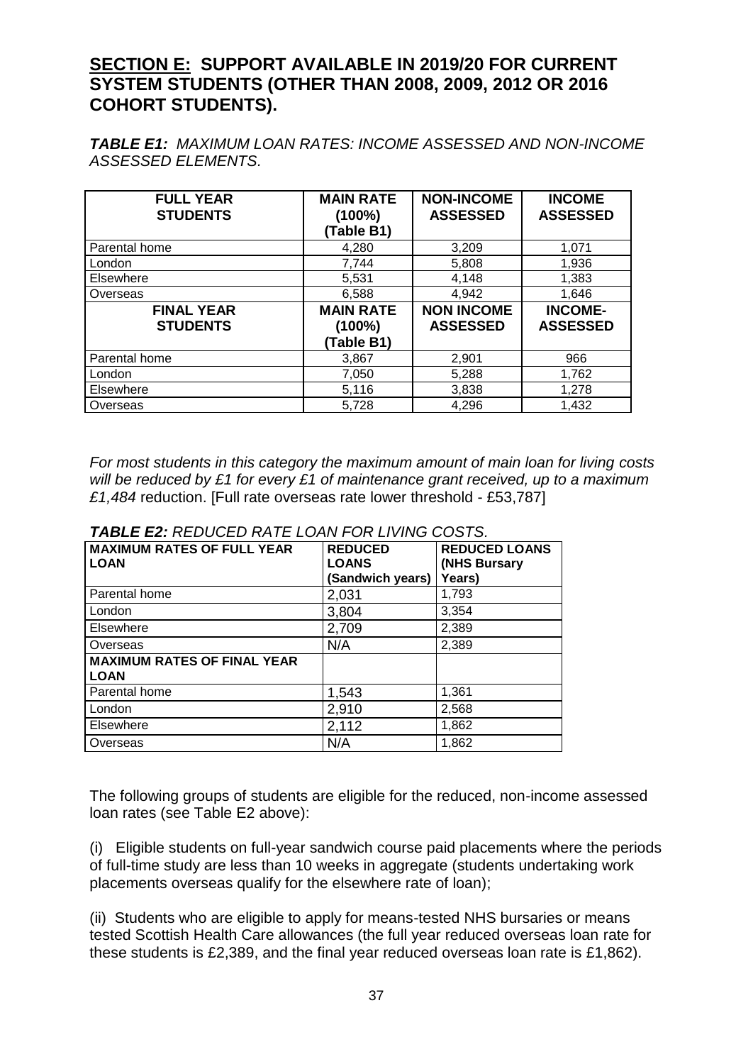## **SECTION E:** SUPPORT AVAILABLE IN 2019/20 FOR CURRENT SYSTEM STUDENTS (OTHER THAN 2008, 2009, 2012 OR 2016 COHORT STUDENTS).

***TABLE E1:*** *MAXIMUM LOAN RATES: INCOME ASSESSED AND NON-INCOME ASSESSED ELEMENTS.*

| **FULL YEAR STUDENTS** | **MAIN RATE (100%) (Table B1)** | **NON-INCOME ASSESSED** | **INCOME ASSESSED** |
|---|---|---|---|
| Parental home | 4,280 | 3,209 | 1,071 |
| London | 7,744 | 5,808 | 1,936 |
| Elsewhere | 5,531 | 4,148 | 1,383 |
| Overseas | 6,588 | 4,942 | 1,646 |
| **FINAL YEAR STUDENTS** | **MAIN RATE (100%) (Table B1)** | **NON INCOME ASSESSED** | **INCOME-ASSESSED** |
| Parental home | 3,867 | 2,901 | 966 |
| London | 7,050 | 5,288 | 1,762 |
| Elsewhere | 5,116 | 3,838 | 1,278 |
| Overseas | 5,728 | 4,296 | 1,432 |

*For most students in this category the maximum amount of main loan for living costs will be reduced by £1 for every £1 of maintenance grant received, up to a maximum £1,484* reduction. [Full rate overseas rate lower threshold - £53,787]

***TABLE E2:*** *REDUCED RATE LOAN FOR LIVING COSTS.*

| **MAXIMUM RATES OF FULL YEAR LOAN** | **REDUCED LOANS (Sandwich years)** | **REDUCED LOANS (NHS Bursary Years)** |
|---|---|---|
| Parental home | 2,031 | 1,793 |
| London | 3,804 | 3,354 |
| Elsewhere | 2,709 | 2,389 |
| Overseas | N/A | 2,389 |
| **MAXIMUM RATES OF FINAL YEAR LOAN** | | |
| Parental home | 1,543 | 1,361 |
| London | 2,910 | 2,568 |
| Elsewhere | 2,112 | 1,862 |
| Overseas | N/A | 1,862 |

The following groups of students are eligible for the reduced, non-income assessed loan rates (see Table E2 above):

(i) Eligible students on full-year sandwich course paid placements where the periods of full-time study are less than 10 weeks in aggregate (students undertaking work placements overseas qualify for the elsewhere rate of loan);

(ii) Students who are eligible to apply for means-tested NHS bursaries or means tested Scottish Health Care allowances (the full year reduced overseas loan rate for these students is £2,389, and the final year reduced overseas loan rate is £1,862).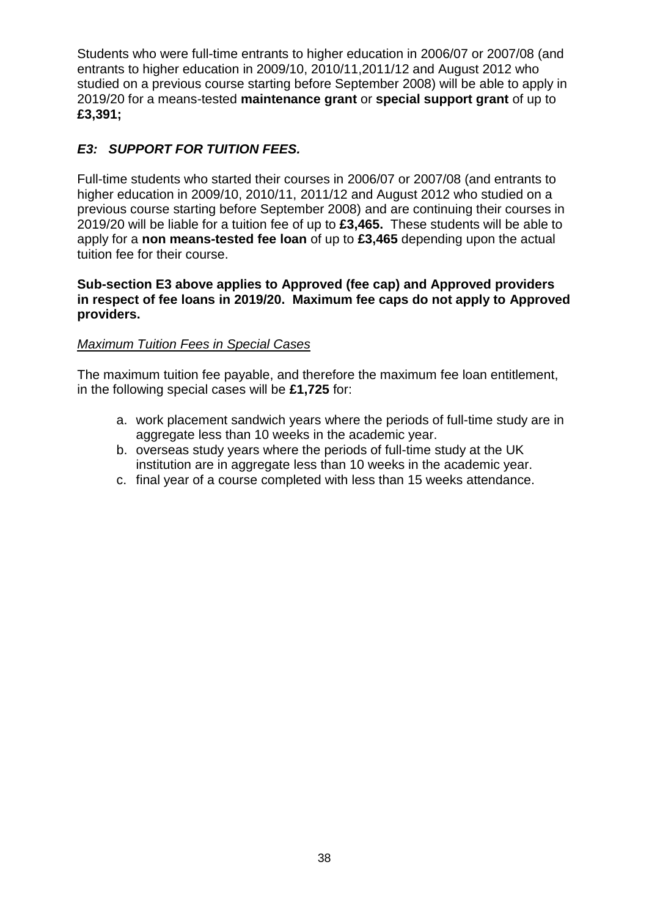Students who were full-time entrants to higher education in 2006/07 or 2007/08 (and entrants to higher education in 2009/10, 2010/11,2011/12 and August 2012 who studied on a previous course starting before September 2008) will be able to apply in 2019/20 for a means-tested **maintenance grant** or **special support grant** of up to **£3,391;**

### *E3: SUPPORT FOR TUITION FEES.*

Full-time students who started their courses in 2006/07 or 2007/08 (and entrants to higher education in 2009/10, 2010/11, 2011/12 and August 2012 who studied on a previous course starting before September 2008) and are continuing their courses in 2019/20 will be liable for a tuition fee of up to **£3,465.** These students will be able to apply for a **non means-tested fee loan** of up to **£3,465** depending upon the actual tuition fee for their course.

**Sub-section E3 above applies to Approved (fee cap) and Approved providers in respect of fee loans in 2019/20. Maximum fee caps do not apply to Approved providers.**

*Maximum Tuition Fees in Special Cases*

The maximum tuition fee payable, and therefore the maximum fee loan entitlement, in the following special cases will be **£1,725** for:

a. work placement sandwich years where the periods of full-time study are in aggregate less than 10 weeks in the academic year.
b. overseas study years where the periods of full-time study at the UK institution are in aggregate less than 10 weeks in the academic year.
c. final year of a course completed with less than 15 weeks attendance.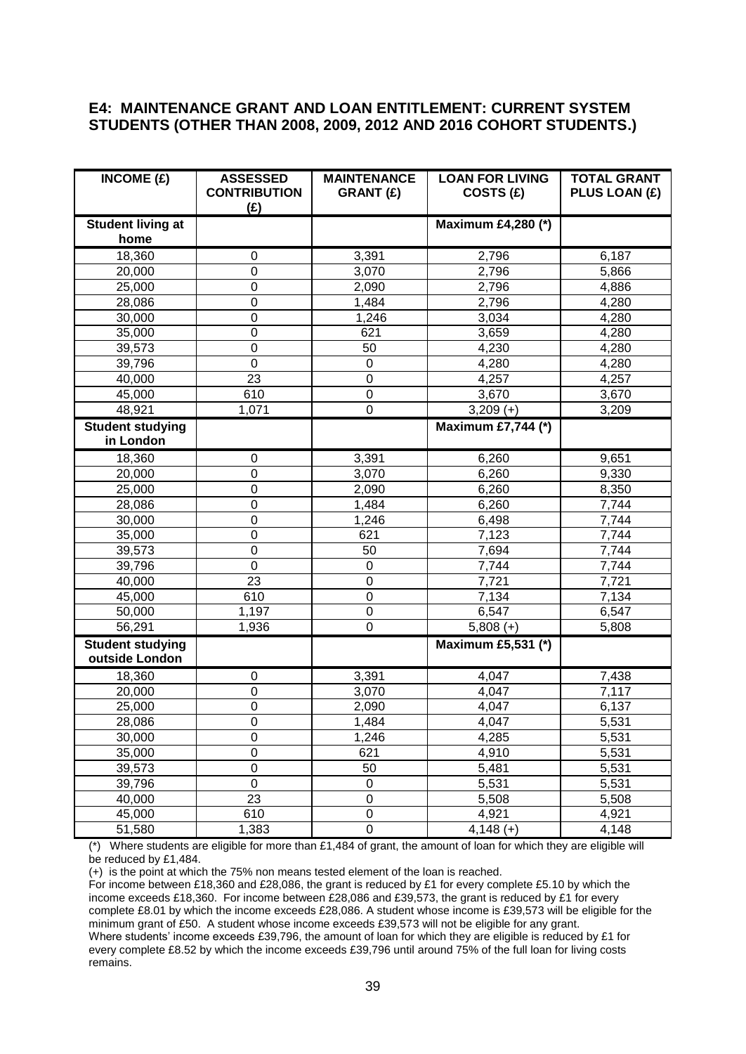## E4: MAINTENANCE GRANT AND LOAN ENTITLEMENT: CURRENT SYSTEM STUDENTS (OTHER THAN 2008, 2009, 2012 AND 2016 COHORT STUDENTS.)

| INCOME (£) | ASSESSED CONTRIBUTION (£) | MAINTENANCE GRANT (£) | LOAN FOR LIVING COSTS (£) | TOTAL GRANT PLUS LOAN (£) |
|---|---|---|---|---|
| **Student living at home** | | | **Maximum £4,280 (*)** | |
| 18,360 | 0 | 3,391 | 2,796 | 6,187 |
| 20,000 | 0 | 3,070 | 2,796 | 5,866 |
| 25,000 | 0 | 2,090 | 2,796 | 4,886 |
| 28,086 | 0 | 1,484 | 2,796 | 4,280 |
| 30,000 | 0 | 1,246 | 3,034 | 4,280 |
| 35,000 | 0 | 621 | 3,659 | 4,280 |
| 39,573 | 0 | 50 | 4,230 | 4,280 |
| 39,796 | 0 | 0 | 4,280 | 4,280 |
| 40,000 | 23 | 0 | 4,257 | 4,257 |
| 45,000 | 610 | 0 | 3,670 | 3,670 |
| 48,921 | 1,071 | 0 | 3,209 (+) | 3,209 |
| **Student studying in London** | | | **Maximum £7,744 (*)** | |
| 18,360 | 0 | 3,391 | 6,260 | 9,651 |
| 20,000 | 0 | 3,070 | 6,260 | 9,330 |
| 25,000 | 0 | 2,090 | 6,260 | 8,350 |
| 28,086 | 0 | 1,484 | 6,260 | 7,744 |
| 30,000 | 0 | 1,246 | 6,498 | 7,744 |
| 35,000 | 0 | 621 | 7,123 | 7,744 |
| 39,573 | 0 | 50 | 7,694 | 7,744 |
| 39,796 | 0 | 0 | 7,744 | 7,744 |
| 40,000 | 23 | 0 | 7,721 | 7,721 |
| 45,000 | 610 | 0 | 7,134 | 7,134 |
| 50,000 | 1,197 | 0 | 6,547 | 6,547 |
| 56,291 | 1,936 | 0 | 5,808 (+) | 5,808 |
| **Student studying outside London** | | | **Maximum £5,531 (*)** | |
| 18,360 | 0 | 3,391 | 4,047 | 7,438 |
| 20,000 | 0 | 3,070 | 4,047 | 7,117 |
| 25,000 | 0 | 2,090 | 4,047 | 6,137 |
| 28,086 | 0 | 1,484 | 4,047 | 5,531 |
| 30,000 | 0 | 1,246 | 4,285 | 5,531 |
| 35,000 | 0 | 621 | 4,910 | 5,531 |
| 39,573 | 0 | 50 | 5,481 | 5,531 |
| 39,796 | 0 | 0 | 5,531 | 5,531 |
| 40,000 | 23 | 0 | 5,508 | 5,508 |
| 45,000 | 610 | 0 | 4,921 | 4,921 |
| 51,580 | 1,383 | 0 | 4,148 (+) | 4,148 |

(*) Where students are eligible for more than £1,484 of grant, the amount of loan for which they are eligible will be reduced by £1,484.

(+) is the point at which the 75% non means tested element of the loan is reached.

For income between £18,360 and £28,086, the grant is reduced by £1 for every complete £5.10 by which the income exceeds £18,360. For income between £28,086 and £39,573, the grant is reduced by £1 for every complete £8.01 by which the income exceeds £28,086. A student whose income is £39,573 will be eligible for the minimum grant of £50. A student whose income exceeds £39,573 will not be eligible for any grant.

Where students' income exceeds £39,796, the amount of loan for which they are eligible is reduced by £1 for every complete £8.52 by which the income exceeds £39,796 until around 75% of the full loan for living costs remains.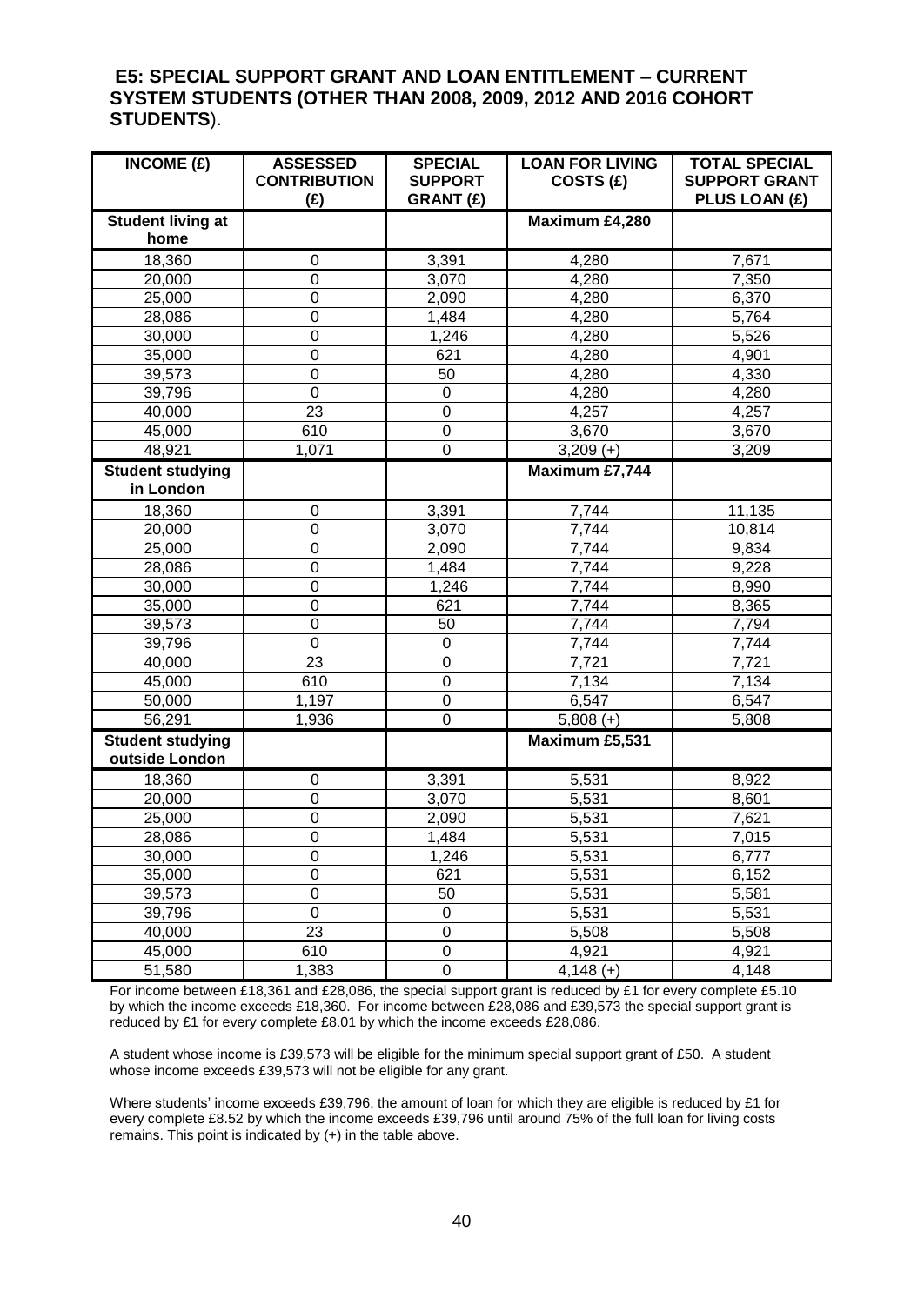## E5: SPECIAL SUPPORT GRANT AND LOAN ENTITLEMENT – CURRENT SYSTEM STUDENTS (OTHER THAN 2008, 2009, 2012 AND 2016 COHORT STUDENTS).

| INCOME (£) | ASSESSED CONTRIBUTION (£) | SPECIAL SUPPORT GRANT (£) | LOAN FOR LIVING COSTS (£) | TOTAL SPECIAL SUPPORT GRANT PLUS LOAN (£) |
|---|---|---|---|---|
| **Student living at home** | | | **Maximum £4,280** | |
| 18,360 | 0 | 3,391 | 4,280 | 7,671 |
| 20,000 | 0 | 3,070 | 4,280 | 7,350 |
| 25,000 | 0 | 2,090 | 4,280 | 6,370 |
| 28,086 | 0 | 1,484 | 4,280 | 5,764 |
| 30,000 | 0 | 1,246 | 4,280 | 5,526 |
| 35,000 | 0 | 621 | 4,280 | 4,901 |
| 39,573 | 0 | 50 | 4,280 | 4,330 |
| 39,796 | 0 | 0 | 4,280 | 4,280 |
| 40,000 | 23 | 0 | 4,257 | 4,257 |
| 45,000 | 610 | 0 | 3,670 | 3,670 |
| 48,921 | 1,071 | 0 | 3,209 (+) | 3,209 |
| **Student studying in London** | | | **Maximum £7,744** | |
| 18,360 | 0 | 3,391 | 7,744 | 11,135 |
| 20,000 | 0 | 3,070 | 7,744 | 10,814 |
| 25,000 | 0 | 2,090 | 7,744 | 9,834 |
| 28,086 | 0 | 1,484 | 7,744 | 9,228 |
| 30,000 | 0 | 1,246 | 7,744 | 8,990 |
| 35,000 | 0 | 621 | 7,744 | 8,365 |
| 39,573 | 0 | 50 | 7,744 | 7,794 |
| 39,796 | 0 | 0 | 7,744 | 7,744 |
| 40,000 | 23 | 0 | 7,721 | 7,721 |
| 45,000 | 610 | 0 | 7,134 | 7,134 |
| 50,000 | 1,197 | 0 | 6,547 | 6,547 |
| 56,291 | 1,936 | 0 | 5,808 (+) | 5,808 |
| **Student studying outside London** | | | **Maximum £5,531** | |
| 18,360 | 0 | 3,391 | 5,531 | 8,922 |
| 20,000 | 0 | 3,070 | 5,531 | 8,601 |
| 25,000 | 0 | 2,090 | 5,531 | 7,621 |
| 28,086 | 0 | 1,484 | 5,531 | 7,015 |
| 30,000 | 0 | 1,246 | 5,531 | 6,777 |
| 35,000 | 0 | 621 | 5,531 | 6,152 |
| 39,573 | 0 | 50 | 5,531 | 5,581 |
| 39,796 | 0 | 0 | 5,531 | 5,531 |
| 40,000 | 23 | 0 | 5,508 | 5,508 |
| 45,000 | 610 | 0 | 4,921 | 4,921 |
| 51,580 | 1,383 | 0 | 4,148 (+) | 4,148 |

For income between £18,361 and £28,086, the special support grant is reduced by £1 for every complete £5.10 by which the income exceeds £18,360. For income between £28,086 and £39,573 the special support grant is reduced by £1 for every complete £8.01 by which the income exceeds £28,086.

A student whose income is £39,573 will be eligible for the minimum special support grant of £50. A student whose income exceeds £39,573 will not be eligible for any grant.

Where students' income exceeds £39,796, the amount of loan for which they are eligible is reduced by £1 for every complete £8.52 by which the income exceeds £39,796 until around 75% of the full loan for living costs remains. This point is indicated by (+) in the table above.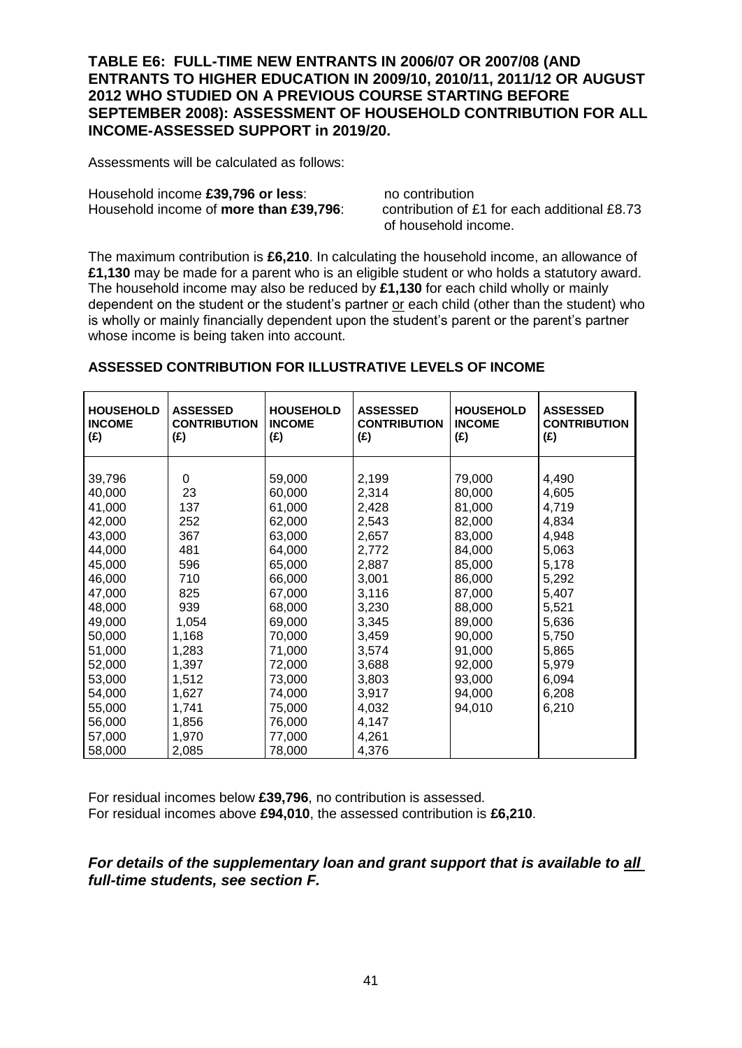## TABLE E6: FULL-TIME NEW ENTRANTS IN 2006/07 OR 2007/08 (AND ENTRANTS TO HIGHER EDUCATION IN 2009/10, 2010/11, 2011/12 OR AUGUST 2012 WHO STUDIED ON A PREVIOUS COURSE STARTING BEFORE SEPTEMBER 2008): ASSESSMENT OF HOUSEHOLD CONTRIBUTION FOR ALL INCOME-ASSESSED SUPPORT in 2019/20.

Assessments will be calculated as follows:

Household income **£39,796 or less**: no contribution
Household income of **more than £39,796**: contribution of £1 for each additional £8.73 of household income.

The maximum contribution is **£6,210**. In calculating the household income, an allowance of **£1,130** may be made for a parent who is an eligible student or who holds a statutory award. The household income may also be reduced by **£1,130** for each child wholly or mainly dependent on the student or the student's partner or each child (other than the student) who is wholly or mainly financially dependent upon the student's parent or the parent's partner whose income is being taken into account.

### ASSESSED CONTRIBUTION FOR ILLUSTRATIVE LEVELS OF INCOME

| HOUSEHOLD INCOME (£) | ASSESSED CONTRIBUTION (£) | HOUSEHOLD INCOME (£) | ASSESSED CONTRIBUTION (£) | HOUSEHOLD INCOME (£) | ASSESSED CONTRIBUTION (£) |
|---|---|---|---|---|---|
| 39,796 | 0 | 59,000 | 2,199 | 79,000 | 4,490 |
| 40,000 | 23 | 60,000 | 2,314 | 80,000 | 4,605 |
| 41,000 | 137 | 61,000 | 2,428 | 81,000 | 4,719 |
| 42,000 | 252 | 62,000 | 2,543 | 82,000 | 4,834 |
| 43,000 | 367 | 63,000 | 2,657 | 83,000 | 4,948 |
| 44,000 | 481 | 64,000 | 2,772 | 84,000 | 5,063 |
| 45,000 | 596 | 65,000 | 2,887 | 85,000 | 5,178 |
| 46,000 | 710 | 66,000 | 3,001 | 86,000 | 5,292 |
| 47,000 | 825 | 67,000 | 3,116 | 87,000 | 5,407 |
| 48,000 | 939 | 68,000 | 3,230 | 88,000 | 5,521 |
| 49,000 | 1,054 | 69,000 | 3,345 | 89,000 | 5,636 |
| 50,000 | 1,168 | 70,000 | 3,459 | 90,000 | 5,750 |
| 51,000 | 1,283 | 71,000 | 3,574 | 91,000 | 5,865 |
| 52,000 | 1,397 | 72,000 | 3,688 | 92,000 | 5,979 |
| 53,000 | 1,512 | 73,000 | 3,803 | 93,000 | 6,094 |
| 54,000 | 1,627 | 74,000 | 3,917 | 94,000 | 6,208 |
| 55,000 | 1,741 | 75,000 | 4,032 | 94,010 | 6,210 |
| 56,000 | 1,856 | 76,000 | 4,147 | | |
| 57,000 | 1,970 | 77,000 | 4,261 | | |
| 58,000 | 2,085 | 78,000 | 4,376 | | |

For residual incomes below **£39,796**, no contribution is assessed.
For residual incomes above **£94,010**, the assessed contribution is **£6,210**.

***For details of the supplementary loan and grant support that is available to all full-time students, see section F.***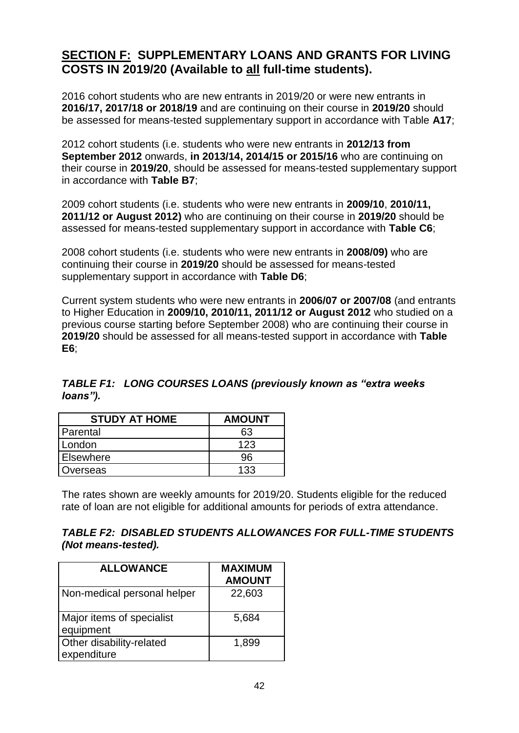## **<u>SECTION F:</u> SUPPLEMENTARY LOANS AND GRANTS FOR LIVING COSTS IN 2019/20 (Available to <u>all</u> full-time students).**

2016 cohort students who are new entrants in 2019/20 or were new entrants in **2016/17, 2017/18 or 2018/19** and are continuing on their course in **2019/20** should be assessed for means-tested supplementary support in accordance with Table **A17**;

2012 cohort students (i.e. students who were new entrants in **2012/13 from September 2012** onwards, **in 2013/14, 2014/15 or 2015/16** who are continuing on their course in **2019/20**, should be assessed for means-tested supplementary support in accordance with **Table B7**;

2009 cohort students (i.e. students who were new entrants in **2009/10**, **2010/11, 2011/12 or August 2012)** who are continuing on their course in **2019/20** should be assessed for means-tested supplementary support in accordance with **Table C6**;

2008 cohort students (i.e. students who were new entrants in **2008/09)** who are continuing their course in **2019/20** should be assessed for means-tested supplementary support in accordance with **Table D6**;

Current system students who were new entrants in **2006/07 or 2007/08** (and entrants to Higher Education in **2009/10, 2010/11, 2011/12 or August 2012** who studied on a previous course starting before September 2008) who are continuing their course in **2019/20** should be assessed for all means-tested support in accordance with **Table E6**;

***TABLE F1: LONG COURSES LOANS (previously known as "extra weeks loans").***

| STUDY AT HOME | AMOUNT |
|---|---|
| Parental | 63 |
| London | 123 |
| Elsewhere | 96 |
| Overseas | 133 |

The rates shown are weekly amounts for 2019/20. Students eligible for the reduced rate of loan are not eligible for additional amounts for periods of extra attendance.

***TABLE F2: DISABLED STUDENTS ALLOWANCES FOR FULL-TIME STUDENTS (Not means-tested).***

| ALLOWANCE | MAXIMUM AMOUNT |
|---|---|
| Non-medical personal helper | 22,603 |
| Major items of specialist equipment | 5,684 |
| Other disability-related expenditure | 1,899 |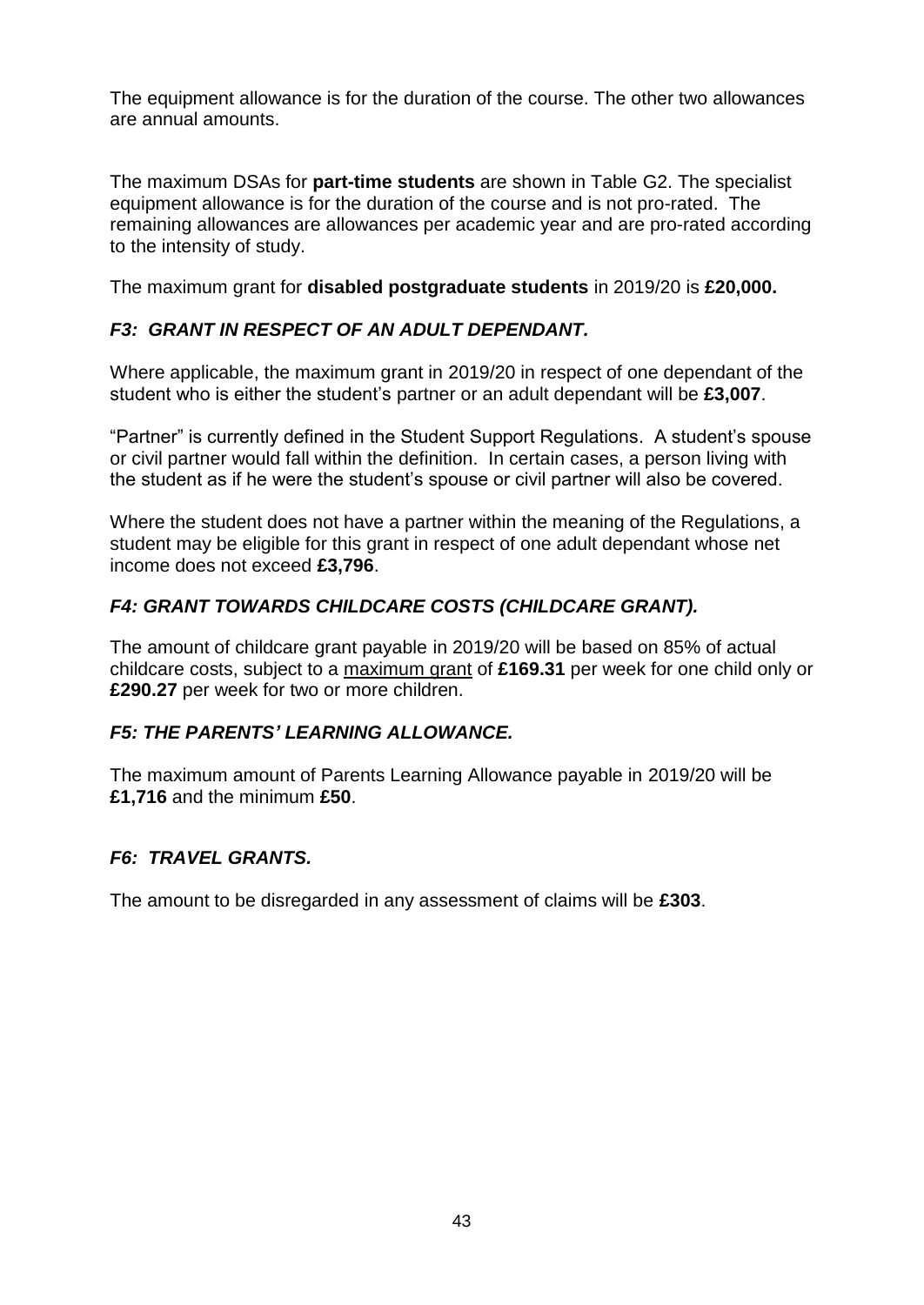The equipment allowance is for the duration of the course. The other two allowances are annual amounts.

The maximum DSAs for **part-time students** are shown in Table G2. The specialist equipment allowance is for the duration of the course and is not pro-rated. The remaining allowances are allowances per academic year and are pro-rated according to the intensity of study.

The maximum grant for **disabled postgraduate students** in 2019/20 is **£20,000.**

### *F3: GRANT IN RESPECT OF AN ADULT DEPENDANT.*

Where applicable, the maximum grant in 2019/20 in respect of one dependant of the student who is either the student's partner or an adult dependant will be **£3,007**.

"Partner" is currently defined in the Student Support Regulations. A student's spouse or civil partner would fall within the definition. In certain cases, a person living with the student as if he were the student's spouse or civil partner will also be covered.

Where the student does not have a partner within the meaning of the Regulations, a student may be eligible for this grant in respect of one adult dependant whose net income does not exceed **£3,796**.

### *F4: GRANT TOWARDS CHILDCARE COSTS (CHILDCARE GRANT).*

The amount of childcare grant payable in 2019/20 will be based on 85% of actual childcare costs, subject to a maximum grant of **£169.31** per week for one child only or **£290.27** per week for two or more children.

### *F5: THE PARENTS' LEARNING ALLOWANCE.*

The maximum amount of Parents Learning Allowance payable in 2019/20 will be **£1,716** and the minimum **£50**.

### *F6: TRAVEL GRANTS.*

The amount to be disregarded in any assessment of claims will be **£303**.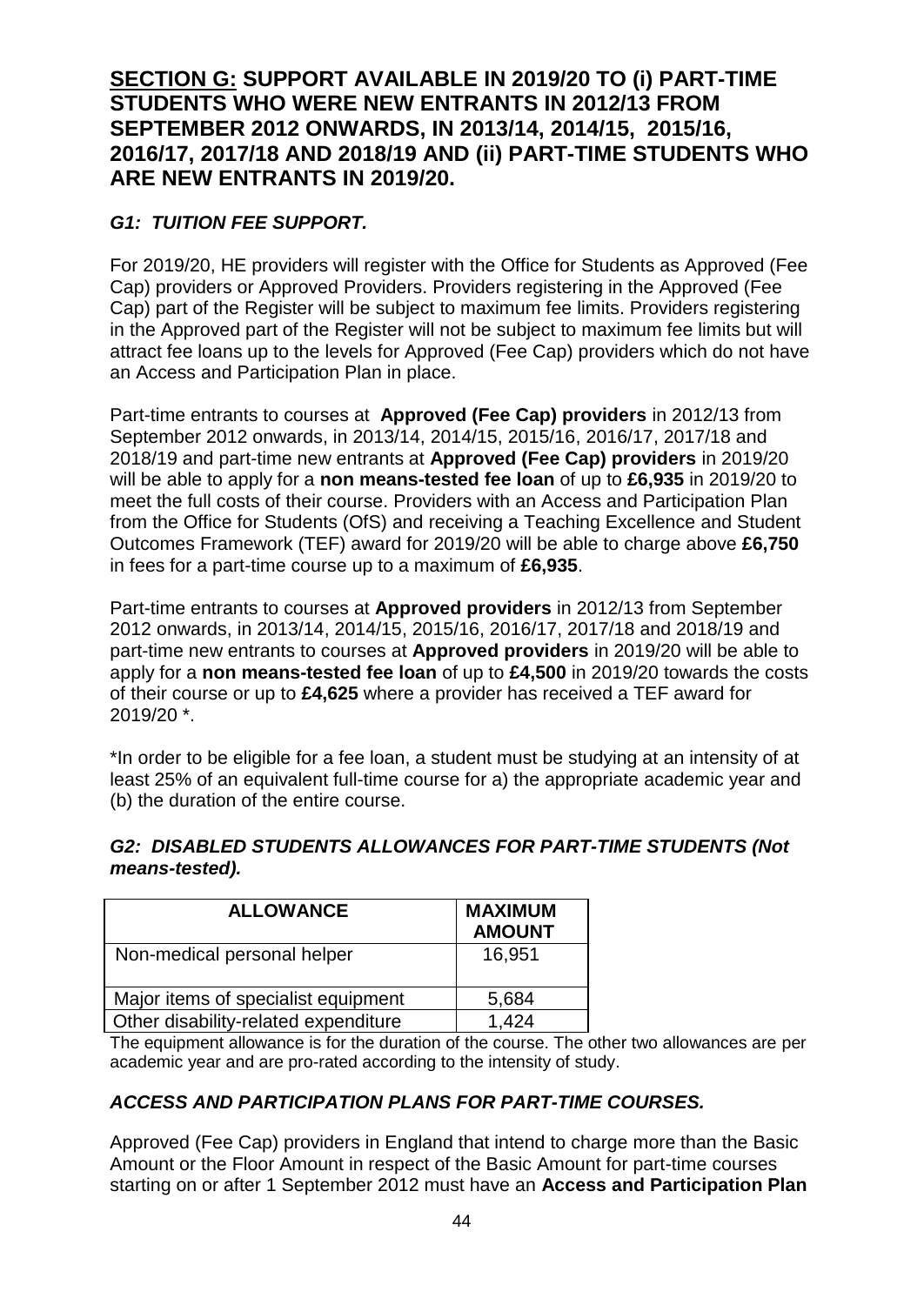## SECTION G: SUPPORT AVAILABLE IN 2019/20 TO (i) PART-TIME STUDENTS WHO WERE NEW ENTRANTS IN 2012/13 FROM SEPTEMBER 2012 ONWARDS, IN 2013/14, 2014/15, 2015/16, 2016/17, 2017/18 AND 2018/19 AND (ii) PART-TIME STUDENTS WHO ARE NEW ENTRANTS IN 2019/20.

### *G1: TUITION FEE SUPPORT.*

For 2019/20, HE providers will register with the Office for Students as Approved (Fee Cap) providers or Approved Providers. Providers registering in the Approved (Fee Cap) part of the Register will be subject to maximum fee limits. Providers registering in the Approved part of the Register will not be subject to maximum fee limits but will attract fee loans up to the levels for Approved (Fee Cap) providers which do not have an Access and Participation Plan in place.

Part-time entrants to courses at **Approved (Fee Cap) providers** in 2012/13 from September 2012 onwards, in 2013/14, 2014/15, 2015/16, 2016/17, 2017/18 and 2018/19 and part-time new entrants at **Approved (Fee Cap) providers** in 2019/20 will be able to apply for a **non means-tested fee loan** of up to **£6,935** in 2019/20 to meet the full costs of their course. Providers with an Access and Participation Plan from the Office for Students (OfS) and receiving a Teaching Excellence and Student Outcomes Framework (TEF) award for 2019/20 will be able to charge above **£6,750** in fees for a part-time course up to a maximum of **£6,935**.

Part-time entrants to courses at **Approved providers** in 2012/13 from September 2012 onwards, in 2013/14, 2014/15, 2015/16, 2016/17, 2017/18 and 2018/19 and part-time new entrants to courses at **Approved providers** in 2019/20 will be able to apply for a **non means-tested fee loan** of up to **£4,500** in 2019/20 towards the costs of their course or up to **£4,625** where a provider has received a TEF award for 2019/20 *.

*In order to be eligible for a fee loan, a student must be studying at an intensity of at least 25% of an equivalent full-time course for a) the appropriate academic year and (b) the duration of the entire course.

### *G2: DISABLED STUDENTS ALLOWANCES FOR PART-TIME STUDENTS (Not means-tested).*

| ALLOWANCE | MAXIMUM AMOUNT |
|---|---|
| Non-medical personal helper | 16,951 |
| Major items of specialist equipment | 5,684 |
| Other disability-related expenditure | 1,424 |

The equipment allowance is for the duration of the course. The other two allowances are per academic year and are pro-rated according to the intensity of study.

### *ACCESS AND PARTICIPATION PLANS FOR PART-TIME COURSES.*

Approved (Fee Cap) providers in England that intend to charge more than the Basic Amount or the Floor Amount in respect of the Basic Amount for part-time courses starting on or after 1 September 2012 must have an **Access and Participation Plan**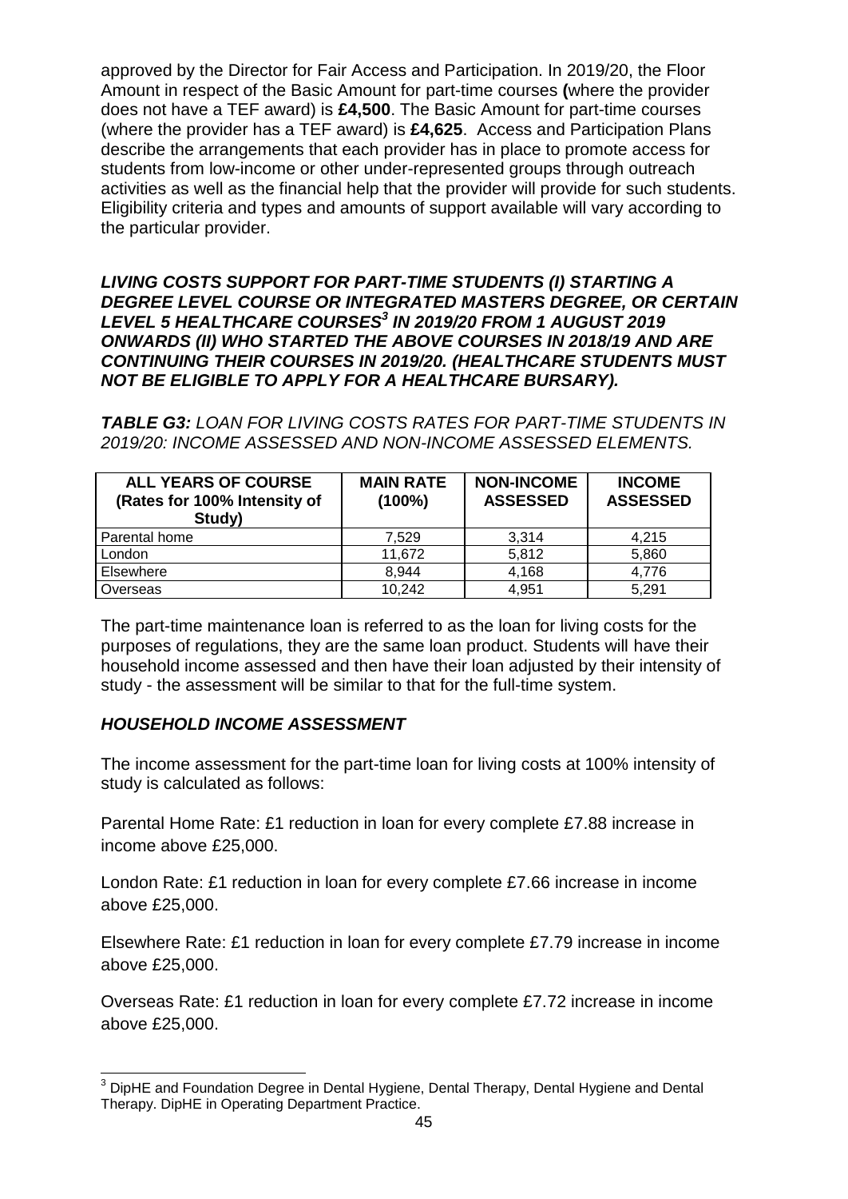approved by the Director for Fair Access and Participation. In 2019/20, the Floor Amount in respect of the Basic Amount for part-time courses **(**where the provider does not have a TEF award) is **£4,500**. The Basic Amount for part-time courses (where the provider has a TEF award) is **£4,625**. Access and Participation Plans describe the arrangements that each provider has in place to promote access for students from low-income or other under-represented groups through outreach activities as well as the financial help that the provider will provide for such students. Eligibility criteria and types and amounts of support available will vary according to the particular provider.

***LIVING COSTS SUPPORT FOR PART-TIME STUDENTS (I) STARTING A DEGREE LEVEL COURSE OR INTEGRATED MASTERS DEGREE, OR CERTAIN LEVEL 5 HEALTHCARE COURSES[3] IN 2019/20 FROM 1 AUGUST 2019 ONWARDS (II) WHO STARTED THE ABOVE COURSES IN 2018/19 AND ARE CONTINUING THEIR COURSES IN 2019/20. (HEALTHCARE STUDENTS MUST NOT BE ELIGIBLE TO APPLY FOR A HEALTHCARE BURSARY).***

***TABLE G3:*** *LOAN FOR LIVING COSTS RATES FOR PART-TIME STUDENTS IN 2019/20: INCOME ASSESSED AND NON-INCOME ASSESSED ELEMENTS.*

| ALL YEARS OF COURSE (Rates for 100% Intensity of Study) | MAIN RATE (100%) | NON-INCOME ASSESSED | INCOME ASSESSED |
|---|---|---|---|
| Parental home | 7,529 | 3,314 | 4,215 |
| London | 11,672 | 5,812 | 5,860 |
| Elsewhere | 8,944 | 4,168 | 4,776 |
| Overseas | 10,242 | 4,951 | 5,291 |

The part-time maintenance loan is referred to as the loan for living costs for the purposes of regulations, they are the same loan product. Students will have their household income assessed and then have their loan adjusted by their intensity of study - the assessment will be similar to that for the full-time system.

### *HOUSEHOLD INCOME ASSESSMENT*

The income assessment for the part-time loan for living costs at 100% intensity of study is calculated as follows:

Parental Home Rate: £1 reduction in loan for every complete £7.88 increase in income above £25,000.

London Rate: £1 reduction in loan for every complete £7.66 increase in income above £25,000.

Elsewhere Rate: £1 reduction in loan for every complete £7.79 increase in income above £25,000.

Overseas Rate: £1 reduction in loan for every complete £7.72 increase in income above £25,000.

[3] DipHE and Foundation Degree in Dental Hygiene, Dental Therapy, Dental Hygiene and Dental Therapy. DipHE in Operating Department Practice.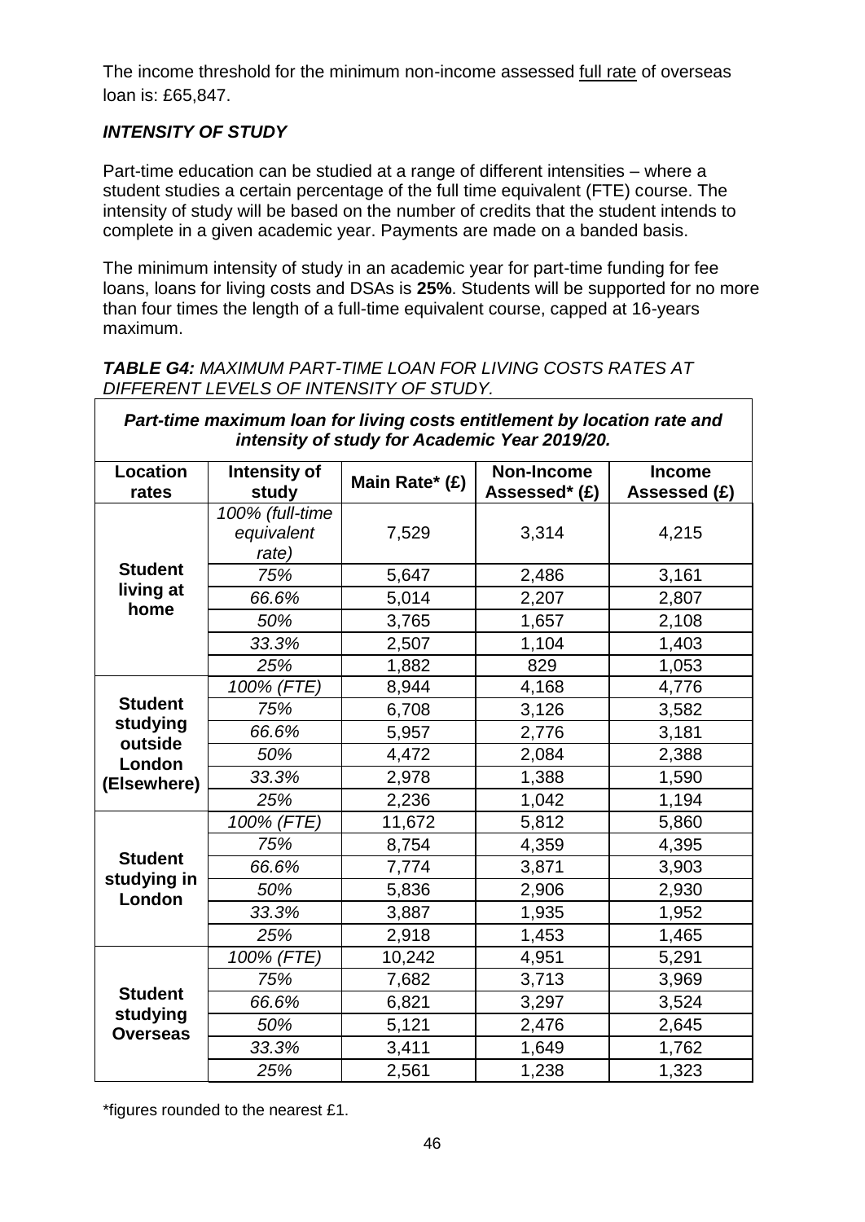The income threshold for the minimum non-income assessed full rate of overseas loan is: £65,847.

### *INTENSITY OF STUDY*

Part-time education can be studied at a range of different intensities – where a student studies a certain percentage of the full time equivalent (FTE) course. The intensity of study will be based on the number of credits that the student intends to complete in a given academic year. Payments are made on a banded basis.

The minimum intensity of study in an academic year for part-time funding for fee loans, loans for living costs and DSAs is **25%**. Students will be supported for no more than four times the length of a full-time equivalent course, capped at 16-years maximum.

***TABLE G4:*** *MAXIMUM PART-TIME LOAN FOR LIVING COSTS RATES AT DIFFERENT LEVELS OF INTENSITY OF STUDY.*

| ***Part-time maximum loan for living costs entitlement by location rate and intensity of study for Academic Year 2019/20.*** | | | | |
|---|---|---|---|---|
| **Location rates** | **Intensity of study** | **Main Rate\* (£)** | **Non-Income Assessed\* (£)** | **Income Assessed (£)** |
| **Student living at home** | *100% (full-time equivalent rate)* | 7,529 | 3,314 | 4,215 |
| | *75%* | 5,647 | 2,486 | 3,161 |
| | *66.6%* | 5,014 | 2,207 | 2,807 |
| | *50%* | 3,765 | 1,657 | 2,108 |
| | *33.3%* | 2,507 | 1,104 | 1,403 |
| | *25%* | 1,882 | 829 | 1,053 |
| **Student studying outside London (Elsewhere)** | *100% (FTE)* | 8,944 | 4,168 | 4,776 |
| | *75%* | 6,708 | 3,126 | 3,582 |
| | *66.6%* | 5,957 | 2,776 | 3,181 |
| | *50%* | 4,472 | 2,084 | 2,388 |
| | *33.3%* | 2,978 | 1,388 | 1,590 |
| | *25%* | 2,236 | 1,042 | 1,194 |
| **Student studying in London** | *100% (FTE)* | 11,672 | 5,812 | 5,860 |
| | *75%* | 8,754 | 4,359 | 4,395 |
| | *66.6%* | 7,774 | 3,871 | 3,903 |
| | *50%* | 5,836 | 2,906 | 2,930 |
| | *33.3%* | 3,887 | 1,935 | 1,952 |
| | *25%* | 2,918 | 1,453 | 1,465 |
| **Student studying Overseas** | *100% (FTE)* | 10,242 | 4,951 | 5,291 |
| | *75%* | 7,682 | 3,713 | 3,969 |
| | *66.6%* | 6,821 | 3,297 | 3,524 |
| | *50%* | 5,121 | 2,476 | 2,645 |
| | *33.3%* | 3,411 | 1,649 | 1,762 |
| | *25%* | 2,561 | 1,238 | 1,323 |

\*figures rounded to the nearest £1.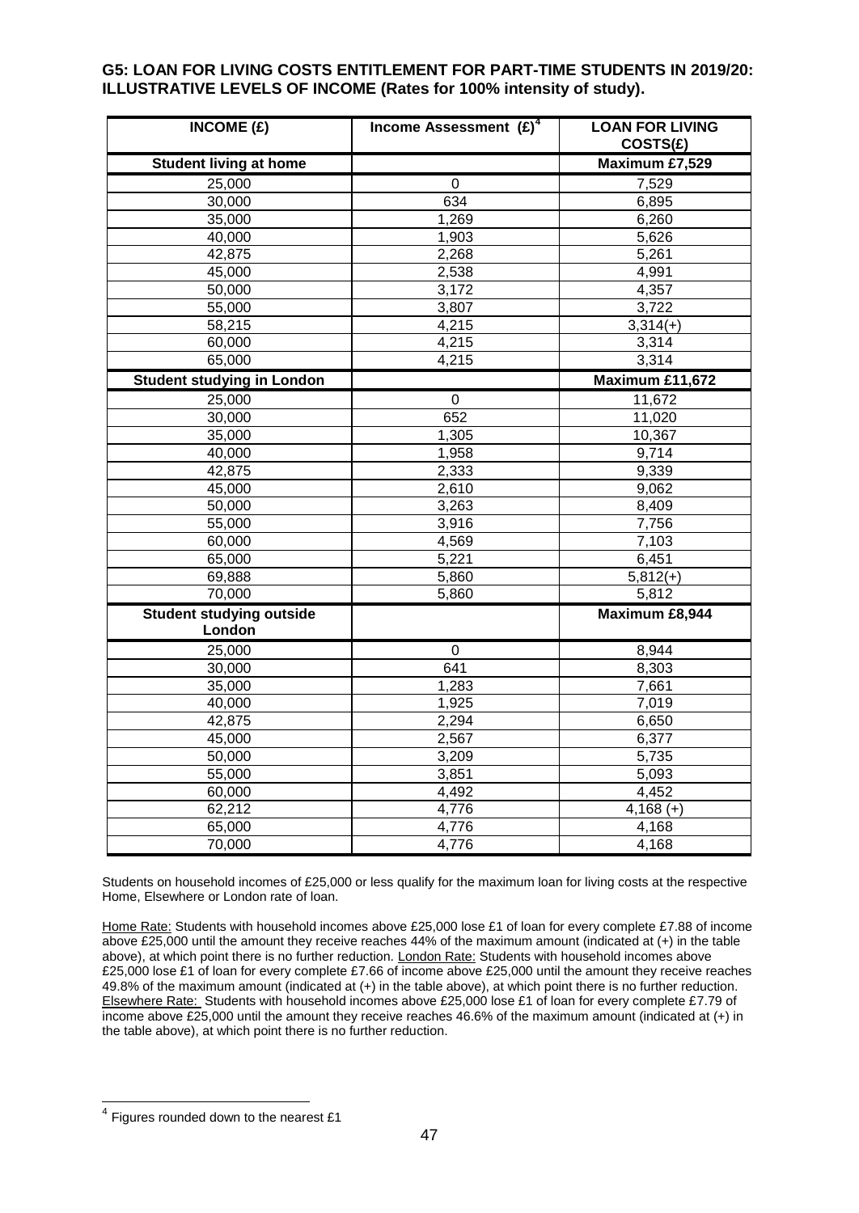**G5: LOAN FOR LIVING COSTS ENTITLEMENT FOR PART-TIME STUDENTS IN 2019/20: ILLUSTRATIVE LEVELS OF INCOME (Rates for 100% intensity of study).**

| INCOME (£) | Income Assessment (£)[4] | LOAN FOR LIVING COSTS(£) |
|---|---|---|
| **Student living at home** | | **Maximum £7,529** |
| 25,000 | 0 | 7,529 |
| 30,000 | 634 | 6,895 |
| 35,000 | 1,269 | 6,260 |
| 40,000 | 1,903 | 5,626 |
| 42,875 | 2,268 | 5,261 |
| 45,000 | 2,538 | 4,991 |
| 50,000 | 3,172 | 4,357 |
| 55,000 | 3,807 | 3,722 |
| 58,215 | 4,215 | 3,314(+) |
| 60,000 | 4,215 | 3,314 |
| 65,000 | 4,215 | 3,314 |
| **Student studying in London** | | **Maximum £11,672** |
| 25,000 | 0 | 11,672 |
| 30,000 | 652 | 11,020 |
| 35,000 | 1,305 | 10,367 |
| 40,000 | 1,958 | 9,714 |
| 42,875 | 2,333 | 9,339 |
| 45,000 | 2,610 | 9,062 |
| 50,000 | 3,263 | 8,409 |
| 55,000 | 3,916 | 7,756 |
| 60,000 | 4,569 | 7,103 |
| 65,000 | 5,221 | 6,451 |
| 69,888 | 5,860 | 5,812(+) |
| 70,000 | 5,860 | 5,812 |
| **Student studying outside London** | | **Maximum £8,944** |
| 25,000 | 0 | 8,944 |
| 30,000 | 641 | 8,303 |
| 35,000 | 1,283 | 7,661 |
| 40,000 | 1,925 | 7,019 |
| 42,875 | 2,294 | 6,650 |
| 45,000 | 2,567 | 6,377 |
| 50,000 | 3,209 | 5,735 |
| 55,000 | 3,851 | 5,093 |
| 60,000 | 4,492 | 4,452 |
| 62,212 | 4,776 | 4,168 (+) |
| 65,000 | 4,776 | 4,168 |
| 70,000 | 4,776 | 4,168 |

Students on household incomes of £25,000 or less qualify for the maximum loan for living costs at the respective Home, Elsewhere or London rate of loan.

Home Rate: Students with household incomes above £25,000 lose £1 of loan for every complete £7.88 of income above £25,000 until the amount they receive reaches 44% of the maximum amount (indicated at (+) in the table above), at which point there is no further reduction. London Rate: Students with household incomes above £25,000 lose £1 of loan for every complete £7.66 of income above £25,000 until the amount they receive reaches 49.8% of the maximum amount (indicated at (+) in the table above), at which point there is no further reduction. Elsewhere Rate: Students with household incomes above £25,000 lose £1 of loan for every complete £7.79 of income above £25,000 until the amount they receive reaches 46.6% of the maximum amount (indicated at (+) in the table above), at which point there is no further reduction.

[4] Figures rounded down to the nearest £1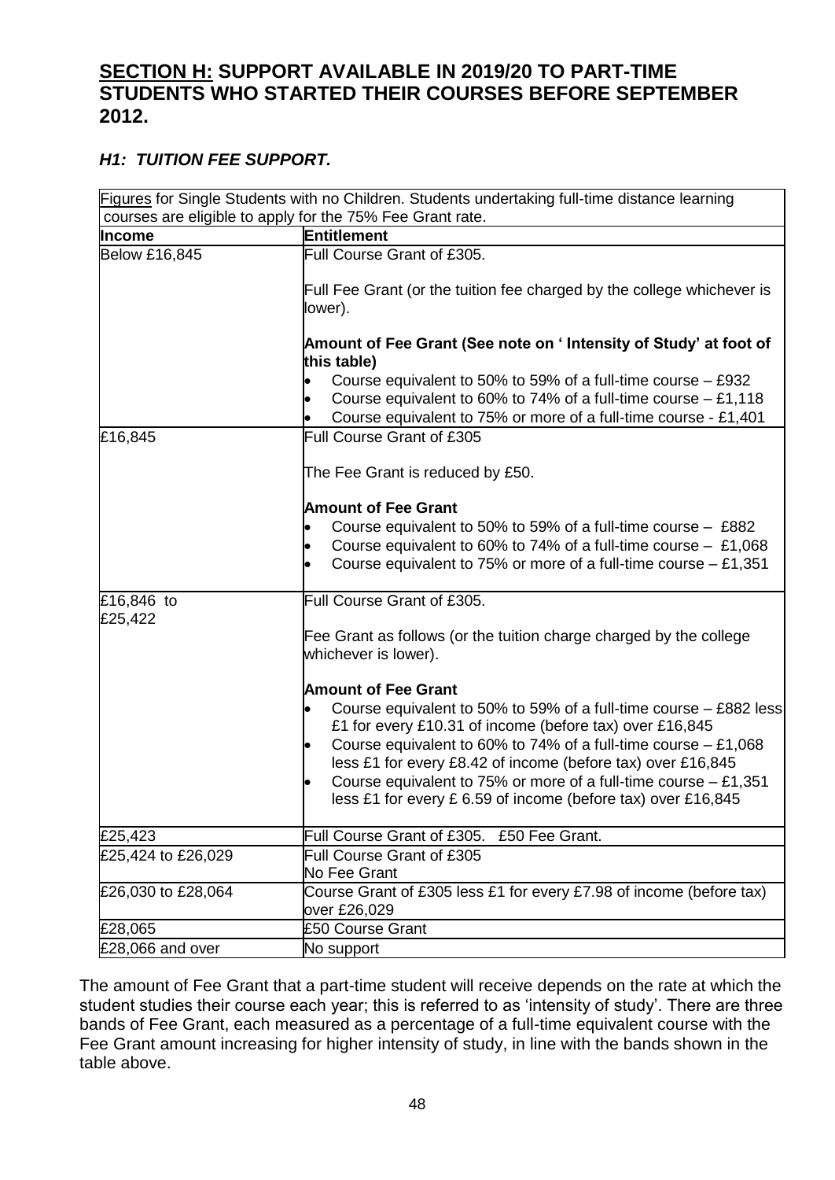## SECTION H: SUPPORT AVAILABLE IN 2019/20 TO PART-TIME STUDENTS WHO STARTED THEIR COURSES BEFORE SEPTEMBER 2012.

### *H1: TUITION FEE SUPPORT.*

| Figures for Single Students with no Children. Students undertaking full-time distance learning courses are eligible to apply for the 75% Fee Grant rate. | |
|---|---|
| **Income** | **Entitlement** |
| Below £16,845 | Full Course Grant of £305.<br><br>Full Fee Grant (or the tuition fee charged by the college whichever is lower).<br><br>**Amount of Fee Grant (See note on ' Intensity of Study' at foot of this table)**<br>• Course equivalent to 50% to 59% of a full-time course – £932<br>• Course equivalent to 60% to 74% of a full-time course – £1,118<br>• Course equivalent to 75% or more of a full-time course - £1,401 |
| £16,845 | Full Course Grant of £305<br><br>The Fee Grant is reduced by £50.<br><br>**Amount of Fee Grant**<br>• Course equivalent to 50% to 59% of a full-time course – £882<br>• Course equivalent to 60% to 74% of a full-time course – £1,068<br>• Course equivalent to 75% or more of a full-time course – £1,351 |
| £16,846 to £25,422 | Full Course Grant of £305.<br><br>Fee Grant as follows (or the tuition charge charged by the college whichever is lower).<br><br>**Amount of Fee Grant**<br>• Course equivalent to 50% to 59% of a full-time course – £882 less £1 for every £10.31 of income (before tax) over £16,845<br>• Course equivalent to 60% to 74% of a full-time course – £1,068 less £1 for every £8.42 of income (before tax) over £16,845<br>• Course equivalent to 75% or more of a full-time course – £1,351 less £1 for every £ 6.59 of income (before tax) over £16,845 |
| £25,423 | Full Course Grant of £305. £50 Fee Grant. |
| £25,424 to £26,029 | Full Course Grant of £305<br>No Fee Grant |
| £26,030 to £28,064 | Course Grant of £305 less £1 for every £7.98 of income (before tax) over £26,029 |
| £28,065 | £50 Course Grant |
| £28,066 and over | No support |

The amount of Fee Grant that a part-time student will receive depends on the rate at which the student studies their course each year; this is referred to as 'intensity of study'. There are three bands of Fee Grant, each measured as a percentage of a full-time equivalent course with the Fee Grant amount increasing for higher intensity of study, in line with the bands shown in the table above.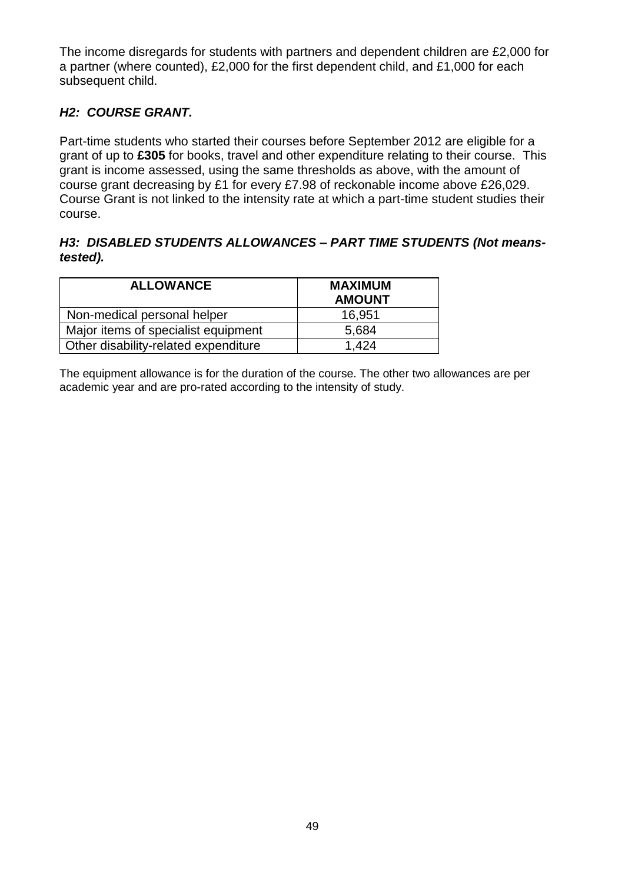The income disregards for students with partners and dependent children are £2,000 for a partner (where counted), £2,000 for the first dependent child, and £1,000 for each subsequent child.

### *H2: COURSE GRANT.*

Part-time students who started their courses before September 2012 are eligible for a grant of up to **£305** for books, travel and other expenditure relating to their course. This grant is income assessed, using the same thresholds as above, with the amount of course grant decreasing by £1 for every £7.98 of reckonable income above £26,029. Course Grant is not linked to the intensity rate at which a part-time student studies their course.

### *H3: DISABLED STUDENTS ALLOWANCES – PART TIME STUDENTS (Not means-tested).*

| ALLOWANCE | MAXIMUM AMOUNT |
|---|---|
| Non-medical personal helper | 16,951 |
| Major items of specialist equipment | 5,684 |
| Other disability-related expenditure | 1,424 |

The equipment allowance is for the duration of the course. The other two allowances are per academic year and are pro-rated according to the intensity of study.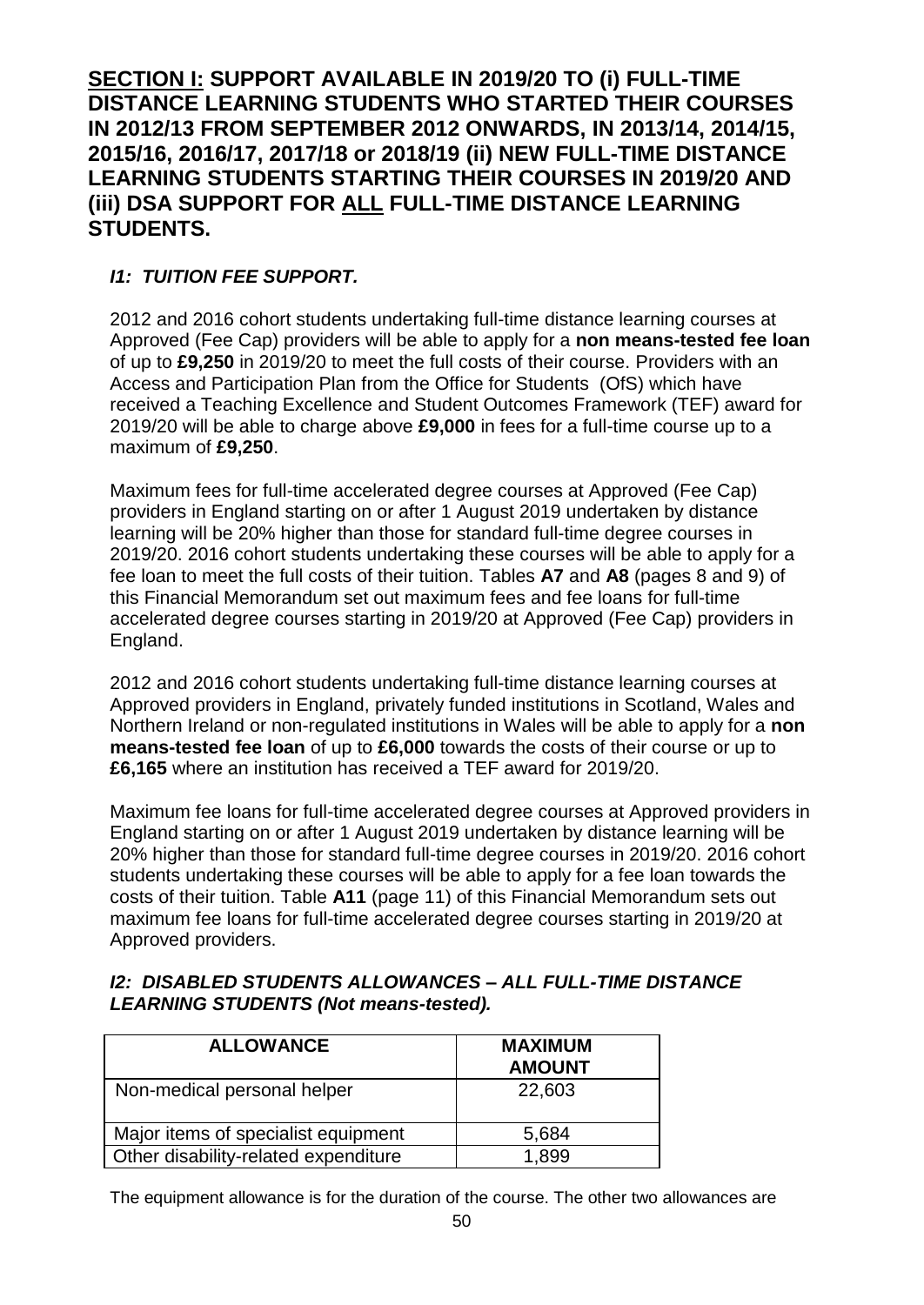## **<u>SECTION I:</u> SUPPORT AVAILABLE IN 2019/20 TO (i) FULL-TIME DISTANCE LEARNING STUDENTS WHO STARTED THEIR COURSES IN 2012/13 FROM SEPTEMBER 2012 ONWARDS, IN 2013/14, 2014/15, 2015/16, 2016/17, 2017/18 or 2018/19 (ii) NEW FULL-TIME DISTANCE LEARNING STUDENTS STARTING THEIR COURSES IN 2019/20 AND (iii) DSA SUPPORT FOR <u>ALL</u> FULL-TIME DISTANCE LEARNING STUDENTS.**

### ***I1: TUITION FEE SUPPORT.***

2012 and 2016 cohort students undertaking full-time distance learning courses at Approved (Fee Cap) providers will be able to apply for a **non means-tested fee loan** of up to **£9,250** in 2019/20 to meet the full costs of their course. Providers with an Access and Participation Plan from the Office for Students (OfS) which have received a Teaching Excellence and Student Outcomes Framework (TEF) award for 2019/20 will be able to charge above **£9,000** in fees for a full-time course up to a maximum of **£9,250**.

Maximum fees for full-time accelerated degree courses at Approved (Fee Cap) providers in England starting on or after 1 August 2019 undertaken by distance learning will be 20% higher than those for standard full-time degree courses in 2019/20. 2016 cohort students undertaking these courses will be able to apply for a fee loan to meet the full costs of their tuition. Tables **A7** and **A8** (pages 8 and 9) of this Financial Memorandum set out maximum fees and fee loans for full-time accelerated degree courses starting in 2019/20 at Approved (Fee Cap) providers in England.

2012 and 2016 cohort students undertaking full-time distance learning courses at Approved providers in England, privately funded institutions in Scotland, Wales and Northern Ireland or non-regulated institutions in Wales will be able to apply for a **non means-tested fee loan** of up to **£6,000** towards the costs of their course or up to **£6,165** where an institution has received a TEF award for 2019/20.

Maximum fee loans for full-time accelerated degree courses at Approved providers in England starting on or after 1 August 2019 undertaken by distance learning will be 20% higher than those for standard full-time degree courses in 2019/20. 2016 cohort students undertaking these courses will be able to apply for a fee loan towards the costs of their tuition. Table **A11** (page 11) of this Financial Memorandum sets out maximum fee loans for full-time accelerated degree courses starting in 2019/20 at Approved providers.

### ***I2: DISABLED STUDENTS ALLOWANCES – ALL FULL-TIME DISTANCE LEARNING STUDENTS (Not means-tested).***

| ALLOWANCE | MAXIMUM AMOUNT |
|---|---|
| Non-medical personal helper | 22,603 |
| Major items of specialist equipment | 5,684 |
| Other disability-related expenditure | 1,899 |

The equipment allowance is for the duration of the course. The other two allowances are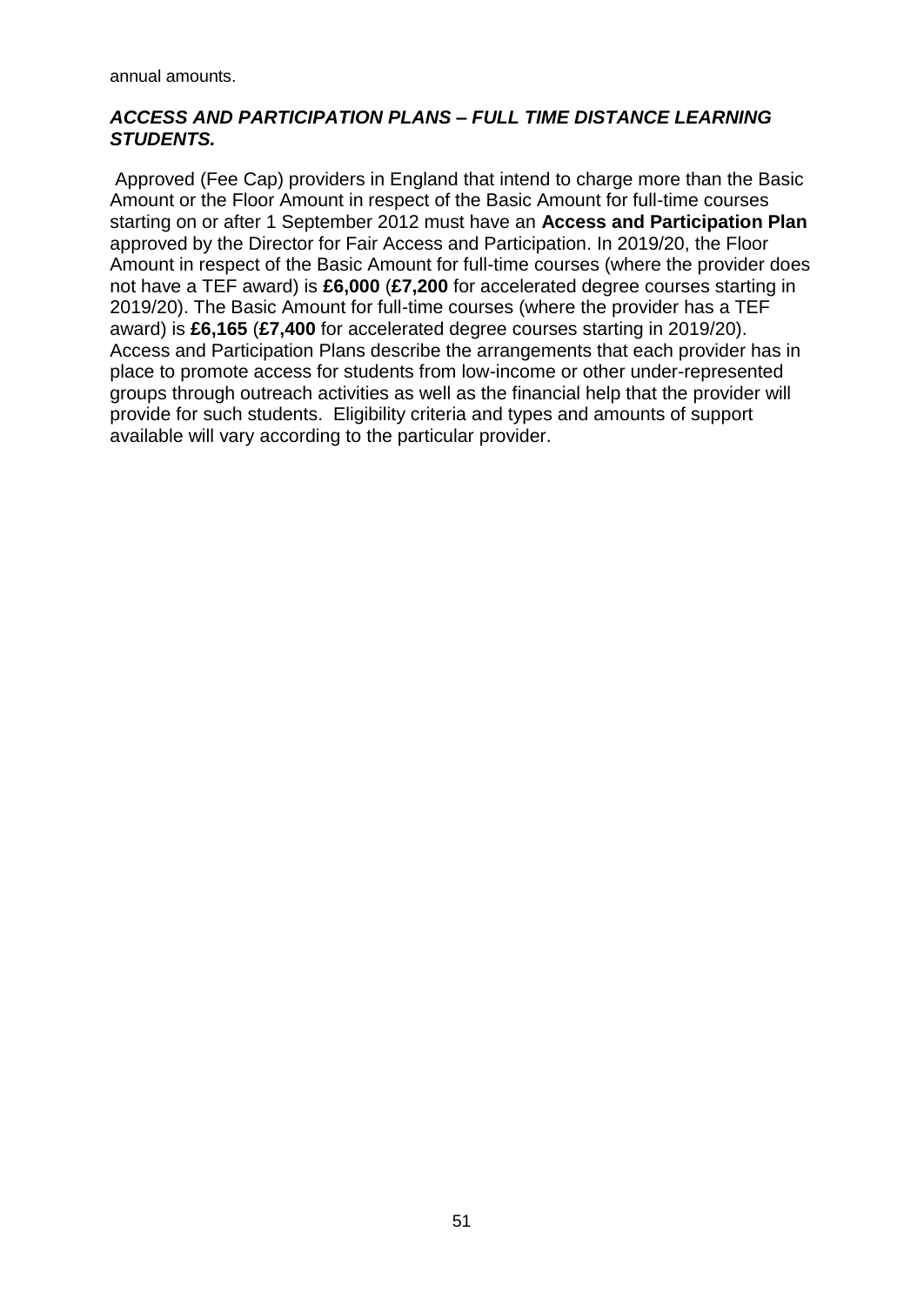annual amounts.

### ***ACCESS AND PARTICIPATION PLANS – FULL TIME DISTANCE LEARNING STUDENTS.***

Approved (Fee Cap) providers in England that intend to charge more than the Basic Amount or the Floor Amount in respect of the Basic Amount for full-time courses starting on or after 1 September 2012 must have an **Access and Participation Plan** approved by the Director for Fair Access and Participation. In 2019/20, the Floor Amount in respect of the Basic Amount for full-time courses (where the provider does not have a TEF award) is **£6,000** (**£7,200** for accelerated degree courses starting in 2019/20). The Basic Amount for full-time courses (where the provider has a TEF award) is **£6,165** (**£7,400** for accelerated degree courses starting in 2019/20). Access and Participation Plans describe the arrangements that each provider has in place to promote access for students from low-income or other under-represented groups through outreach activities as well as the financial help that the provider will provide for such students. Eligibility criteria and types and amounts of support available will vary according to the particular provider.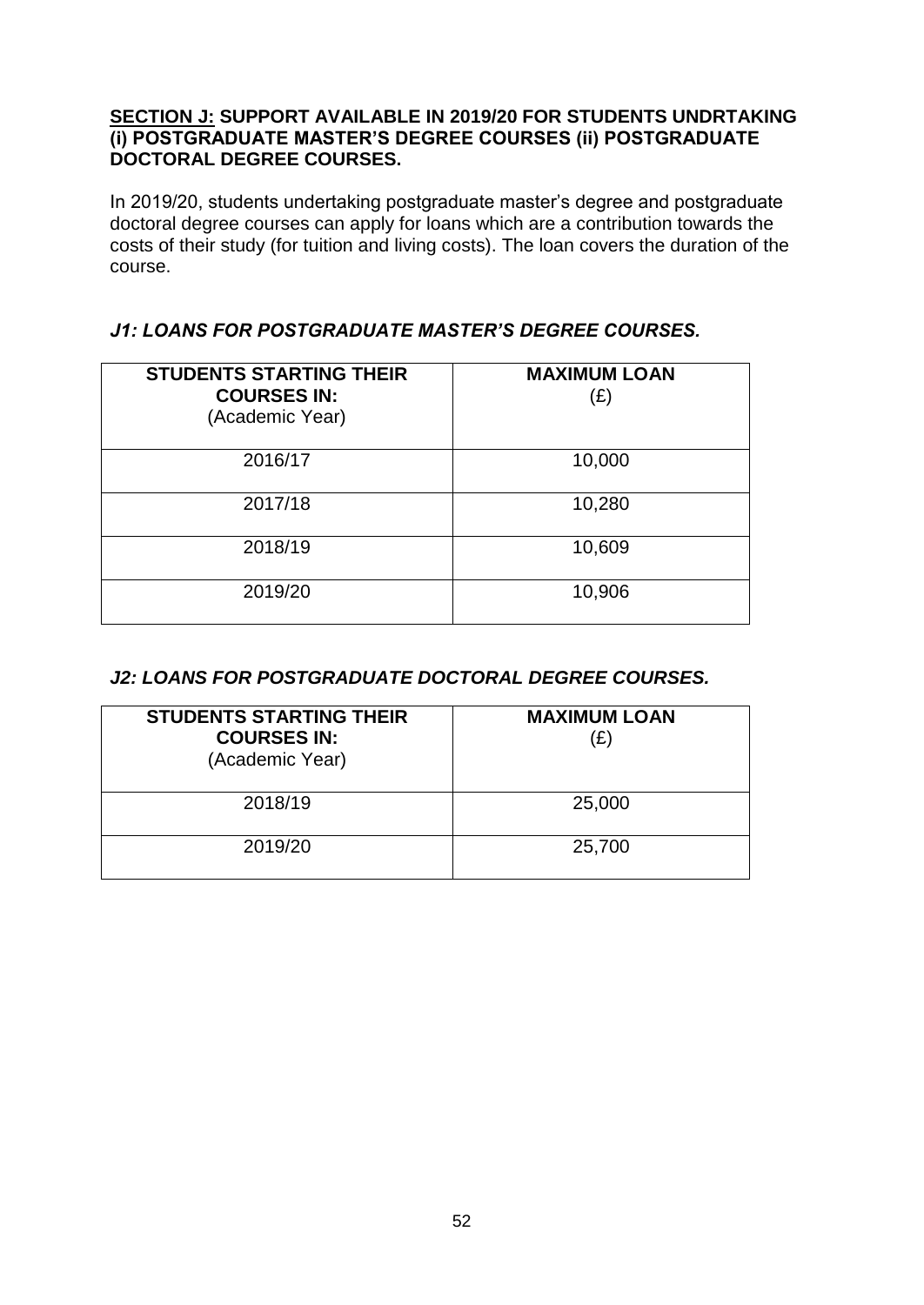**<u>SECTION J:</u> SUPPORT AVAILABLE IN 2019/20 FOR STUDENTS UNDRTAKING (i) POSTGRADUATE MASTER'S DEGREE COURSES (ii) POSTGRADUATE DOCTORAL DEGREE COURSES.**

In 2019/20, students undertaking postgraduate master's degree and postgraduate doctoral degree courses can apply for loans which are a contribution towards the costs of their study (for tuition and living costs). The loan covers the duration of the course.

### *J1: LOANS FOR POSTGRADUATE MASTER'S DEGREE COURSES.*

| **STUDENTS STARTING THEIR COURSES IN:** (Academic Year) | **MAXIMUM LOAN** (£) |
|---|---|
| 2016/17 | 10,000 |
| 2017/18 | 10,280 |
| 2018/19 | 10,609 |
| 2019/20 | 10,906 |

### *J2: LOANS FOR POSTGRADUATE DOCTORAL DEGREE COURSES.*

| **STUDENTS STARTING THEIR COURSES IN:** (Academic Year) | **MAXIMUM LOAN** (£) |
|---|---|
| 2018/19 | 25,000 |
| 2019/20 | 25,700 |